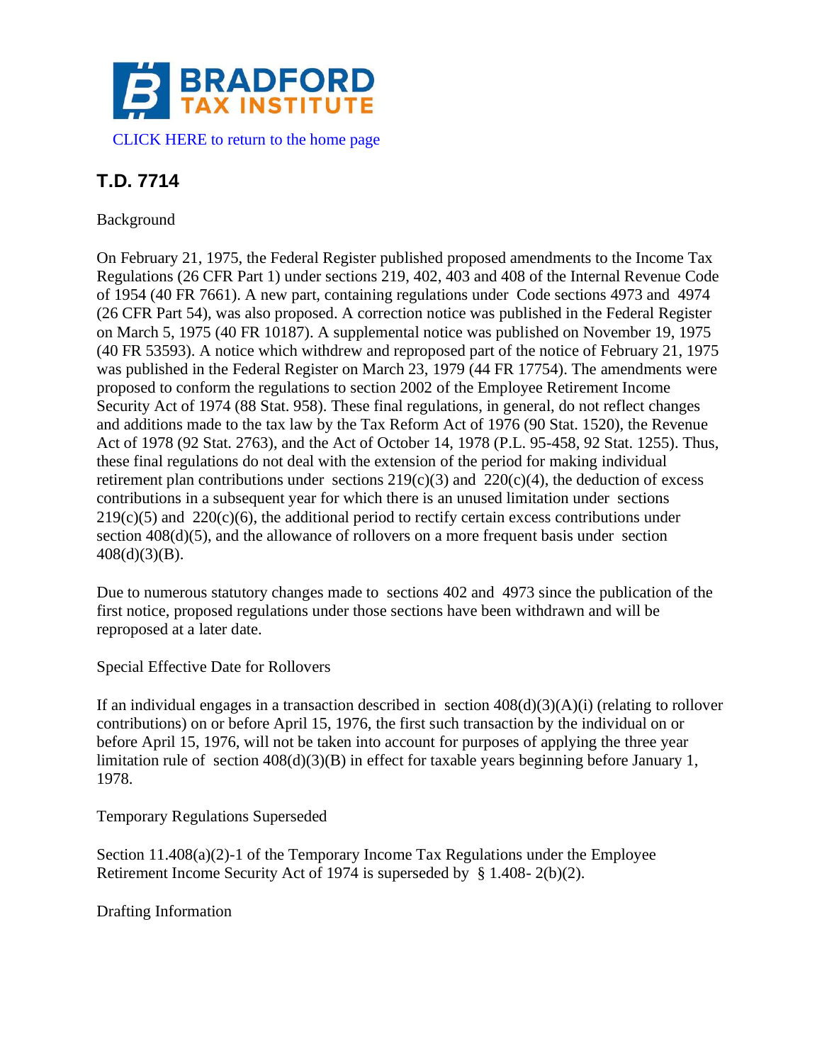# BRADFORD TAX INSTITUTE

CLICK HERE to return to the home page

## T.D. 7714

Background

On February 21, 1975, the Federal Register published proposed amendments to the Income Tax Regulations (26 CFR Part 1) under sections 219, 402, 403 and 408 of the Internal Revenue Code of 1954 (40 FR 7661). A new part, containing regulations under Code sections 4973 and 4974 (26 CFR Part 54), was also proposed. A correction notice was published in the Federal Register on March 5, 1975 (40 FR 10187). A supplemental notice was published on November 19, 1975 (40 FR 53593). A notice which withdrew and reproposed part of the notice of February 21, 1975 was published in the Federal Register on March 23, 1979 (44 FR 17754). The amendments were proposed to conform the regulations to section 2002 of the Employee Retirement Income Security Act of 1974 (88 Stat. 958). These final regulations, in general, do not reflect changes and additions made to the tax law by the Tax Reform Act of 1976 (90 Stat. 1520), the Revenue Act of 1978 (92 Stat. 2763), and the Act of October 14, 1978 (P.L. 95-458, 92 Stat. 1255). Thus, these final regulations do not deal with the extension of the period for making individual retirement plan contributions under sections 219(c)(3) and 220(c)(4), the deduction of excess contributions in a subsequent year for which there is an unused limitation under sections 219(c)(5) and 220(c)(6), the additional period to rectify certain excess contributions under section 408(d)(5), and the allowance of rollovers on a more frequent basis under section 408(d)(3)(B).

Due to numerous statutory changes made to sections 402 and 4973 since the publication of the first notice, proposed regulations under those sections have been withdrawn and will be reproposed at a later date.

Special Effective Date for Rollovers

If an individual engages in a transaction described in section 408(d)(3)(A)(i) (relating to rollover contributions) on or before April 15, 1976, the first such transaction by the individual on or before April 15, 1976, will not be taken into account for purposes of applying the three year limitation rule of section 408(d)(3)(B) in effect for taxable years beginning before January 1, 1978.

Temporary Regulations Superseded

Section 11.408(a)(2)-1 of the Temporary Income Tax Regulations under the Employee Retirement Income Security Act of 1974 is superseded by § 1.408- 2(b)(2).

Drafting Information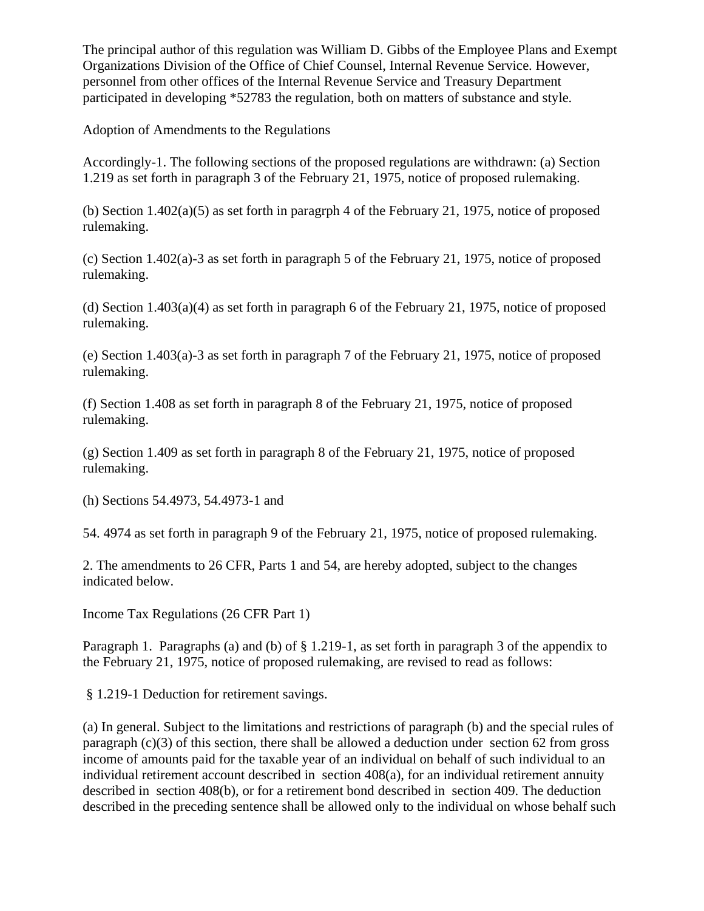The principal author of this regulation was William D. Gibbs of the Employee Plans and Exempt Organizations Division of the Office of Chief Counsel, Internal Revenue Service. However, personnel from other offices of the Internal Revenue Service and Treasury Department participated in developing *52783 the regulation, both on matters of substance and style.

Adoption of Amendments to the Regulations

Accordingly-1. The following sections of the proposed regulations are withdrawn: (a) Section 1.219 as set forth in paragraph 3 of the February 21, 1975, notice of proposed rulemaking.

(b) Section 1.402(a)(5) as set forth in paragrph 4 of the February 21, 1975, notice of proposed rulemaking.

(c) Section 1.402(a)-3 as set forth in paragraph 5 of the February 21, 1975, notice of proposed rulemaking.

(d) Section 1.403(a)(4) as set forth in paragraph 6 of the February 21, 1975, notice of proposed rulemaking.

(e) Section 1.403(a)-3 as set forth in paragraph 7 of the February 21, 1975, notice of proposed rulemaking.

(f) Section 1.408 as set forth in paragraph 8 of the February 21, 1975, notice of proposed rulemaking.

(g) Section 1.409 as set forth in paragraph 8 of the February 21, 1975, notice of proposed rulemaking.

(h) Sections 54.4973, 54.4973-1 and

54. 4974 as set forth in paragraph 9 of the February 21, 1975, notice of proposed rulemaking.

2. The amendments to 26 CFR, Parts 1 and 54, are hereby adopted, subject to the changes indicated below.

Income Tax Regulations (26 CFR Part 1)

Paragraph 1. Paragraphs (a) and (b) of § 1.219-1, as set forth in paragraph 3 of the appendix to the February 21, 1975, notice of proposed rulemaking, are revised to read as follows:

§ 1.219-1 Deduction for retirement savings.

(a) In general. Subject to the limitations and restrictions of paragraph (b) and the special rules of paragraph (c)(3) of this section, there shall be allowed a deduction under section 62 from gross income of amounts paid for the taxable year of an individual on behalf of such individual to an individual retirement account described in section 408(a), for an individual retirement annuity described in section 408(b), or for a retirement bond described in section 409. The deduction described in the preceding sentence shall be allowed only to the individual on whose behalf such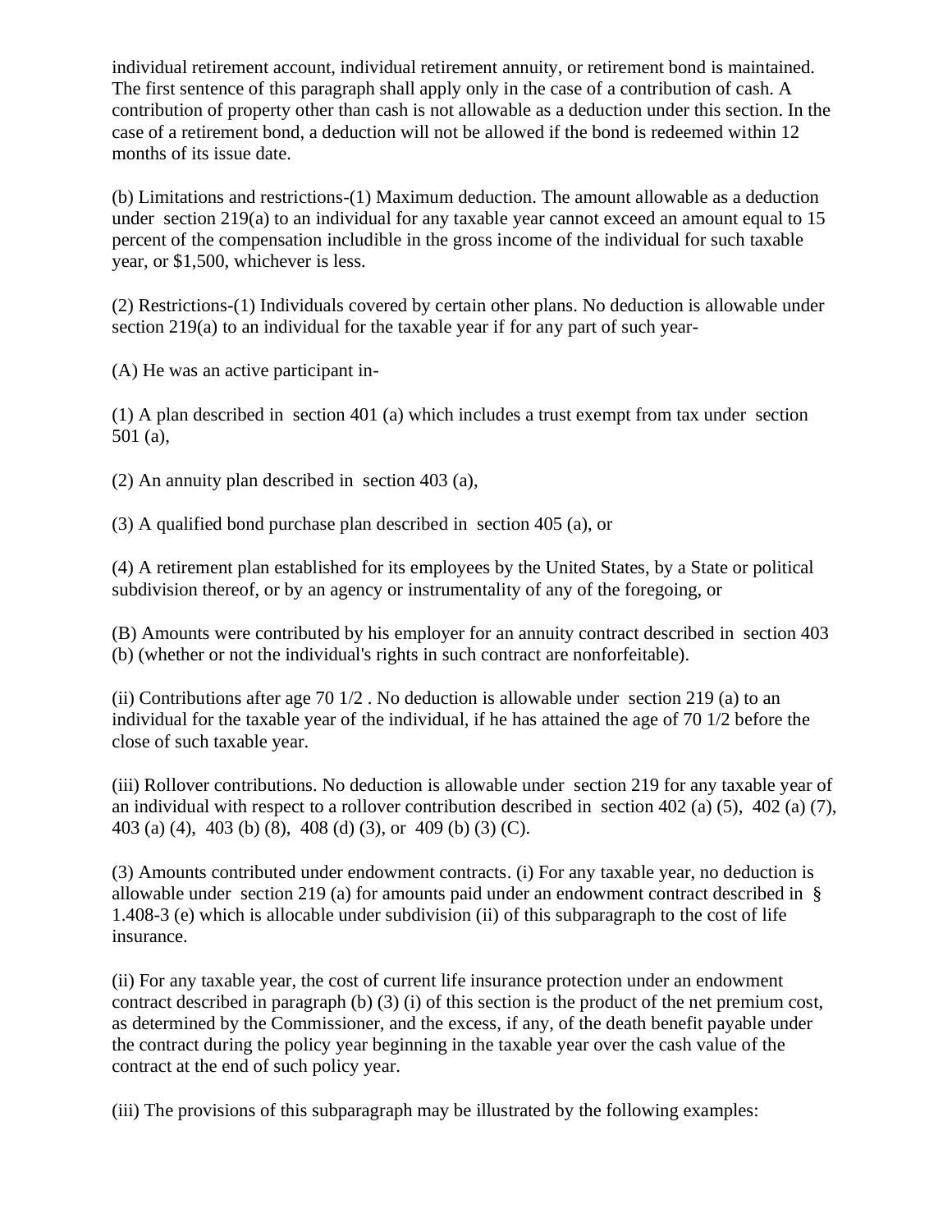individual retirement account, individual retirement annuity, or retirement bond is maintained. The first sentence of this paragraph shall apply only in the case of a contribution of cash. A contribution of property other than cash is not allowable as a deduction under this section. In the case of a retirement bond, a deduction will not be allowed if the bond is redeemed within 12 months of its issue date.

(b) Limitations and restrictions-(1) Maximum deduction. The amount allowable as a deduction under section 219(a) to an individual for any taxable year cannot exceed an amount equal to 15 percent of the compensation includible in the gross income of the individual for such taxable year, or $1,500, whichever is less.

(2) Restrictions-(1) Individuals covered by certain other plans. No deduction is allowable under section 219(a) to an individual for the taxable year if for any part of such year-

(A) He was an active participant in-

(1) A plan described in section 401 (a) which includes a trust exempt from tax under section 501 (a),

(2) An annuity plan described in section 403 (a),

(3) A qualified bond purchase plan described in section 405 (a), or

(4) A retirement plan established for its employees by the United States, by a State or political subdivision thereof, or by an agency or instrumentality of any of the foregoing, or

(B) Amounts were contributed by his employer for an annuity contract described in section 403 (b) (whether or not the individual's rights in such contract are nonforfeitable).

(ii) Contributions after age 70 1/2 . No deduction is allowable under section 219 (a) to an individual for the taxable year of the individual, if he has attained the age of 70 1/2 before the close of such taxable year.

(iii) Rollover contributions. No deduction is allowable under section 219 for any taxable year of an individual with respect to a rollover contribution described in section 402 (a) (5), 402 (a) (7), 403 (a) (4), 403 (b) (8), 408 (d) (3), or 409 (b) (3) (C).

(3) Amounts contributed under endowment contracts. (i) For any taxable year, no deduction is allowable under section 219 (a) for amounts paid under an endowment contract described in § 1.408-3 (e) which is allocable under subdivision (ii) of this subparagraph to the cost of life insurance.

(ii) For any taxable year, the cost of current life insurance protection under an endowment contract described in paragraph (b) (3) (i) of this section is the product of the net premium cost, as determined by the Commissioner, and the excess, if any, of the death benefit payable under the contract during the policy year beginning in the taxable year over the cash value of the contract at the end of such policy year.

(iii) The provisions of this subparagraph may be illustrated by the following examples: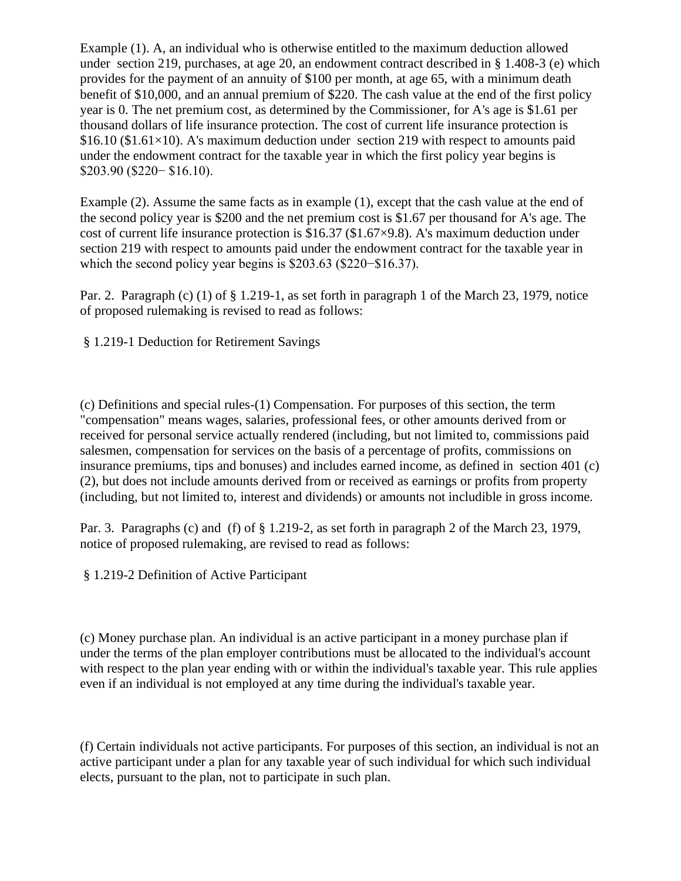Example (1). A, an individual who is otherwise entitled to the maximum deduction allowed under section 219, purchases, at age 20, an endowment contract described in § 1.408-3 (e) which provides for the payment of an annuity of $100 per month, at age 65, with a minimum death benefit of $10,000, and an annual premium of $220. The cash value at the end of the first policy year is 0. The net premium cost, as determined by the Commissioner, for A's age is $1.61 per thousand dollars of life insurance protection. The cost of current life insurance protection is $16.10 ($1.61×10). A's maximum deduction under section 219 with respect to amounts paid under the endowment contract for the taxable year in which the first policy year begins is $203.90 ($220− $16.10).

Example (2). Assume the same facts as in example (1), except that the cash value at the end of the second policy year is $200 and the net premium cost is $1.67 per thousand for A's age. The cost of current life insurance protection is $16.37 ($1.67×9.8). A's maximum deduction under section 219 with respect to amounts paid under the endowment contract for the taxable year in which the second policy year begins is $203.63 ($220−$16.37).

Par. 2. Paragraph (c) (1) of § 1.219-1, as set forth in paragraph 1 of the March 23, 1979, notice of proposed rulemaking is revised to read as follows:

§ 1.219-1 Deduction for Retirement Savings

(c) Definitions and special rules-(1) Compensation. For purposes of this section, the term "compensation" means wages, salaries, professional fees, or other amounts derived from or received for personal service actually rendered (including, but not limited to, commissions paid salesmen, compensation for services on the basis of a percentage of profits, commissions on insurance premiums, tips and bonuses) and includes earned income, as defined in section 401 (c) (2), but does not include amounts derived from or received as earnings or profits from property (including, but not limited to, interest and dividends) or amounts not includible in gross income.

Par. 3. Paragraphs (c) and (f) of § 1.219-2, as set forth in paragraph 2 of the March 23, 1979, notice of proposed rulemaking, are revised to read as follows:

§ 1.219-2 Definition of Active Participant

(c) Money purchase plan. An individual is an active participant in a money purchase plan if under the terms of the plan employer contributions must be allocated to the individual's account with respect to the plan year ending with or within the individual's taxable year. This rule applies even if an individual is not employed at any time during the individual's taxable year.

(f) Certain individuals not active participants. For purposes of this section, an individual is not an active participant under a plan for any taxable year of such individual for which such individual elects, pursuant to the plan, not to participate in such plan.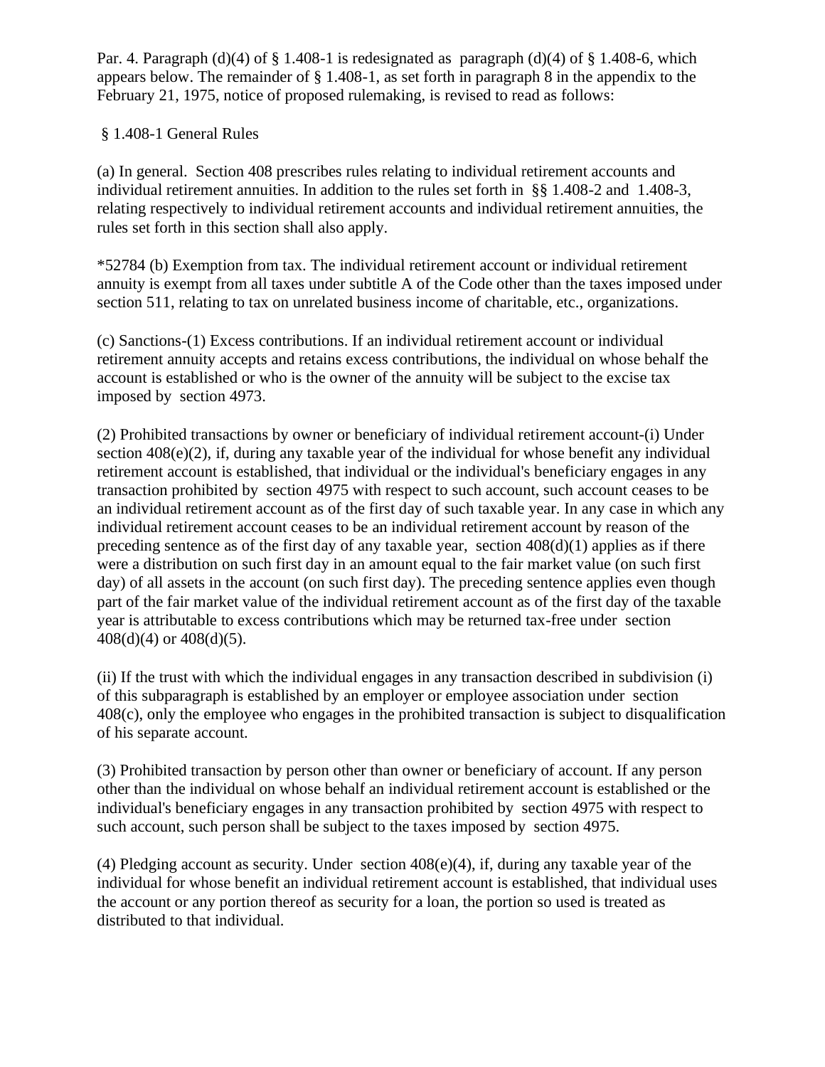Par. 4. Paragraph (d)(4) of § 1.408-1 is redesignated as paragraph (d)(4) of § 1.408-6, which appears below. The remainder of § 1.408-1, as set forth in paragraph 8 in the appendix to the February 21, 1975, notice of proposed rulemaking, is revised to read as follows:

§ 1.408-1 General Rules

(a) In general. Section 408 prescribes rules relating to individual retirement accounts and individual retirement annuities. In addition to the rules set forth in §§ 1.408-2 and 1.408-3, relating respectively to individual retirement accounts and individual retirement annuities, the rules set forth in this section shall also apply.

*52784 (b) Exemption from tax. The individual retirement account or individual retirement annuity is exempt from all taxes under subtitle A of the Code other than the taxes imposed under section 511, relating to tax on unrelated business income of charitable, etc., organizations.

(c) Sanctions-(1) Excess contributions. If an individual retirement account or individual retirement annuity accepts and retains excess contributions, the individual on whose behalf the account is established or who is the owner of the annuity will be subject to the excise tax imposed by section 4973.

(2) Prohibited transactions by owner or beneficiary of individual retirement account-(i) Under section 408(e)(2), if, during any taxable year of the individual for whose benefit any individual retirement account is established, that individual or the individual's beneficiary engages in any transaction prohibited by section 4975 with respect to such account, such account ceases to be an individual retirement account as of the first day of such taxable year. In any case in which any individual retirement account ceases to be an individual retirement account by reason of the preceding sentence as of the first day of any taxable year, section 408(d)(1) applies as if there were a distribution on such first day in an amount equal to the fair market value (on such first day) of all assets in the account (on such first day). The preceding sentence applies even though part of the fair market value of the individual retirement account as of the first day of the taxable year is attributable to excess contributions which may be returned tax-free under section 408(d)(4) or 408(d)(5).

(ii) If the trust with which the individual engages in any transaction described in subdivision (i) of this subparagraph is established by an employer or employee association under section 408(c), only the employee who engages in the prohibited transaction is subject to disqualification of his separate account.

(3) Prohibited transaction by person other than owner or beneficiary of account. If any person other than the individual on whose behalf an individual retirement account is established or the individual's beneficiary engages in any transaction prohibited by section 4975 with respect to such account, such person shall be subject to the taxes imposed by section 4975.

(4) Pledging account as security. Under section 408(e)(4), if, during any taxable year of the individual for whose benefit an individual retirement account is established, that individual uses the account or any portion thereof as security for a loan, the portion so used is treated as distributed to that individual.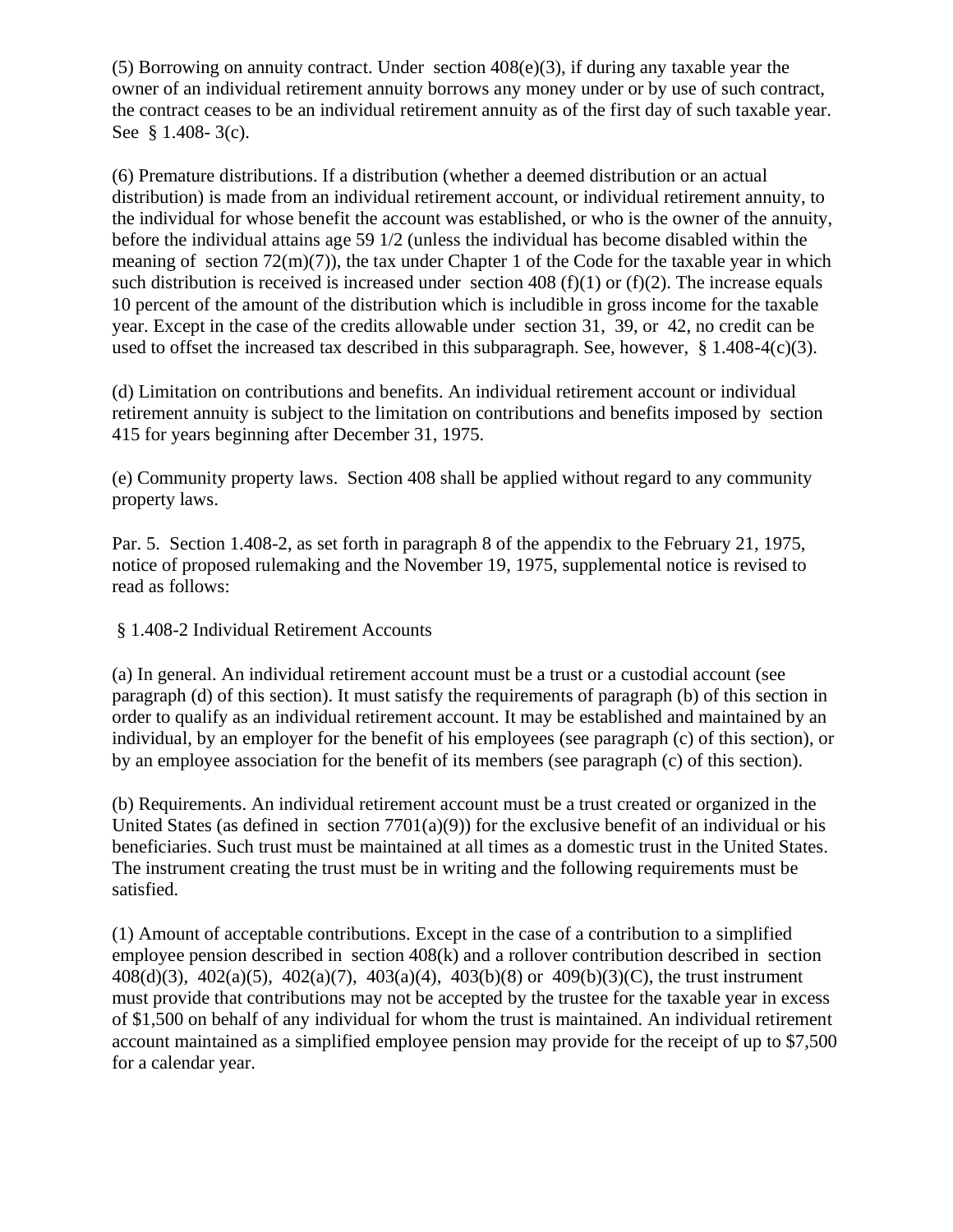(5) Borrowing on annuity contract. Under section 408(e)(3), if during any taxable year the owner of an individual retirement annuity borrows any money under or by use of such contract, the contract ceases to be an individual retirement annuity as of the first day of such taxable year. See § 1.408- 3(c).

(6) Premature distributions. If a distribution (whether a deemed distribution or an actual distribution) is made from an individual retirement account, or individual retirement annuity, to the individual for whose benefit the account was established, or who is the owner of the annuity, before the individual attains age 59 1/2 (unless the individual has become disabled within the meaning of section 72(m)(7)), the tax under Chapter 1 of the Code for the taxable year in which such distribution is received is increased under section 408 (f)(1) or (f)(2). The increase equals 10 percent of the amount of the distribution which is includible in gross income for the taxable year. Except in the case of the credits allowable under section 31, 39, or 42, no credit can be used to offset the increased tax described in this subparagraph. See, however, § 1.408-4(c)(3).

(d) Limitation on contributions and benefits. An individual retirement account or individual retirement annuity is subject to the limitation on contributions and benefits imposed by section 415 for years beginning after December 31, 1975.

(e) Community property laws. Section 408 shall be applied without regard to any community property laws.

Par. 5. Section 1.408-2, as set forth in paragraph 8 of the appendix to the February 21, 1975, notice of proposed rulemaking and the November 19, 1975, supplemental notice is revised to read as follows:

§ 1.408-2 Individual Retirement Accounts

(a) In general. An individual retirement account must be a trust or a custodial account (see paragraph (d) of this section). It must satisfy the requirements of paragraph (b) of this section in order to qualify as an individual retirement account. It may be established and maintained by an individual, by an employer for the benefit of his employees (see paragraph (c) of this section), or by an employee association for the benefit of its members (see paragraph (c) of this section).

(b) Requirements. An individual retirement account must be a trust created or organized in the United States (as defined in section 7701(a)(9)) for the exclusive benefit of an individual or his beneficiaries. Such trust must be maintained at all times as a domestic trust in the United States. The instrument creating the trust must be in writing and the following requirements must be satisfied.

(1) Amount of acceptable contributions. Except in the case of a contribution to a simplified employee pension described in section 408(k) and a rollover contribution described in section 408(d)(3), 402(a)(5), 402(a)(7), 403(a)(4), 403(b)(8) or 409(b)(3)(C), the trust instrument must provide that contributions may not be accepted by the trustee for the taxable year in excess of $1,500 on behalf of any individual for whom the trust is maintained. An individual retirement account maintained as a simplified employee pension may provide for the receipt of up to $7,500 for a calendar year.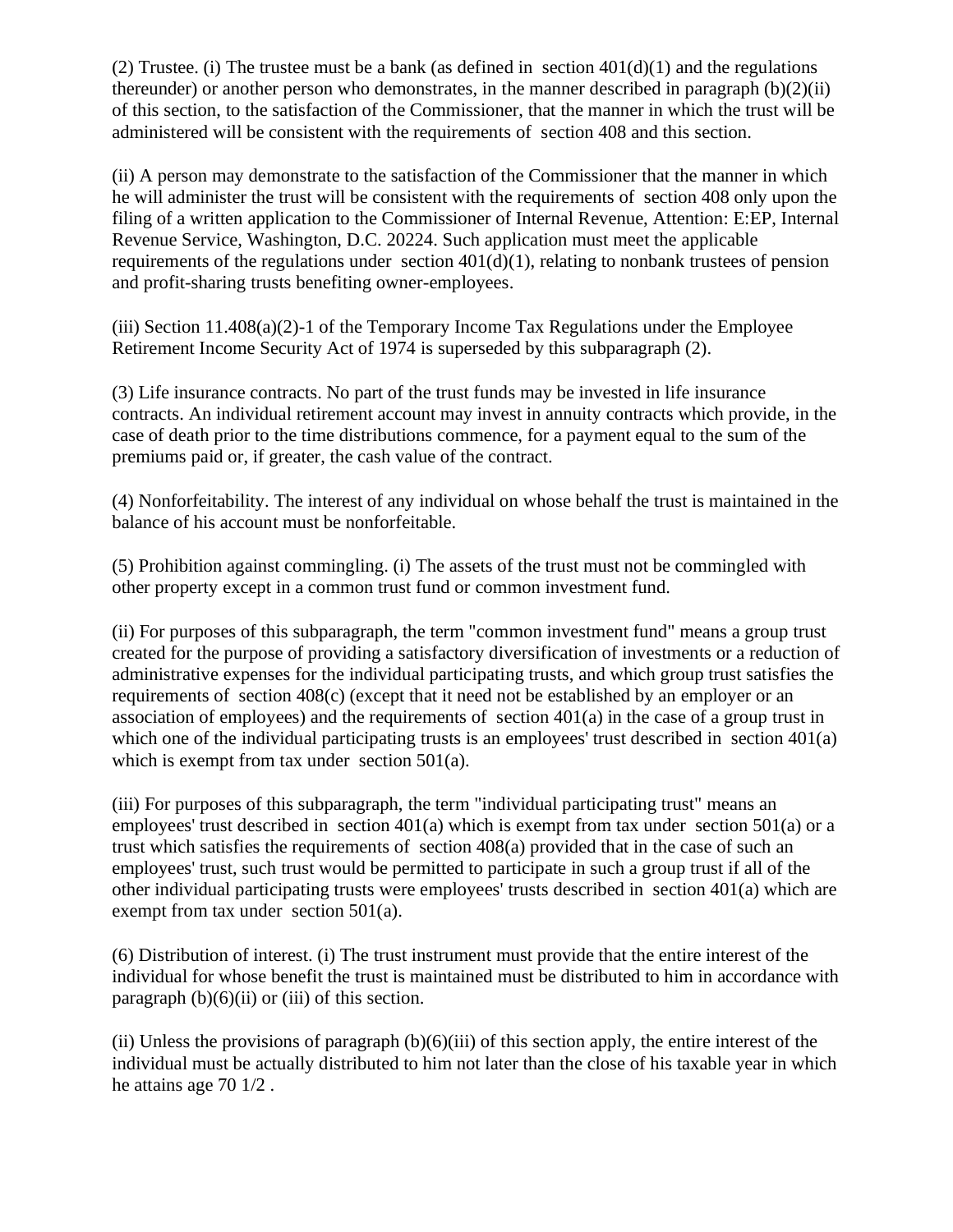(2) Trustee. (i) The trustee must be a bank (as defined in section 401(d)(1) and the regulations thereunder) or another person who demonstrates, in the manner described in paragraph (b)(2)(ii) of this section, to the satisfaction of the Commissioner, that the manner in which the trust will be administered will be consistent with the requirements of section 408 and this section.

(ii) A person may demonstrate to the satisfaction of the Commissioner that the manner in which he will administer the trust will be consistent with the requirements of section 408 only upon the filing of a written application to the Commissioner of Internal Revenue, Attention: E:EP, Internal Revenue Service, Washington, D.C. 20224. Such application must meet the applicable requirements of the regulations under section 401(d)(1), relating to nonbank trustees of pension and profit-sharing trusts benefiting owner-employees.

(iii) Section 11.408(a)(2)-1 of the Temporary Income Tax Regulations under the Employee Retirement Income Security Act of 1974 is superseded by this subparagraph (2).

(3) Life insurance contracts. No part of the trust funds may be invested in life insurance contracts. An individual retirement account may invest in annuity contracts which provide, in the case of death prior to the time distributions commence, for a payment equal to the sum of the premiums paid or, if greater, the cash value of the contract.

(4) Nonforfeitability. The interest of any individual on whose behalf the trust is maintained in the balance of his account must be nonforfeitable.

(5) Prohibition against commingling. (i) The assets of the trust must not be commingled with other property except in a common trust fund or common investment fund.

(ii) For purposes of this subparagraph, the term "common investment fund" means a group trust created for the purpose of providing a satisfactory diversification of investments or a reduction of administrative expenses for the individual participating trusts, and which group trust satisfies the requirements of section 408(c) (except that it need not be established by an employer or an association of employees) and the requirements of section 401(a) in the case of a group trust in which one of the individual participating trusts is an employees' trust described in section 401(a) which is exempt from tax under section 501(a).

(iii) For purposes of this subparagraph, the term "individual participating trust" means an employees' trust described in section 401(a) which is exempt from tax under section 501(a) or a trust which satisfies the requirements of section 408(a) provided that in the case of such an employees' trust, such trust would be permitted to participate in such a group trust if all of the other individual participating trusts were employees' trusts described in section 401(a) which are exempt from tax under section 501(a).

(6) Distribution of interest. (i) The trust instrument must provide that the entire interest of the individual for whose benefit the trust is maintained must be distributed to him in accordance with paragraph (b)(6)(ii) or (iii) of this section.

(ii) Unless the provisions of paragraph (b)(6)(iii) of this section apply, the entire interest of the individual must be actually distributed to him not later than the close of his taxable year in which he attains age 70 1/2 .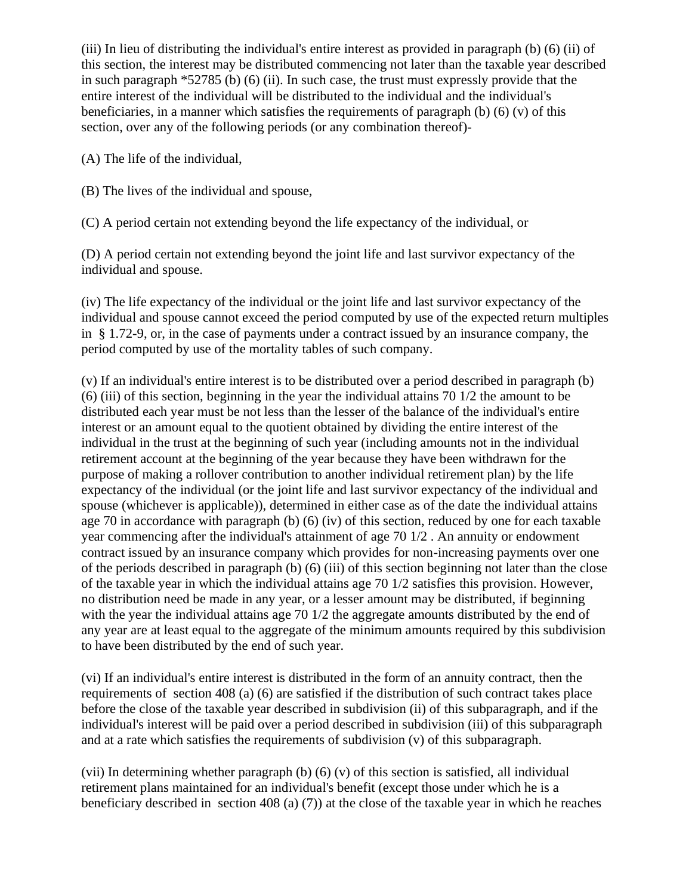(iii) In lieu of distributing the individual's entire interest as provided in paragraph (b) (6) (ii) of this section, the interest may be distributed commencing not later than the taxable year described in such paragraph *52785 (b) (6) (ii). In such case, the trust must expressly provide that the entire interest of the individual will be distributed to the individual and the individual's beneficiaries, in a manner which satisfies the requirements of paragraph (b) (6) (v) of this section, over any of the following periods (or any combination thereof)-

(A) The life of the individual,

(B) The lives of the individual and spouse,

(C) A period certain not extending beyond the life expectancy of the individual, or

(D) A period certain not extending beyond the joint life and last survivor expectancy of the individual and spouse.

(iv) The life expectancy of the individual or the joint life and last survivor expectancy of the individual and spouse cannot exceed the period computed by use of the expected return multiples in § 1.72-9, or, in the case of payments under a contract issued by an insurance company, the period computed by use of the mortality tables of such company.

(v) If an individual's entire interest is to be distributed over a period described in paragraph (b) (6) (iii) of this section, beginning in the year the individual attains 70 1/2 the amount to be distributed each year must be not less than the lesser of the balance of the individual's entire interest or an amount equal to the quotient obtained by dividing the entire interest of the individual in the trust at the beginning of such year (including amounts not in the individual retirement account at the beginning of the year because they have been withdrawn for the purpose of making a rollover contribution to another individual retirement plan) by the life expectancy of the individual (or the joint life and last survivor expectancy of the individual and spouse (whichever is applicable)), determined in either case as of the date the individual attains age 70 in accordance with paragraph (b) (6) (iv) of this section, reduced by one for each taxable year commencing after the individual's attainment of age 70 1/2 . An annuity or endowment contract issued by an insurance company which provides for non-increasing payments over one of the periods described in paragraph (b) (6) (iii) of this section beginning not later than the close of the taxable year in which the individual attains age 70 1/2 satisfies this provision. However, no distribution need be made in any year, or a lesser amount may be distributed, if beginning with the year the individual attains age 70 1/2 the aggregate amounts distributed by the end of any year are at least equal to the aggregate of the minimum amounts required by this subdivision to have been distributed by the end of such year.

(vi) If an individual's entire interest is distributed in the form of an annuity contract, then the requirements of section 408 (a) (6) are satisfied if the distribution of such contract takes place before the close of the taxable year described in subdivision (ii) of this subparagraph, and if the individual's interest will be paid over a period described in subdivision (iii) of this subparagraph and at a rate which satisfies the requirements of subdivision (v) of this subparagraph.

(vii) In determining whether paragraph (b) (6) (v) of this section is satisfied, all individual retirement plans maintained for an individual's benefit (except those under which he is a beneficiary described in section 408 (a) (7)) at the close of the taxable year in which he reaches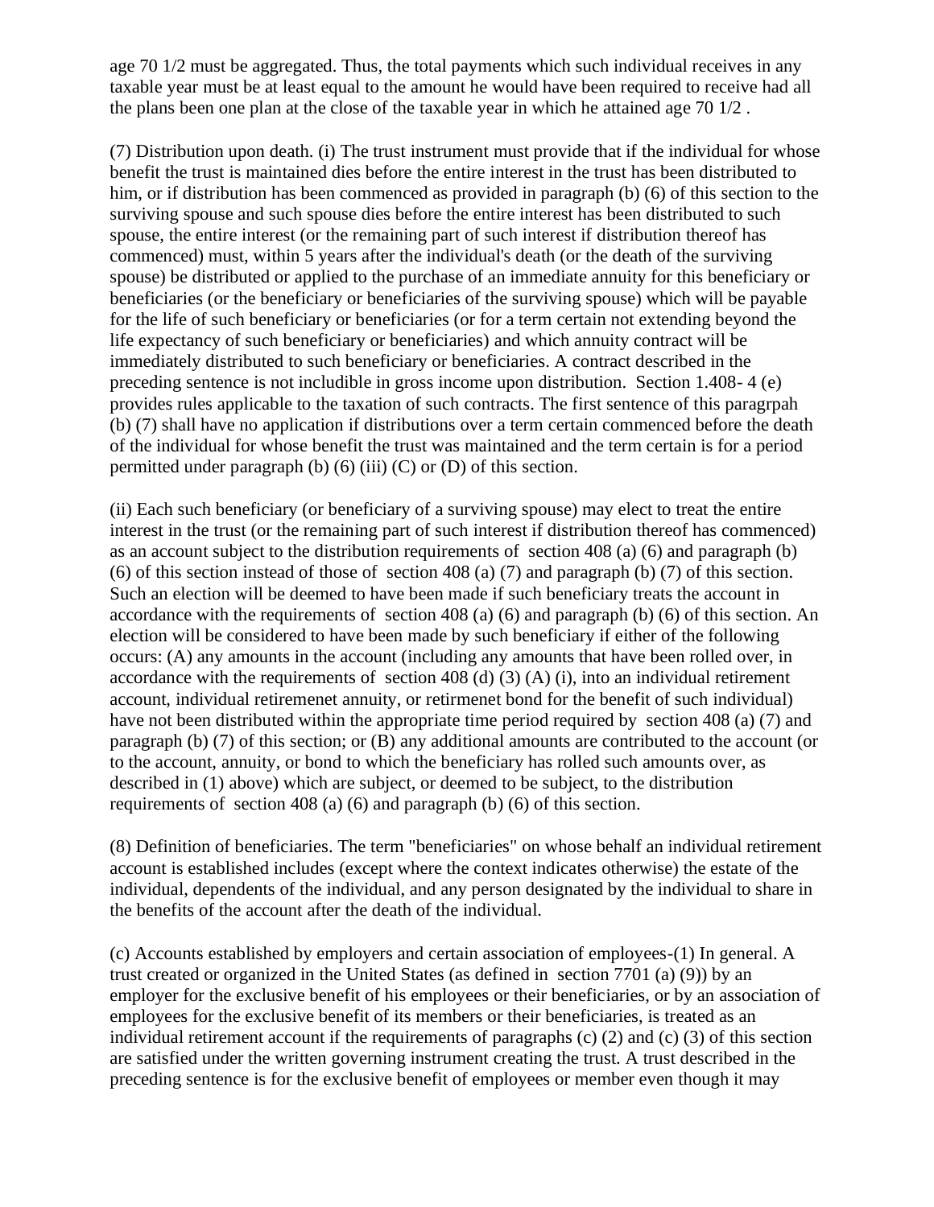age 70 1/2 must be aggregated. Thus, the total payments which such individual receives in any taxable year must be at least equal to the amount he would have been required to receive had all the plans been one plan at the close of the taxable year in which he attained age 70 1/2 .

(7) Distribution upon death. (i) The trust instrument must provide that if the individual for whose benefit the trust is maintained dies before the entire interest in the trust has been distributed to him, or if distribution has been commenced as provided in paragraph (b) (6) of this section to the surviving spouse and such spouse dies before the entire interest has been distributed to such spouse, the entire interest (or the remaining part of such interest if distribution thereof has commenced) must, within 5 years after the individual's death (or the death of the surviving spouse) be distributed or applied to the purchase of an immediate annuity for this beneficiary or beneficiaries (or the beneficiary or beneficiaries of the surviving spouse) which will be payable for the life of such beneficiary or beneficiaries (or for a term certain not extending beyond the life expectancy of such beneficiary or beneficiaries) and which annuity contract will be immediately distributed to such beneficiary or beneficiaries. A contract described in the preceding sentence is not includible in gross income upon distribution. Section 1.408- 4 (e) provides rules applicable to the taxation of such contracts. The first sentence of this paragrpah (b) (7) shall have no application if distributions over a term certain commenced before the death of the individual for whose benefit the trust was maintained and the term certain is for a period permitted under paragraph (b) (6) (iii) (C) or (D) of this section.

(ii) Each such beneficiary (or beneficiary of a surviving spouse) may elect to treat the entire interest in the trust (or the remaining part of such interest if distribution thereof has commenced) as an account subject to the distribution requirements of section 408 (a) (6) and paragraph (b) (6) of this section instead of those of section 408 (a) (7) and paragraph (b) (7) of this section. Such an election will be deemed to have been made if such beneficiary treats the account in accordance with the requirements of section 408 (a) (6) and paragraph (b) (6) of this section. An election will be considered to have been made by such beneficiary if either of the following occurs: (A) any amounts in the account (including any amounts that have been rolled over, in accordance with the requirements of section 408 (d) (3) (A) (i), into an individual retirement account, individual retiremenet annuity, or retirmenet bond for the benefit of such individual) have not been distributed within the appropriate time period required by section 408 (a) (7) and paragraph (b) (7) of this section; or (B) any additional amounts are contributed to the account (or to the account, annuity, or bond to which the beneficiary has rolled such amounts over, as described in (1) above) which are subject, or deemed to be subject, to the distribution requirements of section 408 (a) (6) and paragraph (b) (6) of this section.

(8) Definition of beneficiaries. The term "beneficiaries" on whose behalf an individual retirement account is established includes (except where the context indicates otherwise) the estate of the individual, dependents of the individual, and any person designated by the individual to share in the benefits of the account after the death of the individual.

(c) Accounts established by employers and certain association of employees-(1) In general. A trust created or organized in the United States (as defined in section 7701 (a) (9)) by an employer for the exclusive benefit of his employees or their beneficiaries, or by an association of employees for the exclusive benefit of its members or their beneficiaries, is treated as an individual retirement account if the requirements of paragraphs (c) (2) and (c) (3) of this section are satisfied under the written governing instrument creating the trust. A trust described in the preceding sentence is for the exclusive benefit of employees or member even though it may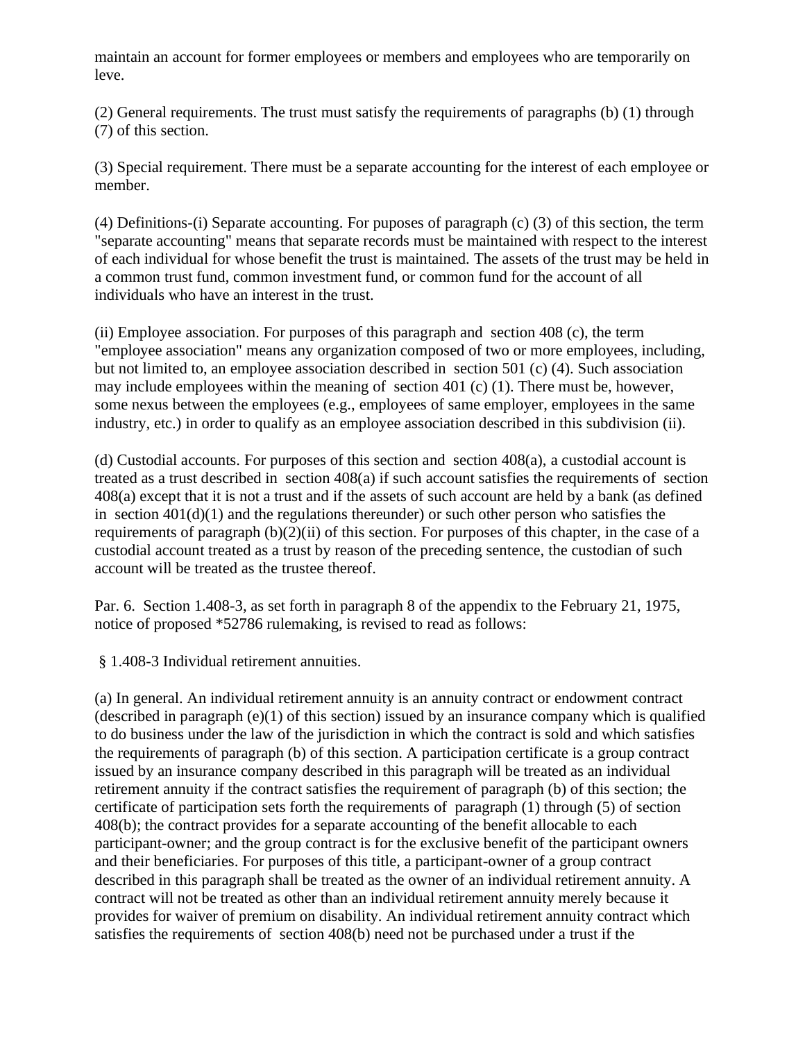maintain an account for former employees or members and employees who are temporarily on leve.

(2) General requirements. The trust must satisfy the requirements of paragraphs (b) (1) through (7) of this section.

(3) Special requirement. There must be a separate accounting for the interest of each employee or member.

(4) Definitions-(i) Separate accounting. For puposes of paragraph (c) (3) of this section, the term "separate accounting" means that separate records must be maintained with respect to the interest of each individual for whose benefit the trust is maintained. The assets of the trust may be held in a common trust fund, common investment fund, or common fund for the account of all individuals who have an interest in the trust.

(ii) Employee association. For purposes of this paragraph and section 408 (c), the term "employee association" means any organization composed of two or more employees, including, but not limited to, an employee association described in section 501 (c) (4). Such association may include employees within the meaning of section 401 (c) (1). There must be, however, some nexus between the employees (e.g., employees of same employer, employees in the same industry, etc.) in order to qualify as an employee association described in this subdivision (ii).

(d) Custodial accounts. For purposes of this section and section 408(a), a custodial account is treated as a trust described in section 408(a) if such account satisfies the requirements of section 408(a) except that it is not a trust and if the assets of such account are held by a bank (as defined in section 401(d)(1) and the regulations thereunder) or such other person who satisfies the requirements of paragraph (b)(2)(ii) of this section. For purposes of this chapter, in the case of a custodial account treated as a trust by reason of the preceding sentence, the custodian of such account will be treated as the trustee thereof.

Par. 6. Section 1.408-3, as set forth in paragraph 8 of the appendix to the February 21, 1975, notice of proposed *52786 rulemaking, is revised to read as follows:

§ 1.408-3 Individual retirement annuities.

(a) In general. An individual retirement annuity is an annuity contract or endowment contract (described in paragraph (e)(1) of this section) issued by an insurance company which is qualified to do business under the law of the jurisdiction in which the contract is sold and which satisfies the requirements of paragraph (b) of this section. A participation certificate is a group contract issued by an insurance company described in this paragraph will be treated as an individual retirement annuity if the contract satisfies the requirement of paragraph (b) of this section; the certificate of participation sets forth the requirements of paragraph (1) through (5) of section 408(b); the contract provides for a separate accounting of the benefit allocable to each participant-owner; and the group contract is for the exclusive benefit of the participant owners and their beneficiaries. For purposes of this title, a participant-owner of a group contract described in this paragraph shall be treated as the owner of an individual retirement annuity. A contract will not be treated as other than an individual retirement annuity merely because it provides for waiver of premium on disability. An individual retirement annuity contract which satisfies the requirements of section 408(b) need not be purchased under a trust if the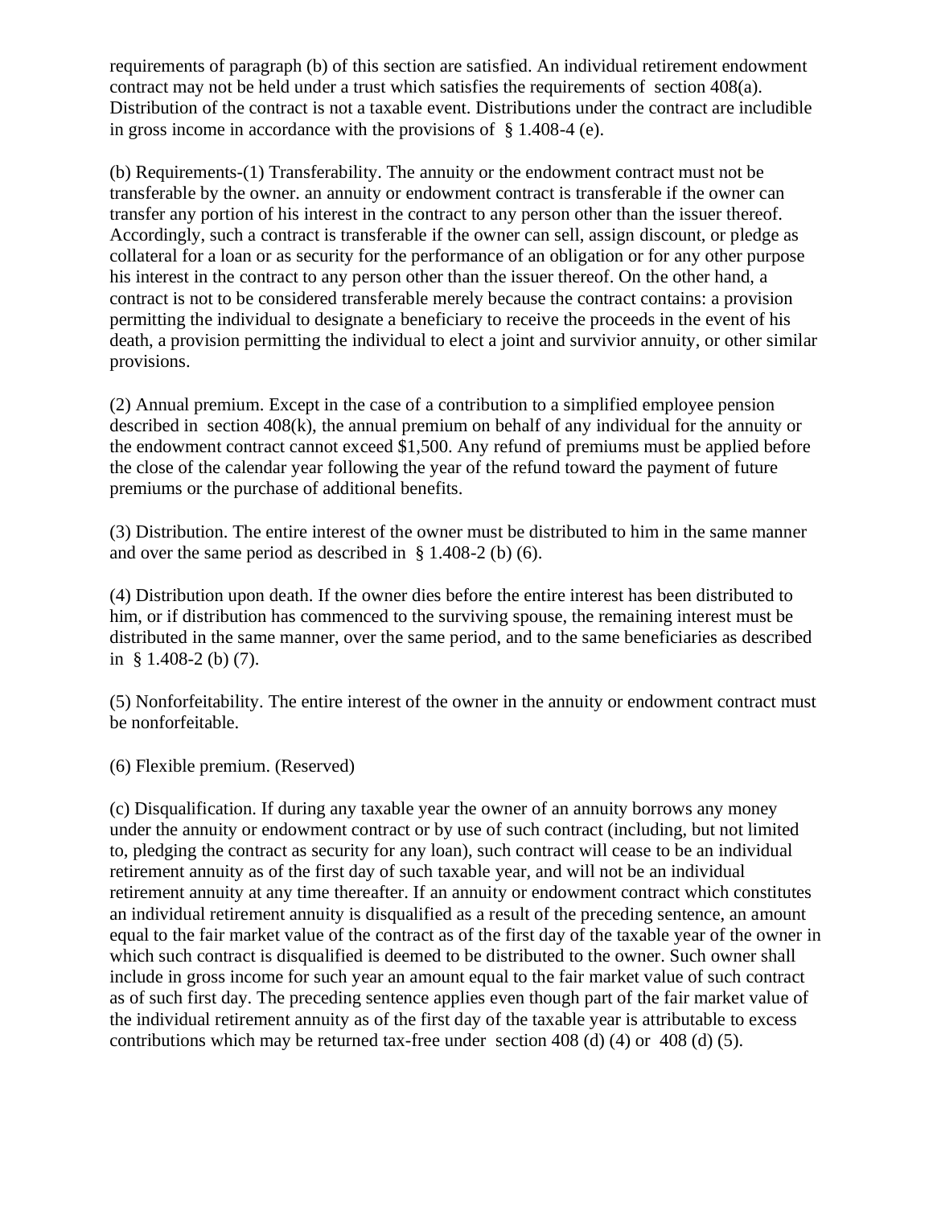requirements of paragraph (b) of this section are satisfied. An individual retirement endowment contract may not be held under a trust which satisfies the requirements of section 408(a). Distribution of the contract is not a taxable event. Distributions under the contract are includible in gross income in accordance with the provisions of § 1.408-4 (e).

(b) Requirements-(1) Transferability. The annuity or the endowment contract must not be transferable by the owner. an annuity or endowment contract is transferable if the owner can transfer any portion of his interest in the contract to any person other than the issuer thereof. Accordingly, such a contract is transferable if the owner can sell, assign discount, or pledge as collateral for a loan or as security for the performance of an obligation or for any other purpose his interest in the contract to any person other than the issuer thereof. On the other hand, a contract is not to be considered transferable merely because the contract contains: a provision permitting the individual to designate a beneficiary to receive the proceeds in the event of his death, a provision permitting the individual to elect a joint and survivior annuity, or other similar provisions.

(2) Annual premium. Except in the case of a contribution to a simplified employee pension described in section 408(k), the annual premium on behalf of any individual for the annuity or the endowment contract cannot exceed $1,500. Any refund of premiums must be applied before the close of the calendar year following the year of the refund toward the payment of future premiums or the purchase of additional benefits.

(3) Distribution. The entire interest of the owner must be distributed to him in the same manner and over the same period as described in § 1.408-2 (b) (6).

(4) Distribution upon death. If the owner dies before the entire interest has been distributed to him, or if distribution has commenced to the surviving spouse, the remaining interest must be distributed in the same manner, over the same period, and to the same beneficiaries as described in § 1.408-2 (b) (7).

(5) Nonforfeitability. The entire interest of the owner in the annuity or endowment contract must be nonforfeitable.

(6) Flexible premium. (Reserved)

(c) Disqualification. If during any taxable year the owner of an annuity borrows any money under the annuity or endowment contract or by use of such contract (including, but not limited to, pledging the contract as security for any loan), such contract will cease to be an individual retirement annuity as of the first day of such taxable year, and will not be an individual retirement annuity at any time thereafter. If an annuity or endowment contract which constitutes an individual retirement annuity is disqualified as a result of the preceding sentence, an amount equal to the fair market value of the contract as of the first day of the taxable year of the owner in which such contract is disqualified is deemed to be distributed to the owner. Such owner shall include in gross income for such year an amount equal to the fair market value of such contract as of such first day. The preceding sentence applies even though part of the fair market value of the individual retirement annuity as of the first day of the taxable year is attributable to excess contributions which may be returned tax-free under section 408 (d) (4) or 408 (d) (5).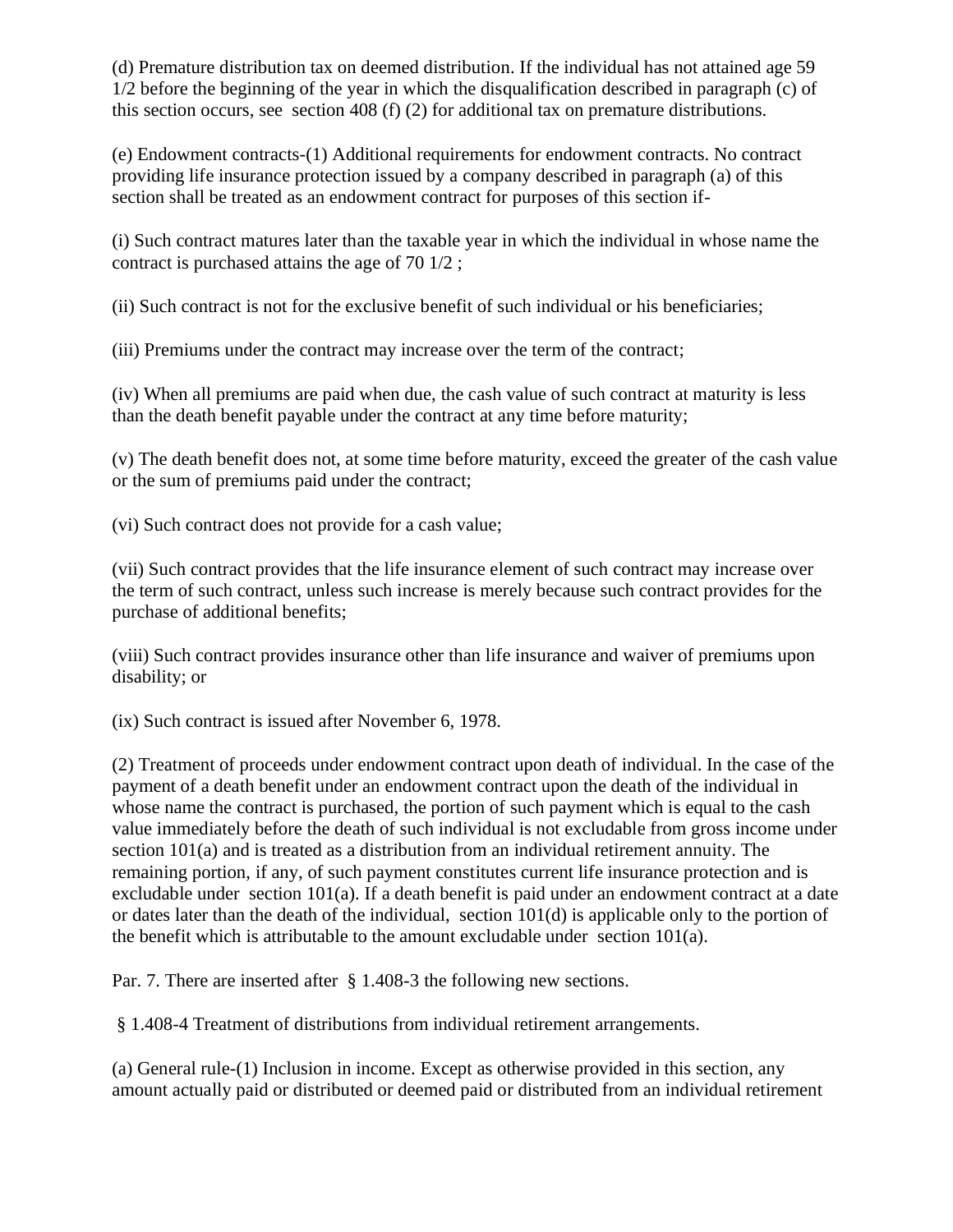(d) Premature distribution tax on deemed distribution. If the individual has not attained age 59 1/2 before the beginning of the year in which the disqualification described in paragraph (c) of this section occurs, see section 408 (f) (2) for additional tax on premature distributions.

(e) Endowment contracts-(1) Additional requirements for endowment contracts. No contract providing life insurance protection issued by a company described in paragraph (a) of this section shall be treated as an endowment contract for purposes of this section if-

(i) Such contract matures later than the taxable year in which the individual in whose name the contract is purchased attains the age of 70 1/2 ;

(ii) Such contract is not for the exclusive benefit of such individual or his beneficiaries;

(iii) Premiums under the contract may increase over the term of the contract;

(iv) When all premiums are paid when due, the cash value of such contract at maturity is less than the death benefit payable under the contract at any time before maturity;

(v) The death benefit does not, at some time before maturity, exceed the greater of the cash value or the sum of premiums paid under the contract;

(vi) Such contract does not provide for a cash value;

(vii) Such contract provides that the life insurance element of such contract may increase over the term of such contract, unless such increase is merely because such contract provides for the purchase of additional benefits;

(viii) Such contract provides insurance other than life insurance and waiver of premiums upon disability; or

(ix) Such contract is issued after November 6, 1978.

(2) Treatment of proceeds under endowment contract upon death of individual. In the case of the payment of a death benefit under an endowment contract upon the death of the individual in whose name the contract is purchased, the portion of such payment which is equal to the cash value immediately before the death of such individual is not excludable from gross income under section 101(a) and is treated as a distribution from an individual retirement annuity. The remaining portion, if any, of such payment constitutes current life insurance protection and is excludable under section 101(a). If a death benefit is paid under an endowment contract at a date or dates later than the death of the individual, section 101(d) is applicable only to the portion of the benefit which is attributable to the amount excludable under section 101(a).

Par. 7. There are inserted after § 1.408-3 the following new sections.

§ 1.408-4 Treatment of distributions from individual retirement arrangements.

(a) General rule-(1) Inclusion in income. Except as otherwise provided in this section, any amount actually paid or distributed or deemed paid or distributed from an individual retirement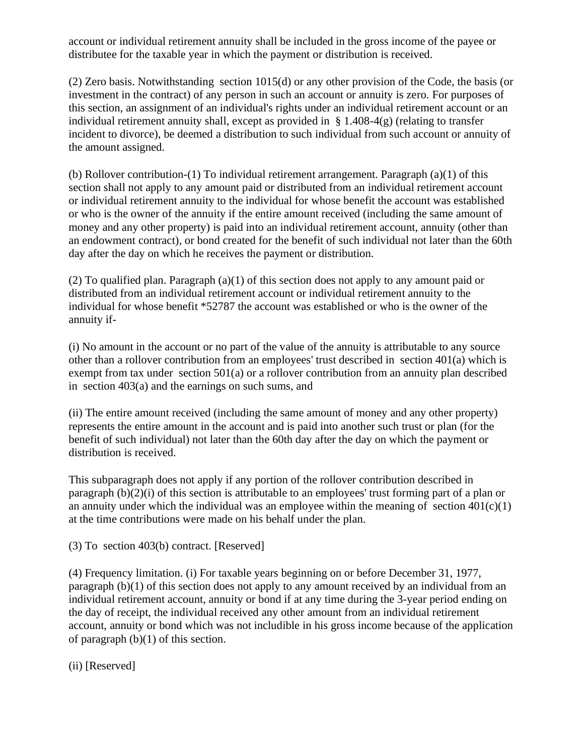account or individual retirement annuity shall be included in the gross income of the payee or distributee for the taxable year in which the payment or distribution is received.

(2) Zero basis. Notwithstanding section 1015(d) or any other provision of the Code, the basis (or investment in the contract) of any person in such an account or annuity is zero. For purposes of this section, an assignment of an individual's rights under an individual retirement account or an individual retirement annuity shall, except as provided in § 1.408-4(g) (relating to transfer incident to divorce), be deemed a distribution to such individual from such account or annuity of the amount assigned.

(b) Rollover contribution-(1) To individual retirement arrangement. Paragraph (a)(1) of this section shall not apply to any amount paid or distributed from an individual retirement account or individual retirement annuity to the individual for whose benefit the account was established or who is the owner of the annuity if the entire amount received (including the same amount of money and any other property) is paid into an individual retirement account, annuity (other than an endowment contract), or bond created for the benefit of such individual not later than the 60th day after the day on which he receives the payment or distribution.

(2) To qualified plan. Paragraph (a)(1) of this section does not apply to any amount paid or distributed from an individual retirement account or individual retirement annuity to the individual for whose benefit *52787 the account was established or who is the owner of the annuity if-

(i) No amount in the account or no part of the value of the annuity is attributable to any source other than a rollover contribution from an employees' trust described in section 401(a) which is exempt from tax under section 501(a) or a rollover contribution from an annuity plan described in section 403(a) and the earnings on such sums, and

(ii) The entire amount received (including the same amount of money and any other property) represents the entire amount in the account and is paid into another such trust or plan (for the benefit of such individual) not later than the 60th day after the day on which the payment or distribution is received.

This subparagraph does not apply if any portion of the rollover contribution described in paragraph (b)(2)(i) of this section is attributable to an employees' trust forming part of a plan or an annuity under which the individual was an employee within the meaning of section 401(c)(1) at the time contributions were made on his behalf under the plan.

(3) To section 403(b) contract. [Reserved]

(4) Frequency limitation. (i) For taxable years beginning on or before December 31, 1977, paragraph (b)(1) of this section does not apply to any amount received by an individual from an individual retirement account, annuity or bond if at any time during the 3-year period ending on the day of receipt, the individual received any other amount from an individual retirement account, annuity or bond which was not includible in his gross income because of the application of paragraph (b)(1) of this section.

(ii) [Reserved]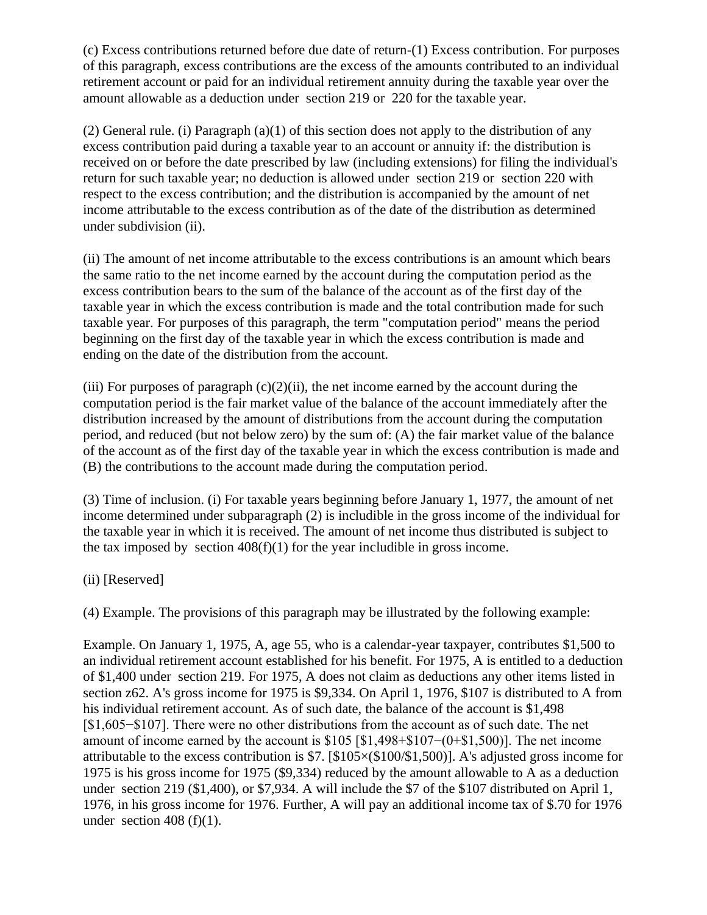(c) Excess contributions returned before due date of return-(1) Excess contribution. For purposes of this paragraph, excess contributions are the excess of the amounts contributed to an individual retirement account or paid for an individual retirement annuity during the taxable year over the amount allowable as a deduction under section 219 or 220 for the taxable year.

(2) General rule. (i) Paragraph (a)(1) of this section does not apply to the distribution of any excess contribution paid during a taxable year to an account or annuity if: the distribution is received on or before the date prescribed by law (including extensions) for filing the individual's return for such taxable year; no deduction is allowed under section 219 or section 220 with respect to the excess contribution; and the distribution is accompanied by the amount of net income attributable to the excess contribution as of the date of the distribution as determined under subdivision (ii).

(ii) The amount of net income attributable to the excess contributions is an amount which bears the same ratio to the net income earned by the account during the computation period as the excess contribution bears to the sum of the balance of the account as of the first day of the taxable year in which the excess contribution is made and the total contribution made for such taxable year. For purposes of this paragraph, the term "computation period" means the period beginning on the first day of the taxable year in which the excess contribution is made and ending on the date of the distribution from the account.

(iii) For purposes of paragraph (c)(2)(ii), the net income earned by the account during the computation period is the fair market value of the balance of the account immediately after the distribution increased by the amount of distributions from the account during the computation period, and reduced (but not below zero) by the sum of: (A) the fair market value of the balance of the account as of the first day of the taxable year in which the excess contribution is made and (B) the contributions to the account made during the computation period.

(3) Time of inclusion. (i) For taxable years beginning before January 1, 1977, the amount of net income determined under subparagraph (2) is includible in the gross income of the individual for the taxable year in which it is received. The amount of net income thus distributed is subject to the tax imposed by section 408(f)(1) for the year includible in gross income.

(ii) [Reserved]

(4) Example. The provisions of this paragraph may be illustrated by the following example:

Example. On January 1, 1975, A, age 55, who is a calendar-year taxpayer, contributes $1,500 to an individual retirement account established for his benefit. For 1975, A is entitled to a deduction of $1,400 under section 219. For 1975, A does not claim as deductions any other items listed in section z62. A's gross income for 1975 is $9,334. On April 1, 1976, $107 is distributed to A from his individual retirement account. As of such date, the balance of the account is $1,498 [$1,605−$107]. There were no other distributions from the account as of such date. The net amount of income earned by the account is $105 [$1,498+$107−(0+$1,500)]. The net income attributable to the excess contribution is $7. [$105×($100/$1,500)]. A's adjusted gross income for 1975 is his gross income for 1975 ($9,334) reduced by the amount allowable to A as a deduction under section 219 ($1,400), or $7,934. A will include the $7 of the $107 distributed on April 1, 1976, in his gross income for 1976. Further, A will pay an additional income tax of $.70 for 1976 under section 408 (f)(1).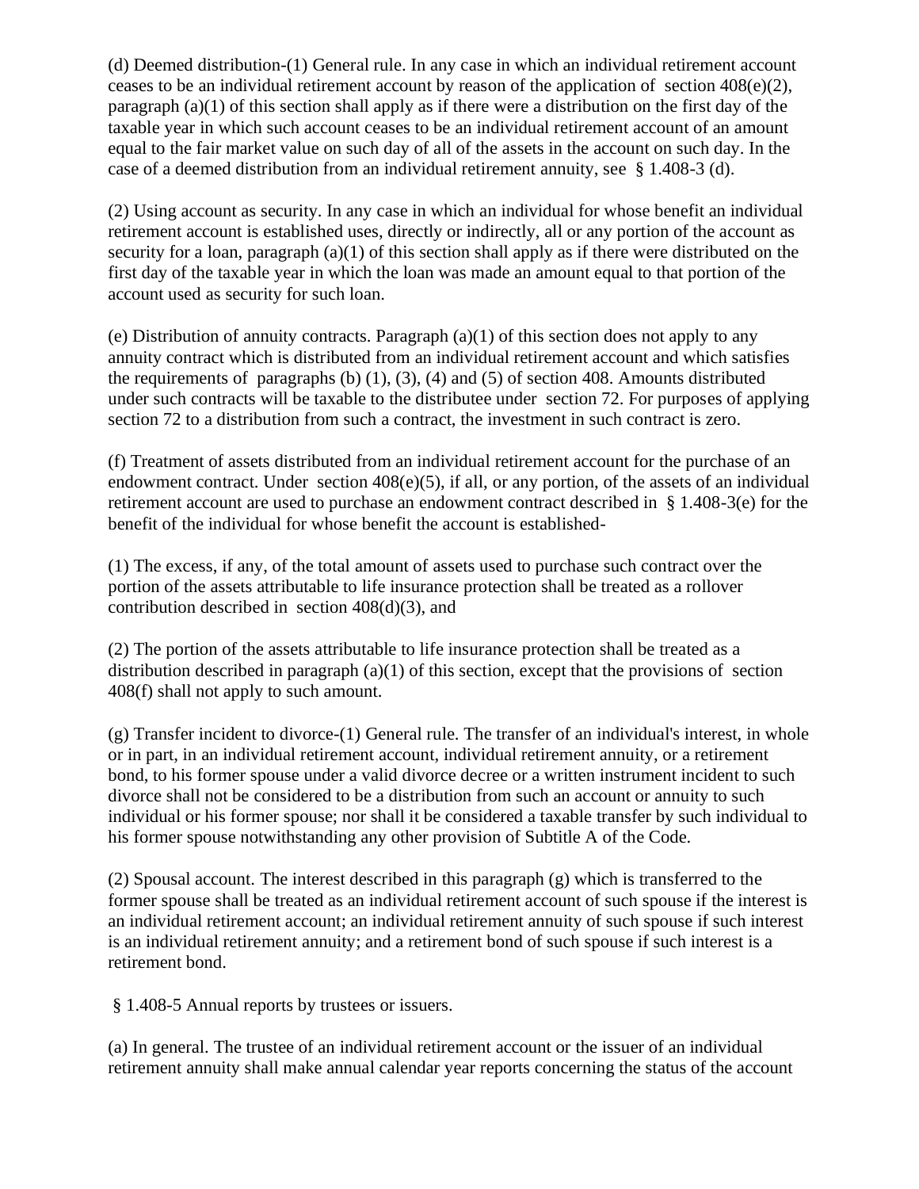(d) Deemed distribution-(1) General rule. In any case in which an individual retirement account ceases to be an individual retirement account by reason of the application of section 408(e)(2), paragraph (a)(1) of this section shall apply as if there were a distribution on the first day of the taxable year in which such account ceases to be an individual retirement account of an amount equal to the fair market value on such day of all of the assets in the account on such day. In the case of a deemed distribution from an individual retirement annuity, see § 1.408-3 (d).

(2) Using account as security. In any case in which an individual for whose benefit an individual retirement account is established uses, directly or indirectly, all or any portion of the account as security for a loan, paragraph (a)(1) of this section shall apply as if there were distributed on the first day of the taxable year in which the loan was made an amount equal to that portion of the account used as security for such loan.

(e) Distribution of annuity contracts. Paragraph (a)(1) of this section does not apply to any annuity contract which is distributed from an individual retirement account and which satisfies the requirements of paragraphs (b) (1), (3), (4) and (5) of section 408. Amounts distributed under such contracts will be taxable to the distributee under section 72. For purposes of applying section 72 to a distribution from such a contract, the investment in such contract is zero.

(f) Treatment of assets distributed from an individual retirement account for the purchase of an endowment contract. Under section 408(e)(5), if all, or any portion, of the assets of an individual retirement account are used to purchase an endowment contract described in § 1.408-3(e) for the benefit of the individual for whose benefit the account is established-

(1) The excess, if any, of the total amount of assets used to purchase such contract over the portion of the assets attributable to life insurance protection shall be treated as a rollover contribution described in section 408(d)(3), and

(2) The portion of the assets attributable to life insurance protection shall be treated as a distribution described in paragraph (a)(1) of this section, except that the provisions of section 408(f) shall not apply to such amount.

(g) Transfer incident to divorce-(1) General rule. The transfer of an individual's interest, in whole or in part, in an individual retirement account, individual retirement annuity, or a retirement bond, to his former spouse under a valid divorce decree or a written instrument incident to such divorce shall not be considered to be a distribution from such an account or annuity to such individual or his former spouse; nor shall it be considered a taxable transfer by such individual to his former spouse notwithstanding any other provision of Subtitle A of the Code.

(2) Spousal account. The interest described in this paragraph (g) which is transferred to the former spouse shall be treated as an individual retirement account of such spouse if the interest is an individual retirement account; an individual retirement annuity of such spouse if such interest is an individual retirement annuity; and a retirement bond of such spouse if such interest is a retirement bond.

§ 1.408-5 Annual reports by trustees or issuers.

(a) In general. The trustee of an individual retirement account or the issuer of an individual retirement annuity shall make annual calendar year reports concerning the status of the account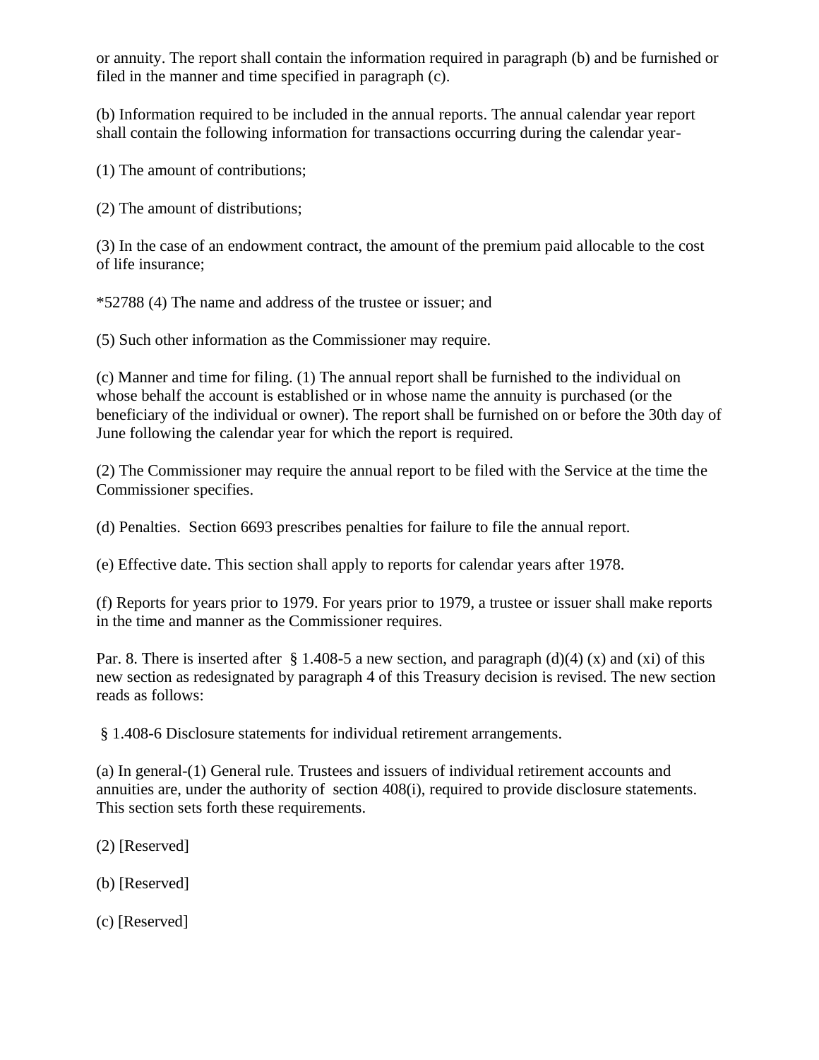or annuity. The report shall contain the information required in paragraph (b) and be furnished or filed in the manner and time specified in paragraph (c).

(b) Information required to be included in the annual reports. The annual calendar year report shall contain the following information for transactions occurring during the calendar year-

(1) The amount of contributions;

(2) The amount of distributions;

(3) In the case of an endowment contract, the amount of the premium paid allocable to the cost of life insurance;

*52788 (4) The name and address of the trustee or issuer; and

(5) Such other information as the Commissioner may require.

(c) Manner and time for filing. (1) The annual report shall be furnished to the individual on whose behalf the account is established or in whose name the annuity is purchased (or the beneficiary of the individual or owner). The report shall be furnished on or before the 30th day of June following the calendar year for which the report is required.

(2) The Commissioner may require the annual report to be filed with the Service at the time the Commissioner specifies.

(d) Penalties. Section 6693 prescribes penalties for failure to file the annual report.

(e) Effective date. This section shall apply to reports for calendar years after 1978.

(f) Reports for years prior to 1979. For years prior to 1979, a trustee or issuer shall make reports in the time and manner as the Commissioner requires.

Par. 8. There is inserted after § 1.408-5 a new section, and paragraph (d)(4) (x) and (xi) of this new section as redesignated by paragraph 4 of this Treasury decision is revised. The new section reads as follows:

§ 1.408-6 Disclosure statements for individual retirement arrangements.

(a) In general-(1) General rule. Trustees and issuers of individual retirement accounts and annuities are, under the authority of section 408(i), required to provide disclosure statements. This section sets forth these requirements.

(2) [Reserved]

(b) [Reserved]

(c) [Reserved]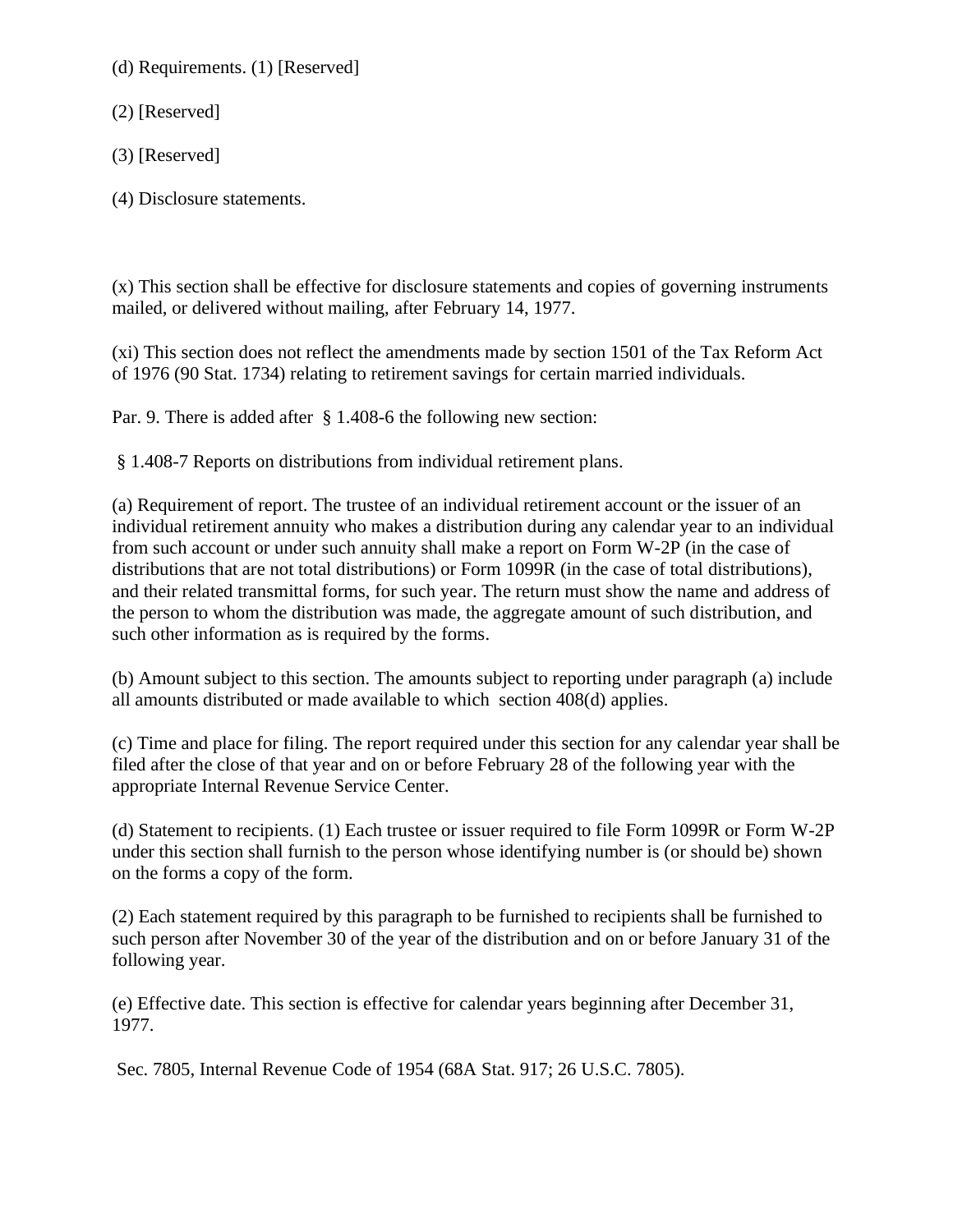(d) Requirements. (1) [Reserved]

(2) [Reserved]

(3) [Reserved]

(4) Disclosure statements.

(x) This section shall be effective for disclosure statements and copies of governing instruments mailed, or delivered without mailing, after February 14, 1977.

(xi) This section does not reflect the amendments made by section 1501 of the Tax Reform Act of 1976 (90 Stat. 1734) relating to retirement savings for certain married individuals.

Par. 9. There is added after § 1.408-6 the following new section:

§ 1.408-7 Reports on distributions from individual retirement plans.

(a) Requirement of report. The trustee of an individual retirement account or the issuer of an individual retirement annuity who makes a distribution during any calendar year to an individual from such account or under such annuity shall make a report on Form W-2P (in the case of distributions that are not total distributions) or Form 1099R (in the case of total distributions), and their related transmittal forms, for such year. The return must show the name and address of the person to whom the distribution was made, the aggregate amount of such distribution, and such other information as is required by the forms.

(b) Amount subject to this section. The amounts subject to reporting under paragraph (a) include all amounts distributed or made available to which section 408(d) applies.

(c) Time and place for filing. The report required under this section for any calendar year shall be filed after the close of that year and on or before February 28 of the following year with the appropriate Internal Revenue Service Center.

(d) Statement to recipients. (1) Each trustee or issuer required to file Form 1099R or Form W-2P under this section shall furnish to the person whose identifying number is (or should be) shown on the forms a copy of the form.

(2) Each statement required by this paragraph to be furnished to recipients shall be furnished to such person after November 30 of the year of the distribution and on or before January 31 of the following year.

(e) Effective date. This section is effective for calendar years beginning after December 31, 1977.

Sec. 7805, Internal Revenue Code of 1954 (68A Stat. 917; 26 U.S.C. 7805).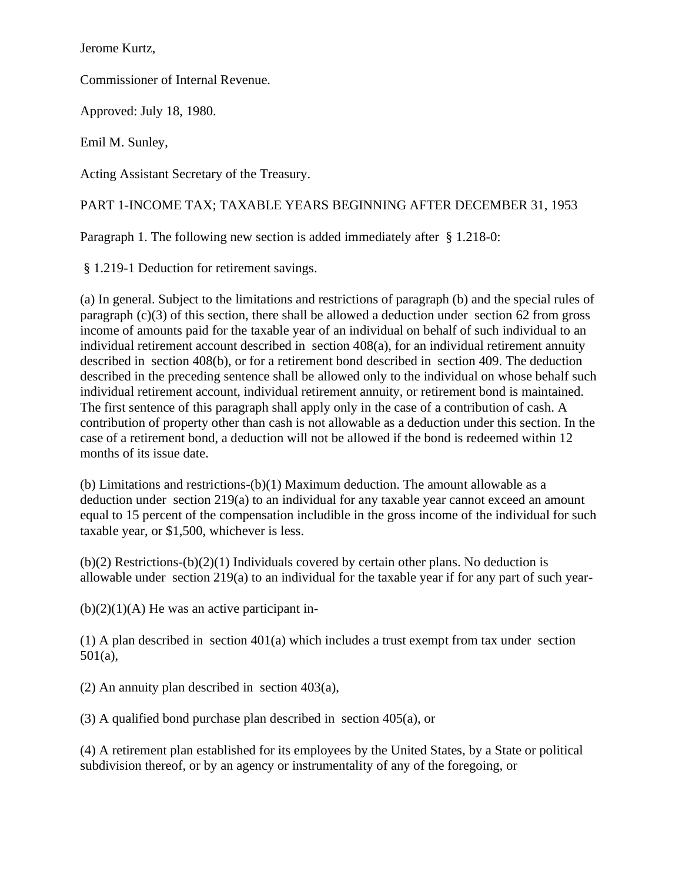Jerome Kurtz,

Commissioner of Internal Revenue.

Approved: July 18, 1980.

Emil M. Sunley,

Acting Assistant Secretary of the Treasury.

PART 1-INCOME TAX; TAXABLE YEARS BEGINNING AFTER DECEMBER 31, 1953

Paragraph 1. The following new section is added immediately after § 1.218-0:

§ 1.219-1 Deduction for retirement savings.

(a) In general. Subject to the limitations and restrictions of paragraph (b) and the special rules of paragraph (c)(3) of this section, there shall be allowed a deduction under section 62 from gross income of amounts paid for the taxable year of an individual on behalf of such individual to an individual retirement account described in section 408(a), for an individual retirement annuity described in section 408(b), or for a retirement bond described in section 409. The deduction described in the preceding sentence shall be allowed only to the individual on whose behalf such individual retirement account, individual retirement annuity, or retirement bond is maintained. The first sentence of this paragraph shall apply only in the case of a contribution of cash. A contribution of property other than cash is not allowable as a deduction under this section. In the case of a retirement bond, a deduction will not be allowed if the bond is redeemed within 12 months of its issue date.

(b) Limitations and restrictions-(b)(1) Maximum deduction. The amount allowable as a deduction under section 219(a) to an individual for any taxable year cannot exceed an amount equal to 15 percent of the compensation includible in the gross income of the individual for such taxable year, or $1,500, whichever is less.

(b)(2) Restrictions-(b)(2)(1) Individuals covered by certain other plans. No deduction is allowable under section 219(a) to an individual for the taxable year if for any part of such year-

(b)(2)(1)(A) He was an active participant in-

(1) A plan described in section 401(a) which includes a trust exempt from tax under section 501(a),

(2) An annuity plan described in section 403(a),

(3) A qualified bond purchase plan described in section 405(a), or

(4) A retirement plan established for its employees by the United States, by a State or political subdivision thereof, or by an agency or instrumentality of any of the foregoing, or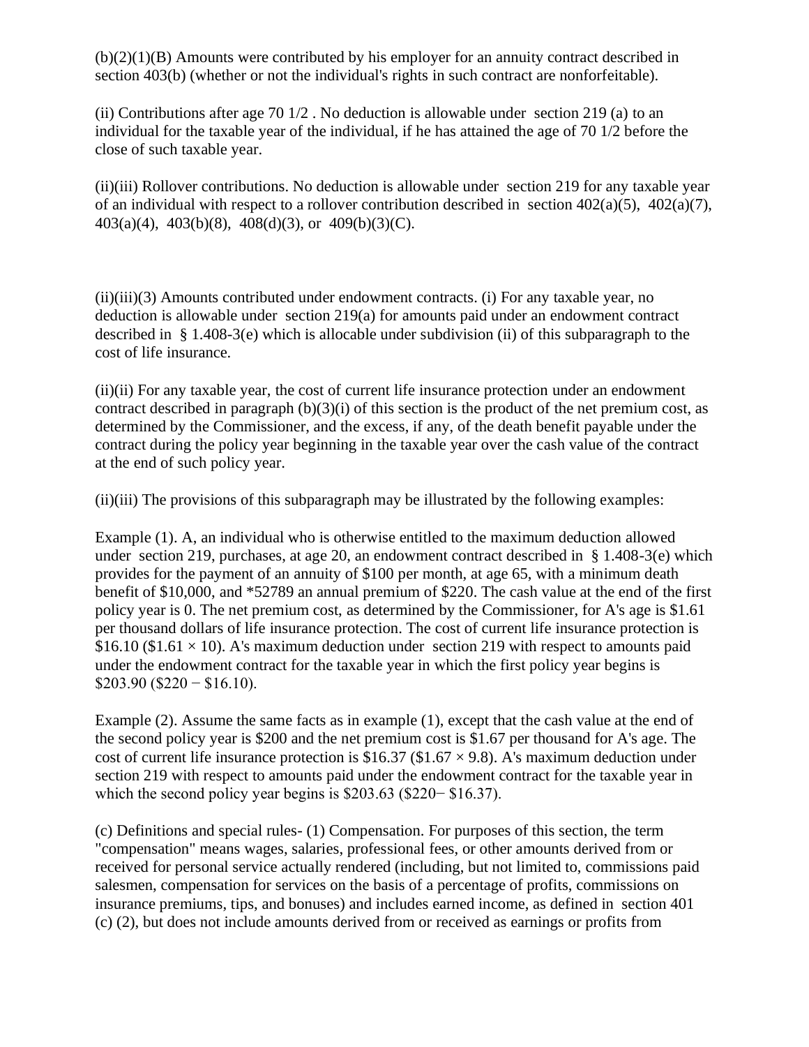(b)(2)(1)(B) Amounts were contributed by his employer for an annuity contract described in section 403(b) (whether or not the individual's rights in such contract are nonforfeitable).

(ii) Contributions after age 70 1/2 . No deduction is allowable under section 219 (a) to an individual for the taxable year of the individual, if he has attained the age of 70 1/2 before the close of such taxable year.

(ii)(iii) Rollover contributions. No deduction is allowable under section 219 for any taxable year of an individual with respect to a rollover contribution described in section 402(a)(5), 402(a)(7), 403(a)(4), 403(b)(8), 408(d)(3), or 409(b)(3)(C).

(ii)(iii)(3) Amounts contributed under endowment contracts. (i) For any taxable year, no deduction is allowable under section 219(a) for amounts paid under an endowment contract described in § 1.408-3(e) which is allocable under subdivision (ii) of this subparagraph to the cost of life insurance.

(ii)(ii) For any taxable year, the cost of current life insurance protection under an endowment contract described in paragraph (b)(3)(i) of this section is the product of the net premium cost, as determined by the Commissioner, and the excess, if any, of the death benefit payable under the contract during the policy year beginning in the taxable year over the cash value of the contract at the end of such policy year.

(ii)(iii) The provisions of this subparagraph may be illustrated by the following examples:

Example (1). A, an individual who is otherwise entitled to the maximum deduction allowed under section 219, purchases, at age 20, an endowment contract described in § 1.408-3(e) which provides for the payment of an annuity of $100 per month, at age 65, with a minimum death benefit of $10,000, and *52789 an annual premium of $220. The cash value at the end of the first policy year is 0. The net premium cost, as determined by the Commissioner, for A's age is $1.61 per thousand dollars of life insurance protection. The cost of current life insurance protection is $16.10 ($1.61 × 10). A's maximum deduction under section 219 with respect to amounts paid under the endowment contract for the taxable year in which the first policy year begins is $203.90 ($220 − $16.10).

Example (2). Assume the same facts as in example (1), except that the cash value at the end of the second policy year is $200 and the net premium cost is $1.67 per thousand for A's age. The cost of current life insurance protection is $16.37 ($1.67 × 9.8). A's maximum deduction under section 219 with respect to amounts paid under the endowment contract for the taxable year in which the second policy year begins is $203.63 ($220− $16.37).

(c) Definitions and special rules- (1) Compensation. For purposes of this section, the term "compensation" means wages, salaries, professional fees, or other amounts derived from or received for personal service actually rendered (including, but not limited to, commissions paid salesmen, compensation for services on the basis of a percentage of profits, commissions on insurance premiums, tips, and bonuses) and includes earned income, as defined in section 401 (c) (2), but does not include amounts derived from or received as earnings or profits from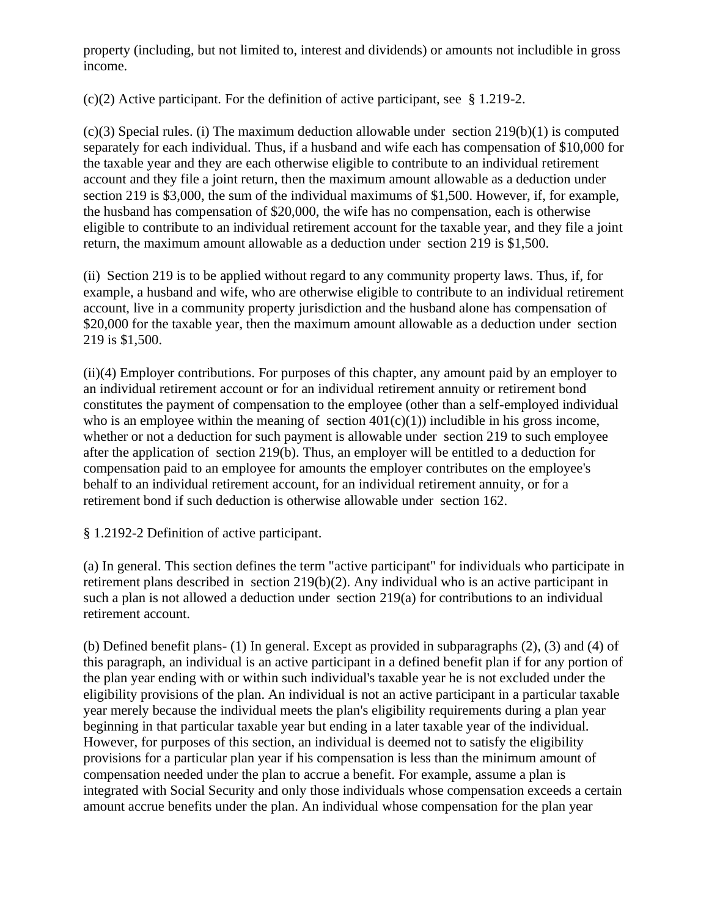property (including, but not limited to, interest and dividends) or amounts not includible in gross income.

(c)(2) Active participant. For the definition of active participant, see § 1.219-2.

(c)(3) Special rules. (i) The maximum deduction allowable under section 219(b)(1) is computed separately for each individual. Thus, if a husband and wife each has compensation of $10,000 for the taxable year and they are each otherwise eligible to contribute to an individual retirement account and they file a joint return, then the maximum amount allowable as a deduction under section 219 is $3,000, the sum of the individual maximums of $1,500. However, if, for example, the husband has compensation of $20,000, the wife has no compensation, each is otherwise eligible to contribute to an individual retirement account for the taxable year, and they file a joint return, the maximum amount allowable as a deduction under section 219 is $1,500.

(ii) Section 219 is to be applied without regard to any community property laws. Thus, if, for example, a husband and wife, who are otherwise eligible to contribute to an individual retirement account, live in a community property jurisdiction and the husband alone has compensation of $20,000 for the taxable year, then the maximum amount allowable as a deduction under section 219 is $1,500.

(ii)(4) Employer contributions. For purposes of this chapter, any amount paid by an employer to an individual retirement account or for an individual retirement annuity or retirement bond constitutes the payment of compensation to the employee (other than a self-employed individual who is an employee within the meaning of section 401(c)(1)) includible in his gross income, whether or not a deduction for such payment is allowable under section 219 to such employee after the application of section 219(b). Thus, an employer will be entitled to a deduction for compensation paid to an employee for amounts the employer contributes on the employee's behalf to an individual retirement account, for an individual retirement annuity, or for a retirement bond if such deduction is otherwise allowable under section 162.

§ 1.2192-2 Definition of active participant.

(a) In general. This section defines the term "active participant" for individuals who participate in retirement plans described in section 219(b)(2). Any individual who is an active participant in such a plan is not allowed a deduction under section 219(a) for contributions to an individual retirement account.

(b) Defined benefit plans- (1) In general. Except as provided in subparagraphs (2), (3) and (4) of this paragraph, an individual is an active participant in a defined benefit plan if for any portion of the plan year ending with or within such individual's taxable year he is not excluded under the eligibility provisions of the plan. An individual is not an active participant in a particular taxable year merely because the individual meets the plan's eligibility requirements during a plan year beginning in that particular taxable year but ending in a later taxable year of the individual. However, for purposes of this section, an individual is deemed not to satisfy the eligibility provisions for a particular plan year if his compensation is less than the minimum amount of compensation needed under the plan to accrue a benefit. For example, assume a plan is integrated with Social Security and only those individuals whose compensation exceeds a certain amount accrue benefits under the plan. An individual whose compensation for the plan year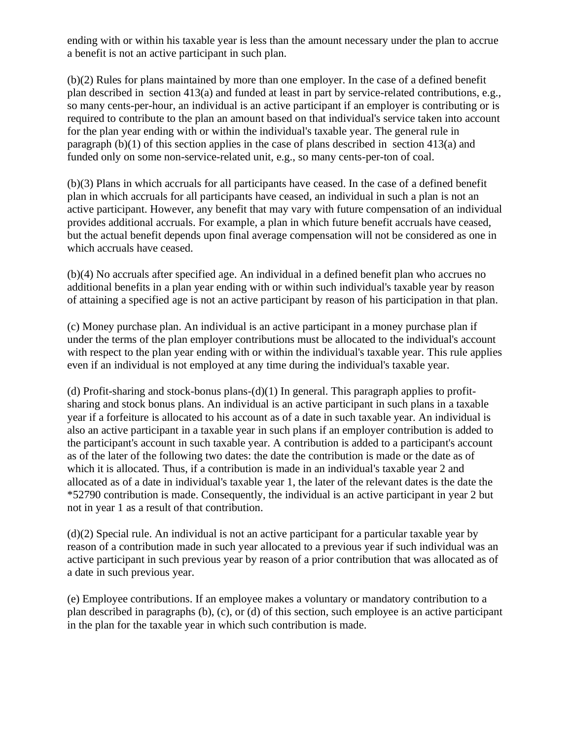ending with or within his taxable year is less than the amount necessary under the plan to accrue a benefit is not an active participant in such plan.

(b)(2) Rules for plans maintained by more than one employer. In the case of a defined benefit plan described in section 413(a) and funded at least in part by service-related contributions, e.g., so many cents-per-hour, an individual is an active participant if an employer is contributing or is required to contribute to the plan an amount based on that individual's service taken into account for the plan year ending with or within the individual's taxable year. The general rule in paragraph (b)(1) of this section applies in the case of plans described in section 413(a) and funded only on some non-service-related unit, e.g., so many cents-per-ton of coal.

(b)(3) Plans in which accruals for all participants have ceased. In the case of a defined benefit plan in which accruals for all participants have ceased, an individual in such a plan is not an active participant. However, any benefit that may vary with future compensation of an individual provides additional accruals. For example, a plan in which future benefit accruals have ceased, but the actual benefit depends upon final average compensation will not be considered as one in which accruals have ceased.

(b)(4) No accruals after specified age. An individual in a defined benefit plan who accrues no additional benefits in a plan year ending with or within such individual's taxable year by reason of attaining a specified age is not an active participant by reason of his participation in that plan.

(c) Money purchase plan. An individual is an active participant in a money purchase plan if under the terms of the plan employer contributions must be allocated to the individual's account with respect to the plan year ending with or within the individual's taxable year. This rule applies even if an individual is not employed at any time during the individual's taxable year.

(d) Profit-sharing and stock-bonus plans-(d)(1) In general. This paragraph applies to profit-sharing and stock bonus plans. An individual is an active participant in such plans in a taxable year if a forfeiture is allocated to his account as of a date in such taxable year. An individual is also an active participant in a taxable year in such plans if an employer contribution is added to the participant's account in such taxable year. A contribution is added to a participant's account as of the later of the following two dates: the date the contribution is made or the date as of which it is allocated. Thus, if a contribution is made in an individual's taxable year 2 and allocated as of a date in individual's taxable year 1, the later of the relevant dates is the date the *52790 contribution is made. Consequently, the individual is an active participant in year 2 but not in year 1 as a result of that contribution.

(d)(2) Special rule. An individual is not an active participant for a particular taxable year by reason of a contribution made in such year allocated to a previous year if such individual was an active participant in such previous year by reason of a prior contribution that was allocated as of a date in such previous year.

(e) Employee contributions. If an employee makes a voluntary or mandatory contribution to a plan described in paragraphs (b), (c), or (d) of this section, such employee is an active participant in the plan for the taxable year in which such contribution is made.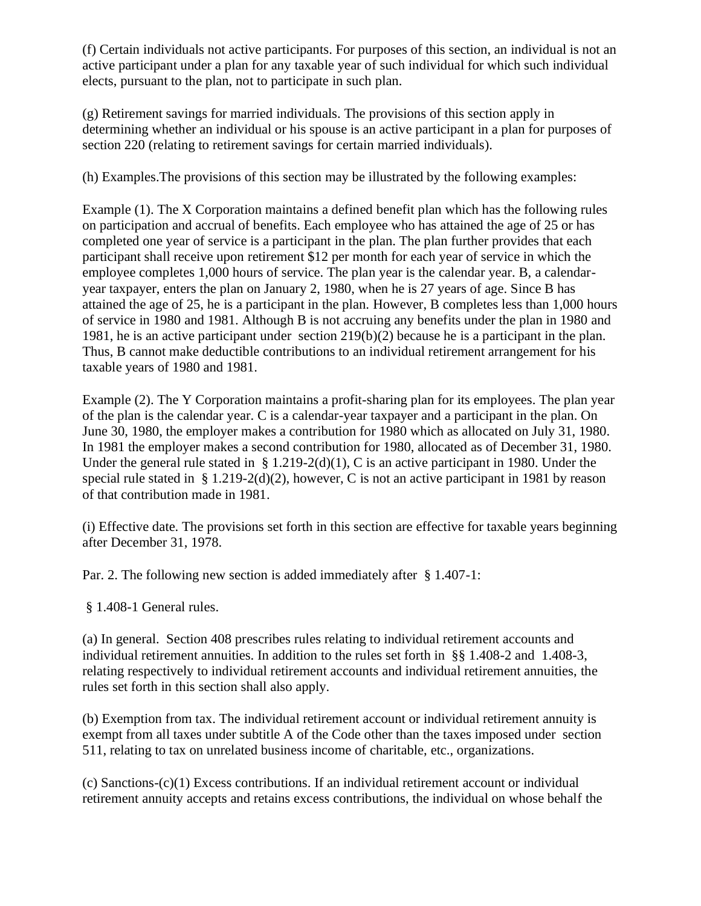(f) Certain individuals not active participants. For purposes of this section, an individual is not an active participant under a plan for any taxable year of such individual for which such individual elects, pursuant to the plan, not to participate in such plan.

(g) Retirement savings for married individuals. The provisions of this section apply in determining whether an individual or his spouse is an active participant in a plan for purposes of section 220 (relating to retirement savings for certain married individuals).

(h) Examples.The provisions of this section may be illustrated by the following examples:

Example (1). The X Corporation maintains a defined benefit plan which has the following rules on participation and accrual of benefits. Each employee who has attained the age of 25 or has completed one year of service is a participant in the plan. The plan further provides that each participant shall receive upon retirement $12 per month for each year of service in which the employee completes 1,000 hours of service. The plan year is the calendar year. B, a calendar-year taxpayer, enters the plan on January 2, 1980, when he is 27 years of age. Since B has attained the age of 25, he is a participant in the plan. However, B completes less than 1,000 hours of service in 1980 and 1981. Although B is not accruing any benefits under the plan in 1980 and 1981, he is an active participant under section 219(b)(2) because he is a participant in the plan. Thus, B cannot make deductible contributions to an individual retirement arrangement for his taxable years of 1980 and 1981.

Example (2). The Y Corporation maintains a profit-sharing plan for its employees. The plan year of the plan is the calendar year. C is a calendar-year taxpayer and a participant in the plan. On June 30, 1980, the employer makes a contribution for 1980 which as allocated on July 31, 1980. In 1981 the employer makes a second contribution for 1980, allocated as of December 31, 1980. Under the general rule stated in § 1.219-2(d)(1), C is an active participant in 1980. Under the special rule stated in § 1.219-2(d)(2), however, C is not an active participant in 1981 by reason of that contribution made in 1981.

(i) Effective date. The provisions set forth in this section are effective for taxable years beginning after December 31, 1978.

Par. 2. The following new section is added immediately after § 1.407-1:

§ 1.408-1 General rules.

(a) In general. Section 408 prescribes rules relating to individual retirement accounts and individual retirement annuities. In addition to the rules set forth in §§ 1.408-2 and 1.408-3, relating respectively to individual retirement accounts and individual retirement annuities, the rules set forth in this section shall also apply.

(b) Exemption from tax. The individual retirement account or individual retirement annuity is exempt from all taxes under subtitle A of the Code other than the taxes imposed under section 511, relating to tax on unrelated business income of charitable, etc., organizations.

(c) Sanctions-(c)(1) Excess contributions. If an individual retirement account or individual retirement annuity accepts and retains excess contributions, the individual on whose behalf the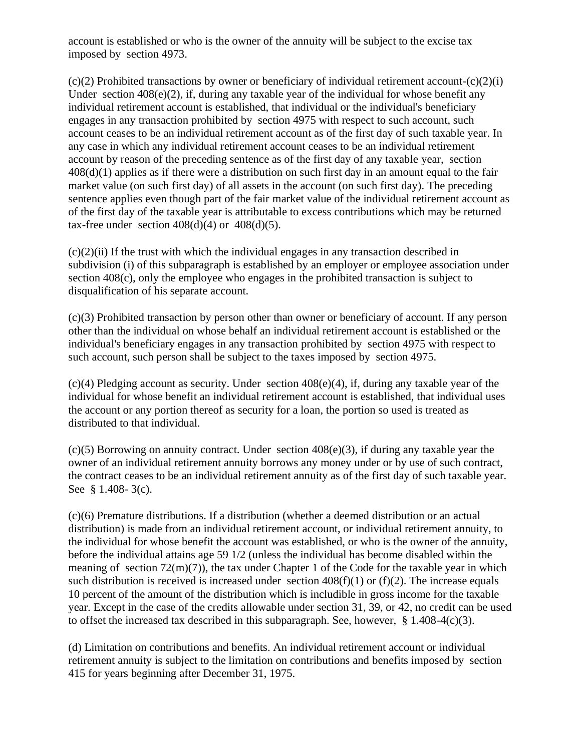account is established or who is the owner of the annuity will be subject to the excise tax imposed by section 4973.

(c)(2) Prohibited transactions by owner or beneficiary of individual retirement account-(c)(2)(i) Under section 408(e)(2), if, during any taxable year of the individual for whose benefit any individual retirement account is established, that individual or the individual's beneficiary engages in any transaction prohibited by section 4975 with respect to such account, such account ceases to be an individual retirement account as of the first day of such taxable year. In any case in which any individual retirement account ceases to be an individual retirement account by reason of the preceding sentence as of the first day of any taxable year, section 408(d)(1) applies as if there were a distribution on such first day in an amount equal to the fair market value (on such first day) of all assets in the account (on such first day). The preceding sentence applies even though part of the fair market value of the individual retirement account as of the first day of the taxable year is attributable to excess contributions which may be returned tax-free under section 408(d)(4) or 408(d)(5).

(c)(2)(ii) If the trust with which the individual engages in any transaction described in subdivision (i) of this subparagraph is established by an employer or employee association under section 408(c), only the employee who engages in the prohibited transaction is subject to disqualification of his separate account.

(c)(3) Prohibited transaction by person other than owner or beneficiary of account. If any person other than the individual on whose behalf an individual retirement account is established or the individual's beneficiary engages in any transaction prohibited by section 4975 with respect to such account, such person shall be subject to the taxes imposed by section 4975.

(c)(4) Pledging account as security. Under section 408(e)(4), if, during any taxable year of the individual for whose benefit an individual retirement account is established, that individual uses the account or any portion thereof as security for a loan, the portion so used is treated as distributed to that individual.

(c)(5) Borrowing on annuity contract. Under section 408(e)(3), if during any taxable year the owner of an individual retirement annuity borrows any money under or by use of such contract, the contract ceases to be an individual retirement annuity as of the first day of such taxable year. See § 1.408- 3(c).

(c)(6) Premature distributions. If a distribution (whether a deemed distribution or an actual distribution) is made from an individual retirement account, or individual retirement annuity, to the individual for whose benefit the account was established, or who is the owner of the annuity, before the individual attains age 59 1/2 (unless the individual has become disabled within the meaning of section 72(m)(7)), the tax under Chapter 1 of the Code for the taxable year in which such distribution is received is increased under section 408(f)(1) or (f)(2). The increase equals 10 percent of the amount of the distribution which is includible in gross income for the taxable year. Except in the case of the credits allowable under section 31, 39, or 42, no credit can be used to offset the increased tax described in this subparagraph. See, however, § 1.408-4(c)(3).

(d) Limitation on contributions and benefits. An individual retirement account or individual retirement annuity is subject to the limitation on contributions and benefits imposed by section 415 for years beginning after December 31, 1975.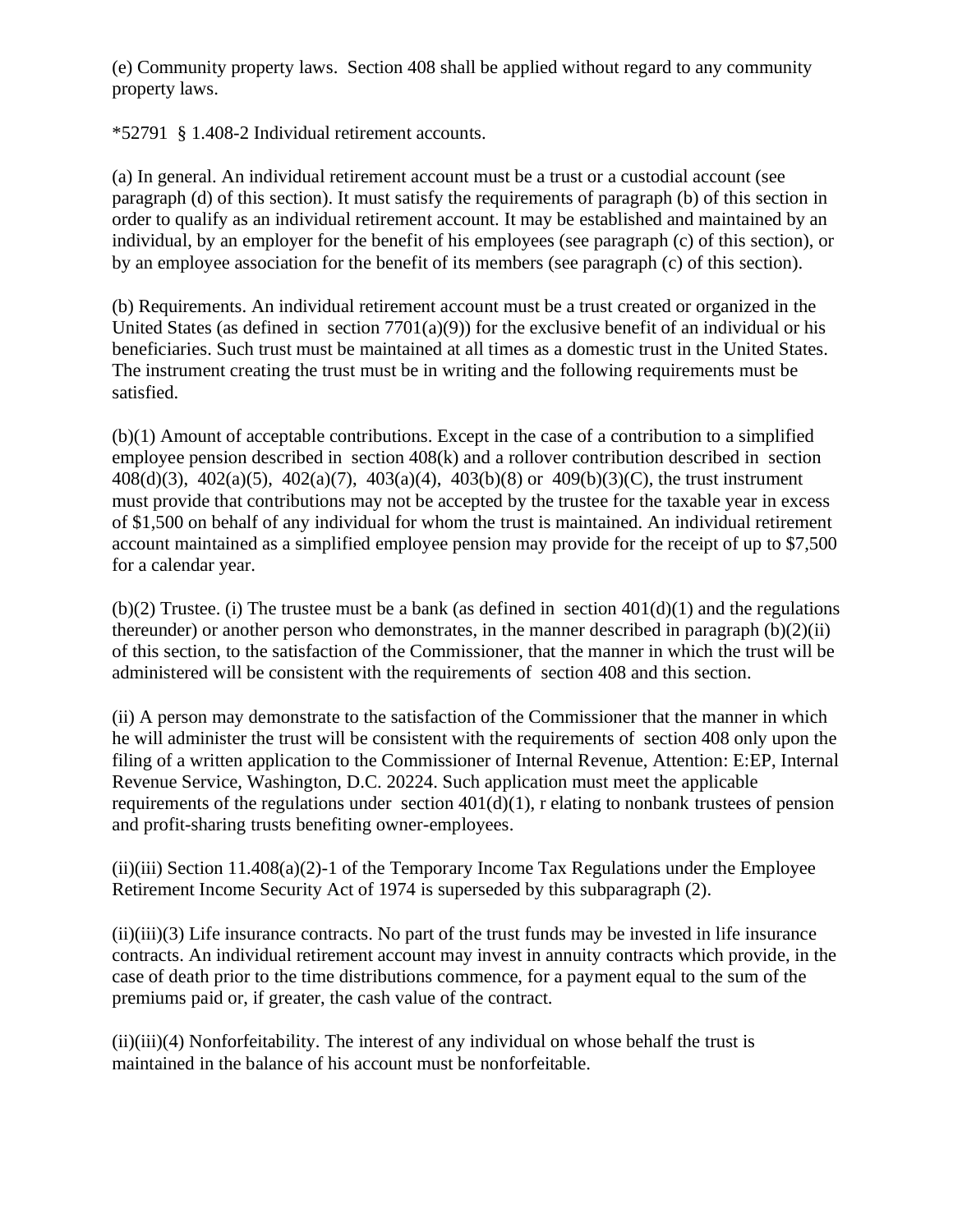(e) Community property laws. Section 408 shall be applied without regard to any community property laws.

*52791 § 1.408-2 Individual retirement accounts.

(a) In general. An individual retirement account must be a trust or a custodial account (see paragraph (d) of this section). It must satisfy the requirements of paragraph (b) of this section in order to qualify as an individual retirement account. It may be established and maintained by an individual, by an employer for the benefit of his employees (see paragraph (c) of this section), or by an employee association for the benefit of its members (see paragraph (c) of this section).

(b) Requirements. An individual retirement account must be a trust created or organized in the United States (as defined in section 7701(a)(9)) for the exclusive benefit of an individual or his beneficiaries. Such trust must be maintained at all times as a domestic trust in the United States. The instrument creating the trust must be in writing and the following requirements must be satisfied.

(b)(1) Amount of acceptable contributions. Except in the case of a contribution to a simplified employee pension described in section 408(k) and a rollover contribution described in section 408(d)(3), 402(a)(5), 402(a)(7), 403(a)(4), 403(b)(8) or 409(b)(3)(C), the trust instrument must provide that contributions may not be accepted by the trustee for the taxable year in excess of $1,500 on behalf of any individual for whom the trust is maintained. An individual retirement account maintained as a simplified employee pension may provide for the receipt of up to $7,500 for a calendar year.

(b)(2) Trustee. (i) The trustee must be a bank (as defined in section 401(d)(1) and the regulations thereunder) or another person who demonstrates, in the manner described in paragraph (b)(2)(ii) of this section, to the satisfaction of the Commissioner, that the manner in which the trust will be administered will be consistent with the requirements of section 408 and this section.

(ii) A person may demonstrate to the satisfaction of the Commissioner that the manner in which he will administer the trust will be consistent with the requirements of section 408 only upon the filing of a written application to the Commissioner of Internal Revenue, Attention: E:EP, Internal Revenue Service, Washington, D.C. 20224. Such application must meet the applicable requirements of the regulations under section 401(d)(1), r elating to nonbank trustees of pension and profit-sharing trusts benefiting owner-employees.

(ii)(iii) Section 11.408(a)(2)-1 of the Temporary Income Tax Regulations under the Employee Retirement Income Security Act of 1974 is superseded by this subparagraph (2).

(ii)(iii)(3) Life insurance contracts. No part of the trust funds may be invested in life insurance contracts. An individual retirement account may invest in annuity contracts which provide, in the case of death prior to the time distributions commence, for a payment equal to the sum of the premiums paid or, if greater, the cash value of the contract.

(ii)(iii)(4) Nonforfeitability. The interest of any individual on whose behalf the trust is maintained in the balance of his account must be nonforfeitable.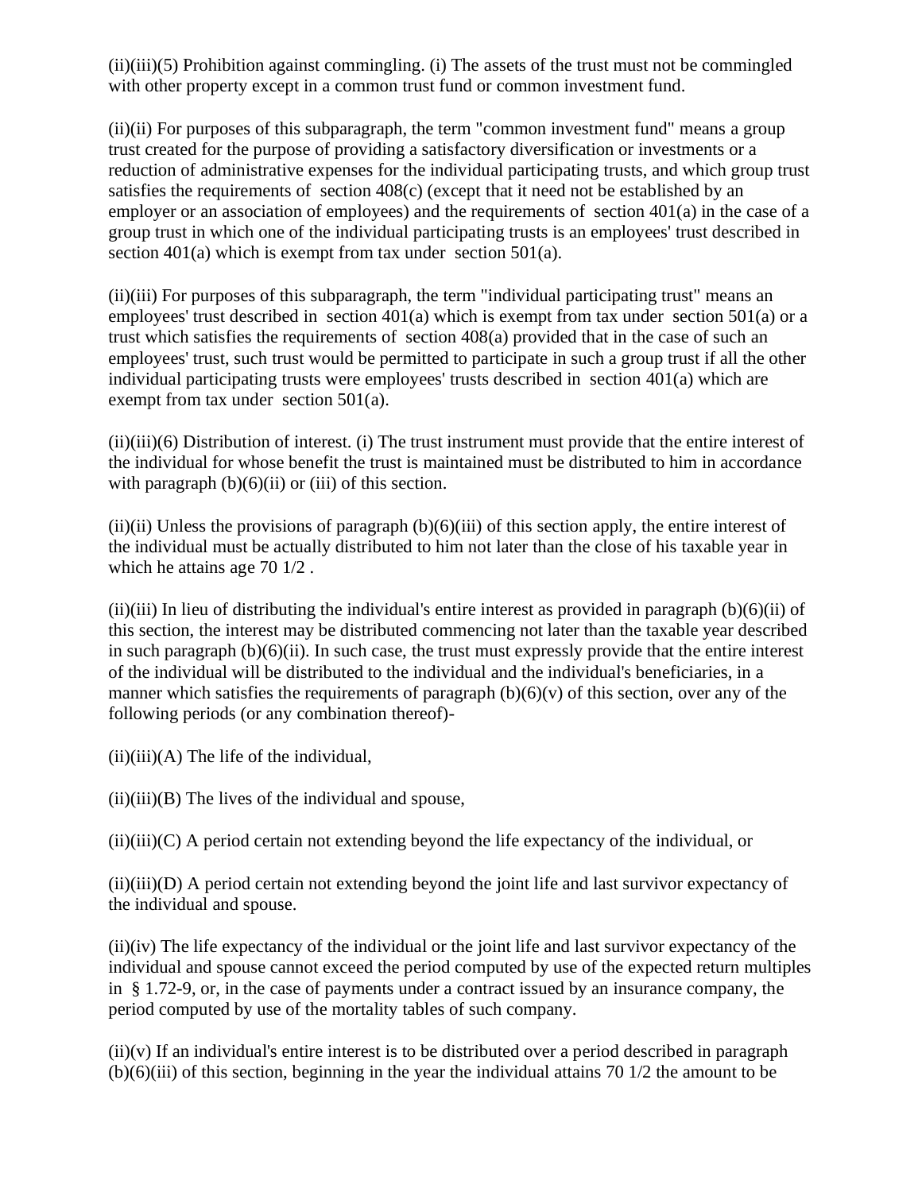(ii)(iii)(5) Prohibition against commingling. (i) The assets of the trust must not be commingled with other property except in a common trust fund or common investment fund.

(ii)(ii) For purposes of this subparagraph, the term "common investment fund" means a group trust created for the purpose of providing a satisfactory diversification or investments or a reduction of administrative expenses for the individual participating trusts, and which group trust satisfies the requirements of section 408(c) (except that it need not be established by an employer or an association of employees) and the requirements of section 401(a) in the case of a group trust in which one of the individual participating trusts is an employees' trust described in section 401(a) which is exempt from tax under section 501(a).

(ii)(iii) For purposes of this subparagraph, the term "individual participating trust" means an employees' trust described in section 401(a) which is exempt from tax under section 501(a) or a trust which satisfies the requirements of section 408(a) provided that in the case of such an employees' trust, such trust would be permitted to participate in such a group trust if all the other individual participating trusts were employees' trusts described in section 401(a) which are exempt from tax under section 501(a).

(ii)(iii)(6) Distribution of interest. (i) The trust instrument must provide that the entire interest of the individual for whose benefit the trust is maintained must be distributed to him in accordance with paragraph (b)(6)(ii) or (iii) of this section.

(ii)(ii) Unless the provisions of paragraph (b)(6)(iii) of this section apply, the entire interest of the individual must be actually distributed to him not later than the close of his taxable year in which he attains age 70 1/2 .

(ii)(iii) In lieu of distributing the individual's entire interest as provided in paragraph (b)(6)(ii) of this section, the interest may be distributed commencing not later than the taxable year described in such paragraph (b)(6)(ii). In such case, the trust must expressly provide that the entire interest of the individual will be distributed to the individual and the individual's beneficiaries, in a manner which satisfies the requirements of paragraph (b)(6)(v) of this section, over any of the following periods (or any combination thereof)-

(ii)(iii)(A) The life of the individual,

(ii)(iii)(B) The lives of the individual and spouse,

(ii)(iii)(C) A period certain not extending beyond the life expectancy of the individual, or

(ii)(iii)(D) A period certain not extending beyond the joint life and last survivor expectancy of the individual and spouse.

(ii)(iv) The life expectancy of the individual or the joint life and last survivor expectancy of the individual and spouse cannot exceed the period computed by use of the expected return multiples in § 1.72-9, or, in the case of payments under a contract issued by an insurance company, the period computed by use of the mortality tables of such company.

(ii)(v) If an individual's entire interest is to be distributed over a period described in paragraph (b)(6)(iii) of this section, beginning in the year the individual attains 70 1/2 the amount to be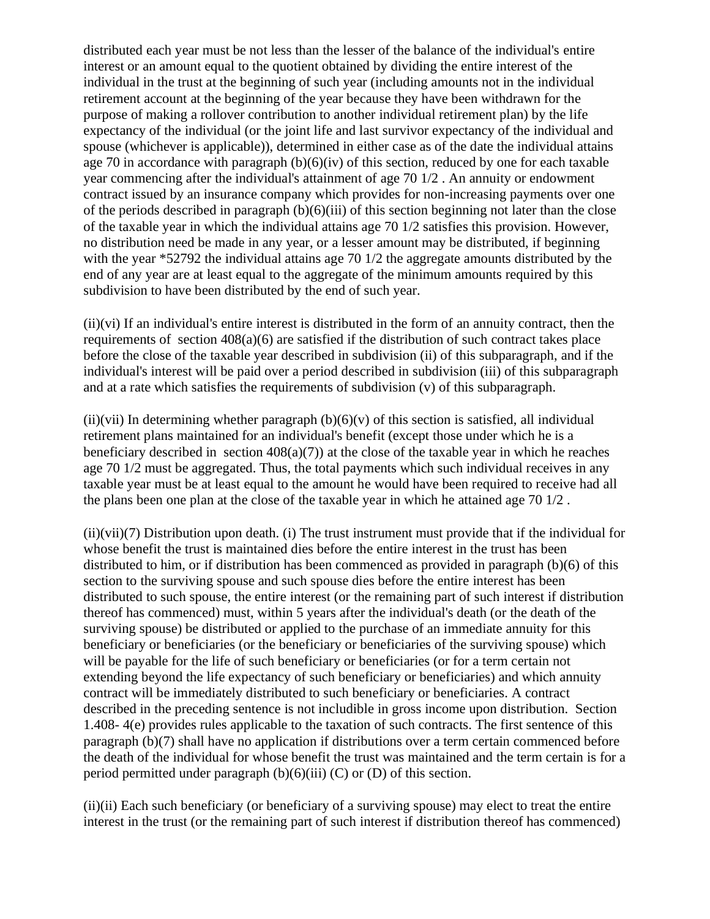distributed each year must be not less than the lesser of the balance of the individual's entire interest or an amount equal to the quotient obtained by dividing the entire interest of the individual in the trust at the beginning of such year (including amounts not in the individual retirement account at the beginning of the year because they have been withdrawn for the purpose of making a rollover contribution to another individual retirement plan) by the life expectancy of the individual (or the joint life and last survivor expectancy of the individual and spouse (whichever is applicable)), determined in either case as of the date the individual attains age 70 in accordance with paragraph (b)(6)(iv) of this section, reduced by one for each taxable year commencing after the individual's attainment of age 70 1/2 . An annuity or endowment contract issued by an insurance company which provides for non-increasing payments over one of the periods described in paragraph (b)(6)(iii) of this section beginning not later than the close of the taxable year in which the individual attains age 70 1/2 satisfies this provision. However, no distribution need be made in any year, or a lesser amount may be distributed, if beginning with the year *52792 the individual attains age 70 1/2 the aggregate amounts distributed by the end of any year are at least equal to the aggregate of the minimum amounts required by this subdivision to have been distributed by the end of such year.

(ii)(vi) If an individual's entire interest is distributed in the form of an annuity contract, then the requirements of section 408(a)(6) are satisfied if the distribution of such contract takes place before the close of the taxable year described in subdivision (ii) of this subparagraph, and if the individual's interest will be paid over a period described in subdivision (iii) of this subparagraph and at a rate which satisfies the requirements of subdivision (v) of this subparagraph.

(ii)(vii) In determining whether paragraph (b)(6)(v) of this section is satisfied, all individual retirement plans maintained for an individual's benefit (except those under which he is a beneficiary described in section 408(a)(7)) at the close of the taxable year in which he reaches age 70 1/2 must be aggregated. Thus, the total payments which such individual receives in any taxable year must be at least equal to the amount he would have been required to receive had all the plans been one plan at the close of the taxable year in which he attained age 70 1/2 .

(ii)(vii)(7) Distribution upon death. (i) The trust instrument must provide that if the individual for whose benefit the trust is maintained dies before the entire interest in the trust has been distributed to him, or if distribution has been commenced as provided in paragraph (b)(6) of this section to the surviving spouse and such spouse dies before the entire interest has been distributed to such spouse, the entire interest (or the remaining part of such interest if distribution thereof has commenced) must, within 5 years after the individual's death (or the death of the surviving spouse) be distributed or applied to the purchase of an immediate annuity for this beneficiary or beneficiaries (or the beneficiary or beneficiaries of the surviving spouse) which will be payable for the life of such beneficiary or beneficiaries (or for a term certain not extending beyond the life expectancy of such beneficiary or beneficiaries) and which annuity contract will be immediately distributed to such beneficiary or beneficiaries. A contract described in the preceding sentence is not includible in gross income upon distribution. Section 1.408- 4(e) provides rules applicable to the taxation of such contracts. The first sentence of this paragraph (b)(7) shall have no application if distributions over a term certain commenced before the death of the individual for whose benefit the trust was maintained and the term certain is for a period permitted under paragraph (b)(6)(iii) (C) or (D) of this section.

(ii)(ii) Each such beneficiary (or beneficiary of a surviving spouse) may elect to treat the entire interest in the trust (or the remaining part of such interest if distribution thereof has commenced)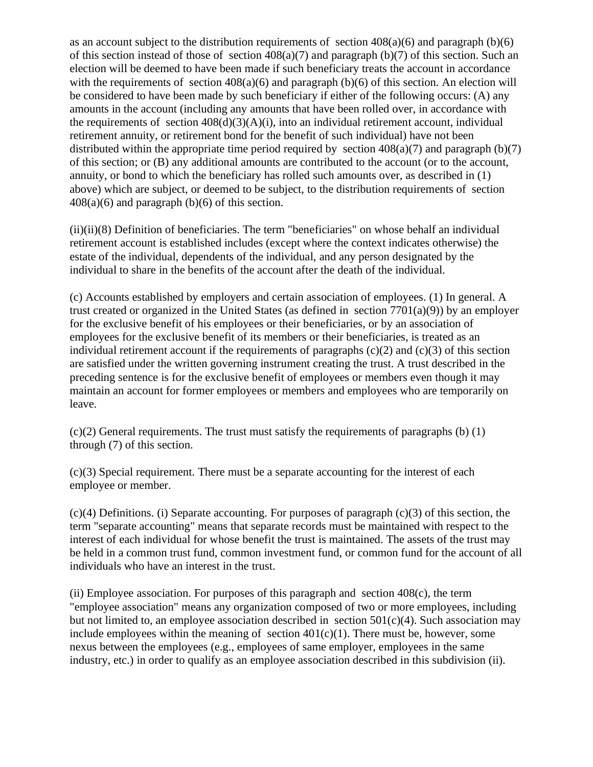as an account subject to the distribution requirements of section 408(a)(6) and paragraph (b)(6) of this section instead of those of section 408(a)(7) and paragraph (b)(7) of this section. Such an election will be deemed to have been made if such beneficiary treats the account in accordance with the requirements of section 408(a)(6) and paragraph (b)(6) of this section. An election will be considered to have been made by such beneficiary if either of the following occurs: (A) any amounts in the account (including any amounts that have been rolled over, in accordance with the requirements of section 408(d)(3)(A)(i), into an individual retirement account, individual retirement annuity, or retirement bond for the benefit of such individual) have not been distributed within the appropriate time period required by section 408(a)(7) and paragraph (b)(7) of this section; or (B) any additional amounts are contributed to the account (or to the account, annuity, or bond to which the beneficiary has rolled such amounts over, as described in (1) above) which are subject, or deemed to be subject, to the distribution requirements of section 408(a)(6) and paragraph (b)(6) of this section.

(ii)(ii)(8) Definition of beneficiaries. The term "beneficiaries" on whose behalf an individual retirement account is established includes (except where the context indicates otherwise) the estate of the individual, dependents of the individual, and any person designated by the individual to share in the benefits of the account after the death of the individual.

(c) Accounts established by employers and certain association of employees. (1) In general. A trust created or organized in the United States (as defined in section 7701(a)(9)) by an employer for the exclusive benefit of his employees or their beneficiaries, or by an association of employees for the exclusive benefit of its members or their beneficiaries, is treated as an individual retirement account if the requirements of paragraphs (c)(2) and (c)(3) of this section are satisfied under the written governing instrument creating the trust. A trust described in the preceding sentence is for the exclusive benefit of employees or members even though it may maintain an account for former employees or members and employees who are temporarily on leave.

(c)(2) General requirements. The trust must satisfy the requirements of paragraphs (b) (1) through (7) of this section.

(c)(3) Special requirement. There must be a separate accounting for the interest of each employee or member.

(c)(4) Definitions. (i) Separate accounting. For purposes of paragraph (c)(3) of this section, the term "separate accounting" means that separate records must be maintained with respect to the interest of each individual for whose benefit the trust is maintained. The assets of the trust may be held in a common trust fund, common investment fund, or common fund for the account of all individuals who have an interest in the trust.

(ii) Employee association. For purposes of this paragraph and section 408(c), the term "employee association" means any organization composed of two or more employees, including but not limited to, an employee association described in section 501(c)(4). Such association may include employees within the meaning of section 401(c)(1). There must be, however, some nexus between the employees (e.g., employees of same employer, employees in the same industry, etc.) in order to qualify as an employee association described in this subdivision (ii).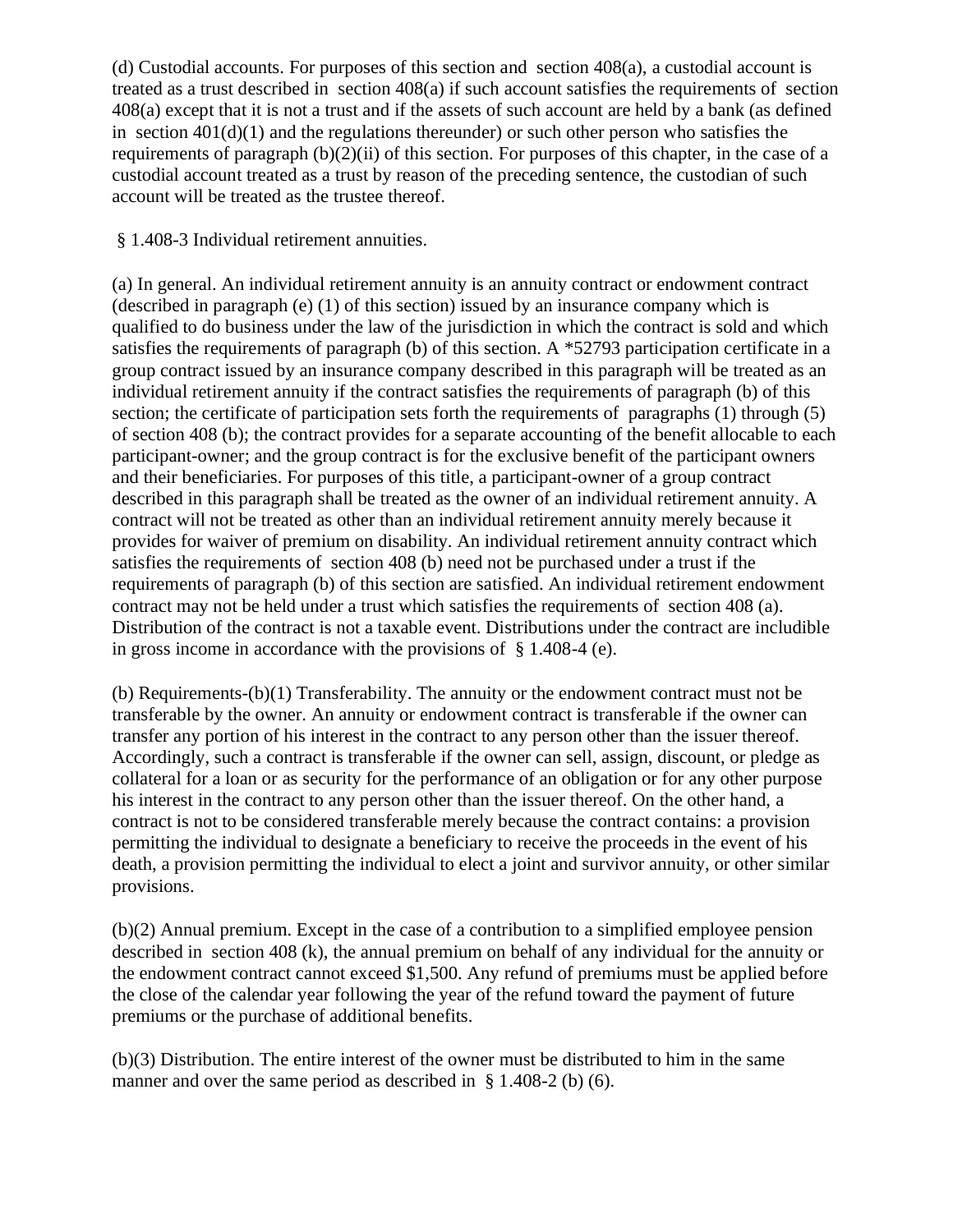(d) Custodial accounts. For purposes of this section and section 408(a), a custodial account is treated as a trust described in section 408(a) if such account satisfies the requirements of section 408(a) except that it is not a trust and if the assets of such account are held by a bank (as defined in section 401(d)(1) and the regulations thereunder) or such other person who satisfies the requirements of paragraph (b)(2)(ii) of this section. For purposes of this chapter, in the case of a custodial account treated as a trust by reason of the preceding sentence, the custodian of such account will be treated as the trustee thereof.

§ 1.408-3 Individual retirement annuities.

(a) In general. An individual retirement annuity is an annuity contract or endowment contract (described in paragraph (e) (1) of this section) issued by an insurance company which is qualified to do business under the law of the jurisdiction in which the contract is sold and which satisfies the requirements of paragraph (b) of this section. A *52793 participation certificate in a group contract issued by an insurance company described in this paragraph will be treated as an individual retirement annuity if the contract satisfies the requirements of paragraph (b) of this section; the certificate of participation sets forth the requirements of paragraphs (1) through (5) of section 408 (b); the contract provides for a separate accounting of the benefit allocable to each participant-owner; and the group contract is for the exclusive benefit of the participant owners and their beneficiaries. For purposes of this title, a participant-owner of a group contract described in this paragraph shall be treated as the owner of an individual retirement annuity. A contract will not be treated as other than an individual retirement annuity merely because it provides for waiver of premium on disability. An individual retirement annuity contract which satisfies the requirements of section 408 (b) need not be purchased under a trust if the requirements of paragraph (b) of this section are satisfied. An individual retirement endowment contract may not be held under a trust which satisfies the requirements of section 408 (a). Distribution of the contract is not a taxable event. Distributions under the contract are includible in gross income in accordance with the provisions of § 1.408-4 (e).

(b) Requirements-(b)(1) Transferability. The annuity or the endowment contract must not be transferable by the owner. An annuity or endowment contract is transferable if the owner can transfer any portion of his interest in the contract to any person other than the issuer thereof. Accordingly, such a contract is transferable if the owner can sell, assign, discount, or pledge as collateral for a loan or as security for the performance of an obligation or for any other purpose his interest in the contract to any person other than the issuer thereof. On the other hand, a contract is not to be considered transferable merely because the contract contains: a provision permitting the individual to designate a beneficiary to receive the proceeds in the event of his death, a provision permitting the individual to elect a joint and survivor annuity, or other similar provisions.

(b)(2) Annual premium. Except in the case of a contribution to a simplified employee pension described in section 408 (k), the annual premium on behalf of any individual for the annuity or the endowment contract cannot exceed $1,500. Any refund of premiums must be applied before the close of the calendar year following the year of the refund toward the payment of future premiums or the purchase of additional benefits.

(b)(3) Distribution. The entire interest of the owner must be distributed to him in the same manner and over the same period as described in § 1.408-2 (b) (6).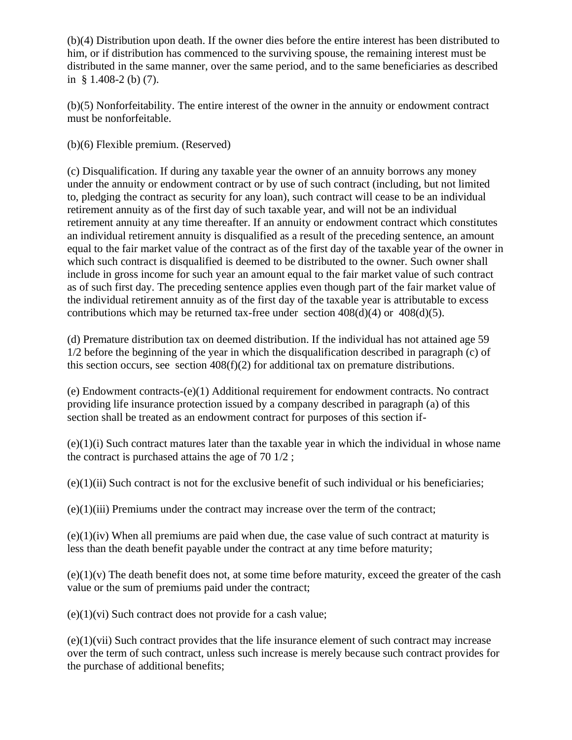(b)(4) Distribution upon death. If the owner dies before the entire interest has been distributed to him, or if distribution has commenced to the surviving spouse, the remaining interest must be distributed in the same manner, over the same period, and to the same beneficiaries as described in § 1.408-2 (b) (7).

(b)(5) Nonforfeitability. The entire interest of the owner in the annuity or endowment contract must be nonforfeitable.

(b)(6) Flexible premium. (Reserved)

(c) Disqualification. If during any taxable year the owner of an annuity borrows any money under the annuity or endowment contract or by use of such contract (including, but not limited to, pledging the contract as security for any loan), such contract will cease to be an individual retirement annuity as of the first day of such taxable year, and will not be an individual retirement annuity at any time thereafter. If an annuity or endowment contract which constitutes an individual retirement annuity is disqualified as a result of the preceding sentence, an amount equal to the fair market value of the contract as of the first day of the taxable year of the owner in which such contract is disqualified is deemed to be distributed to the owner. Such owner shall include in gross income for such year an amount equal to the fair market value of such contract as of such first day. The preceding sentence applies even though part of the fair market value of the individual retirement annuity as of the first day of the taxable year is attributable to excess contributions which may be returned tax-free under section 408(d)(4) or 408(d)(5).

(d) Premature distribution tax on deemed distribution. If the individual has not attained age 59 1/2 before the beginning of the year in which the disqualification described in paragraph (c) of this section occurs, see section 408(f)(2) for additional tax on premature distributions.

(e) Endowment contracts-(e)(1) Additional requirement for endowment contracts. No contract providing life insurance protection issued by a company described in paragraph (a) of this section shall be treated as an endowment contract for purposes of this section if-

(e)(1)(i) Such contract matures later than the taxable year in which the individual in whose name the contract is purchased attains the age of 70 1/2 ;

(e)(1)(ii) Such contract is not for the exclusive benefit of such individual or his beneficiaries;

(e)(1)(iii) Premiums under the contract may increase over the term of the contract;

(e)(1)(iv) When all premiums are paid when due, the case value of such contract at maturity is less than the death benefit payable under the contract at any time before maturity;

(e)(1)(v) The death benefit does not, at some time before maturity, exceed the greater of the cash value or the sum of premiums paid under the contract;

(e)(1)(vi) Such contract does not provide for a cash value;

(e)(1)(vii) Such contract provides that the life insurance element of such contract may increase over the term of such contract, unless such increase is merely because such contract provides for the purchase of additional benefits;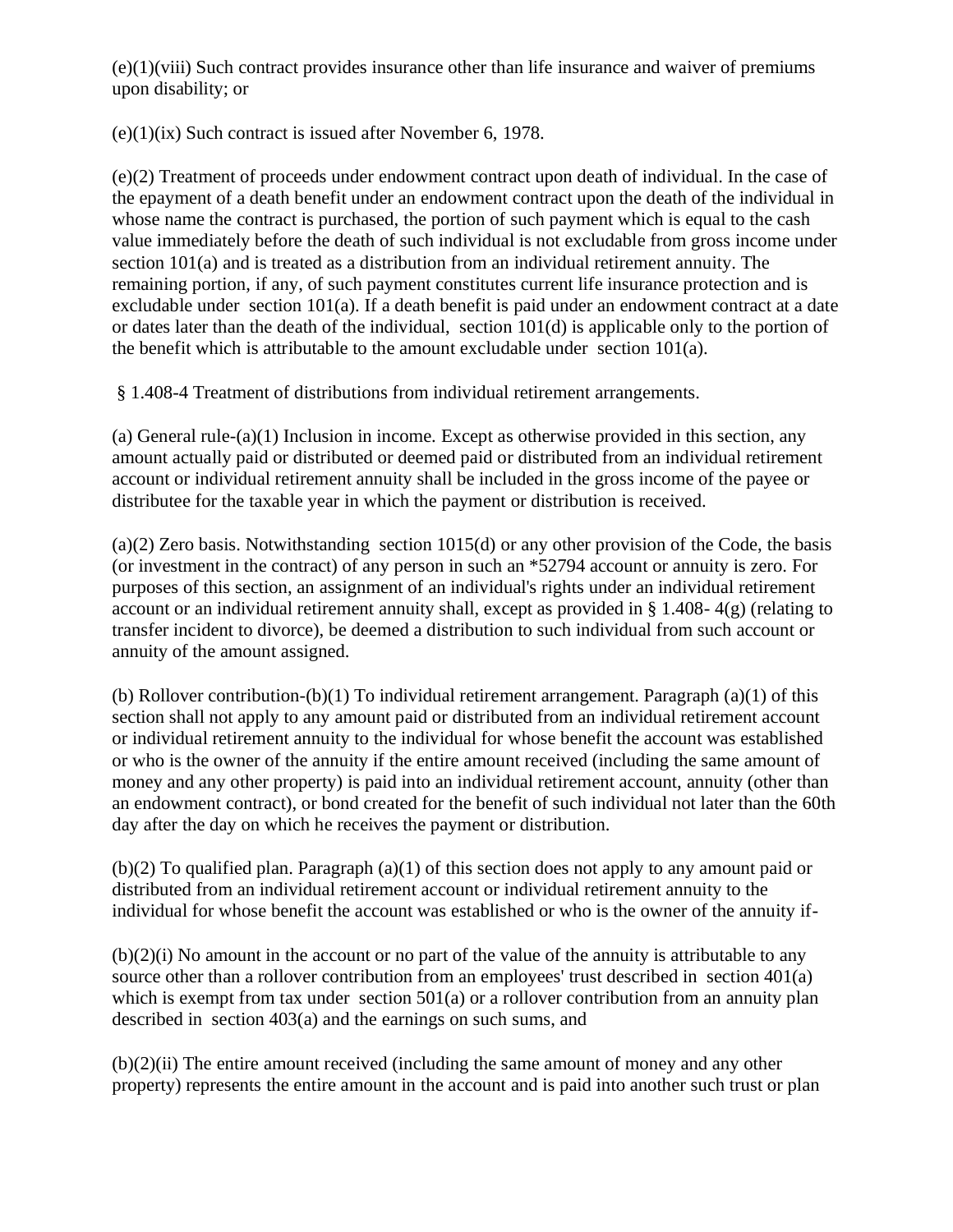(e)(1)(viii) Such contract provides insurance other than life insurance and waiver of premiums upon disability; or

(e)(1)(ix) Such contract is issued after November 6, 1978.

(e)(2) Treatment of proceeds under endowment contract upon death of individual. In the case of the epayment of a death benefit under an endowment contract upon the death of the individual in whose name the contract is purchased, the portion of such payment which is equal to the cash value immediately before the death of such individual is not excludable from gross income under section 101(a) and is treated as a distribution from an individual retirement annuity. The remaining portion, if any, of such payment constitutes current life insurance protection and is excludable under section 101(a). If a death benefit is paid under an endowment contract at a date or dates later than the death of the individual, section 101(d) is applicable only to the portion of the benefit which is attributable to the amount excludable under section 101(a).

§ 1.408-4 Treatment of distributions from individual retirement arrangements.

(a) General rule-(a)(1) Inclusion in income. Except as otherwise provided in this section, any amount actually paid or distributed or deemed paid or distributed from an individual retirement account or individual retirement annuity shall be included in the gross income of the payee or distributee for the taxable year in which the payment or distribution is received.

(a)(2) Zero basis. Notwithstanding section 1015(d) or any other provision of the Code, the basis (or investment in the contract) of any person in such an *52794 account or annuity is zero. For purposes of this section, an assignment of an individual's rights under an individual retirement account or an individual retirement annuity shall, except as provided in § 1.408- 4(g) (relating to transfer incident to divorce), be deemed a distribution to such individual from such account or annuity of the amount assigned.

(b) Rollover contribution-(b)(1) To individual retirement arrangement. Paragraph (a)(1) of this section shall not apply to any amount paid or distributed from an individual retirement account or individual retirement annuity to the individual for whose benefit the account was established or who is the owner of the annuity if the entire amount received (including the same amount of money and any other property) is paid into an individual retirement account, annuity (other than an endowment contract), or bond created for the benefit of such individual not later than the 60th day after the day on which he receives the payment or distribution.

(b)(2) To qualified plan. Paragraph (a)(1) of this section does not apply to any amount paid or distributed from an individual retirement account or individual retirement annuity to the individual for whose benefit the account was established or who is the owner of the annuity if-

(b)(2)(i) No amount in the account or no part of the value of the annuity is attributable to any source other than a rollover contribution from an employees' trust described in section 401(a) which is exempt from tax under section 501(a) or a rollover contribution from an annuity plan described in section 403(a) and the earnings on such sums, and

(b)(2)(ii) The entire amount received (including the same amount of money and any other property) represents the entire amount in the account and is paid into another such trust or plan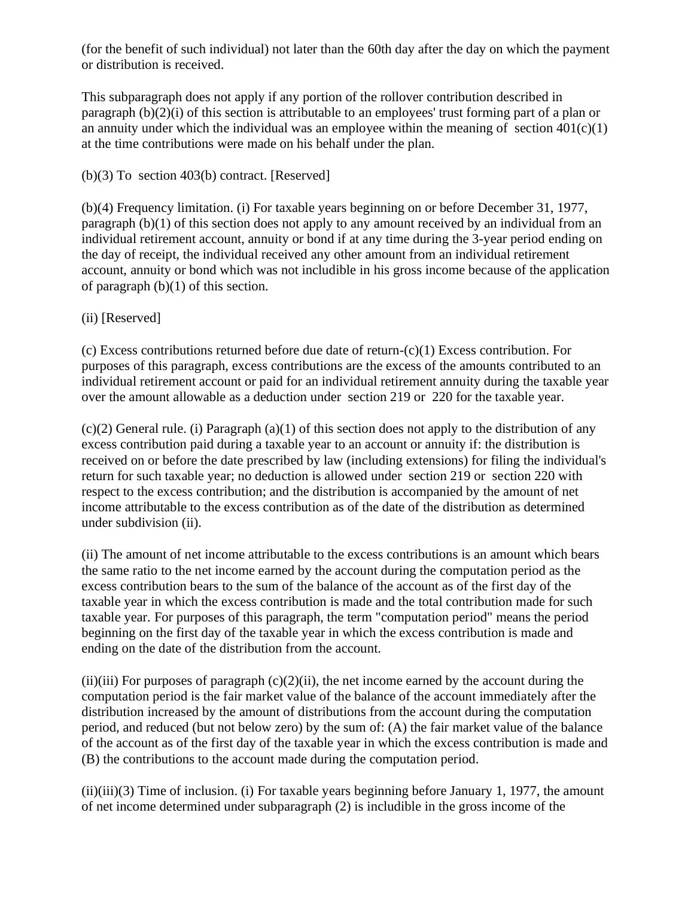(for the benefit of such individual) not later than the 60th day after the day on which the payment or distribution is received.

This subparagraph does not apply if any portion of the rollover contribution described in paragraph (b)(2)(i) of this section is attributable to an employees' trust forming part of a plan or an annuity under which the individual was an employee within the meaning of section 401(c)(1) at the time contributions were made on his behalf under the plan.

(b)(3) To section 403(b) contract. [Reserved]

(b)(4) Frequency limitation. (i) For taxable years beginning on or before December 31, 1977, paragraph (b)(1) of this section does not apply to any amount received by an individual from an individual retirement account, annuity or bond if at any time during the 3-year period ending on the day of receipt, the individual received any other amount from an individual retirement account, annuity or bond which was not includible in his gross income because of the application of paragraph (b)(1) of this section.

(ii) [Reserved]

(c) Excess contributions returned before due date of return-(c)(1) Excess contribution. For purposes of this paragraph, excess contributions are the excess of the amounts contributed to an individual retirement account or paid for an individual retirement annuity during the taxable year over the amount allowable as a deduction under section 219 or 220 for the taxable year.

(c)(2) General rule. (i) Paragraph (a)(1) of this section does not apply to the distribution of any excess contribution paid during a taxable year to an account or annuity if: the distribution is received on or before the date prescribed by law (including extensions) for filing the individual's return for such taxable year; no deduction is allowed under section 219 or section 220 with respect to the excess contribution; and the distribution is accompanied by the amount of net income attributable to the excess contribution as of the date of the distribution as determined under subdivision (ii).

(ii) The amount of net income attributable to the excess contributions is an amount which bears the same ratio to the net income earned by the account during the computation period as the excess contribution bears to the sum of the balance of the account as of the first day of the taxable year in which the excess contribution is made and the total contribution made for such taxable year. For purposes of this paragraph, the term "computation period" means the period beginning on the first day of the taxable year in which the excess contribution is made and ending on the date of the distribution from the account.

(ii)(iii) For purposes of paragraph (c)(2)(ii), the net income earned by the account during the computation period is the fair market value of the balance of the account immediately after the distribution increased by the amount of distributions from the account during the computation period, and reduced (but not below zero) by the sum of: (A) the fair market value of the balance of the account as of the first day of the taxable year in which the excess contribution is made and (B) the contributions to the account made during the computation period.

(ii)(iii)(3) Time of inclusion. (i) For taxable years beginning before January 1, 1977, the amount of net income determined under subparagraph (2) is includible in the gross income of the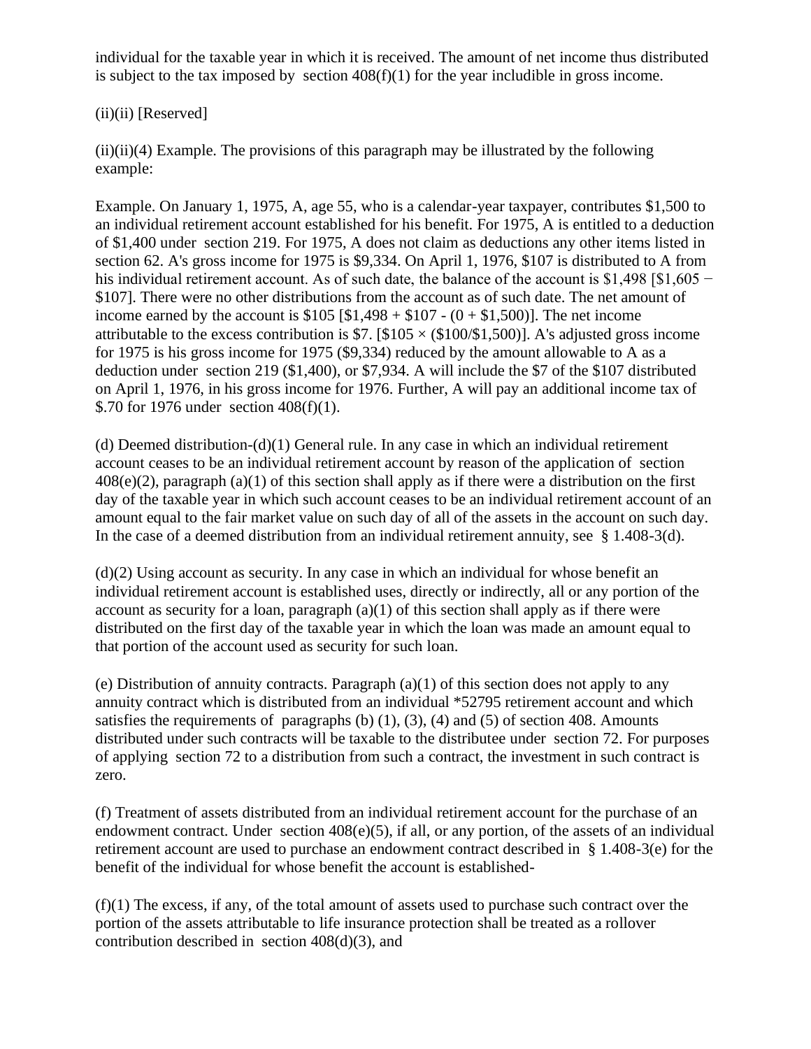individual for the taxable year in which it is received. The amount of net income thus distributed is subject to the tax imposed by section 408(f)(1) for the year includible in gross income.

(ii)(ii) [Reserved]

(ii)(ii)(4) Example. The provisions of this paragraph may be illustrated by the following example:

Example. On January 1, 1975, A, age 55, who is a calendar-year taxpayer, contributes $1,500 to an individual retirement account established for his benefit. For 1975, A is entitled to a deduction of $1,400 under section 219. For 1975, A does not claim as deductions any other items listed in section 62. A's gross income for 1975 is $9,334. On April 1, 1976, $107 is distributed to A from his individual retirement account. As of such date, the balance of the account is $1,498 [$1,605 − $107]. There were no other distributions from the account as of such date. The net amount of income earned by the account is $105 [$1,498 + $107 - (0 + $1,500)]. The net income attributable to the excess contribution is $7. [$105 × ($100/$1,500)]. A's adjusted gross income for 1975 is his gross income for 1975 ($9,334) reduced by the amount allowable to A as a deduction under section 219 ($1,400), or $7,934. A will include the $7 of the $107 distributed on April 1, 1976, in his gross income for 1976. Further, A will pay an additional income tax of $.70 for 1976 under section 408(f)(1).

(d) Deemed distribution-(d)(1) General rule. In any case in which an individual retirement account ceases to be an individual retirement account by reason of the application of section 408(e)(2), paragraph (a)(1) of this section shall apply as if there were a distribution on the first day of the taxable year in which such account ceases to be an individual retirement account of an amount equal to the fair market value on such day of all of the assets in the account on such day. In the case of a deemed distribution from an individual retirement annuity, see § 1.408-3(d).

(d)(2) Using account as security. In any case in which an individual for whose benefit an individual retirement account is established uses, directly or indirectly, all or any portion of the account as security for a loan, paragraph (a)(1) of this section shall apply as if there were distributed on the first day of the taxable year in which the loan was made an amount equal to that portion of the account used as security for such loan.

(e) Distribution of annuity contracts. Paragraph (a)(1) of this section does not apply to any annuity contract which is distributed from an individual *52795 retirement account and which satisfies the requirements of paragraphs (b) (1), (3), (4) and (5) of section 408. Amounts distributed under such contracts will be taxable to the distributee under section 72. For purposes of applying section 72 to a distribution from such a contract, the investment in such contract is zero.

(f) Treatment of assets distributed from an individual retirement account for the purchase of an endowment contract. Under section 408(e)(5), if all, or any portion, of the assets of an individual retirement account are used to purchase an endowment contract described in § 1.408-3(e) for the benefit of the individual for whose benefit the account is established-

(f)(1) The excess, if any, of the total amount of assets used to purchase such contract over the portion of the assets attributable to life insurance protection shall be treated as a rollover contribution described in section 408(d)(3), and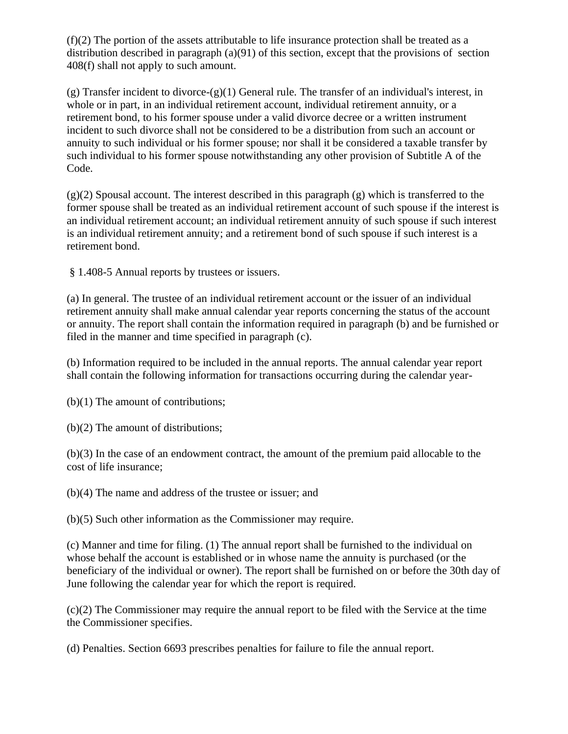(f)(2) The portion of the assets attributable to life insurance protection shall be treated as a distribution described in paragraph (a)(91) of this section, except that the provisions of section 408(f) shall not apply to such amount.

(g) Transfer incident to divorce-(g)(1) General rule. The transfer of an individual's interest, in whole or in part, in an individual retirement account, individual retirement annuity, or a retirement bond, to his former spouse under a valid divorce decree or a written instrument incident to such divorce shall not be considered to be a distribution from such an account or annuity to such individual or his former spouse; nor shall it be considered a taxable transfer by such individual to his former spouse notwithstanding any other provision of Subtitle A of the Code.

(g)(2) Spousal account. The interest described in this paragraph (g) which is transferred to the former spouse shall be treated as an individual retirement account of such spouse if the interest is an individual retirement account; an individual retirement annuity of such spouse if such interest is an individual retirement annuity; and a retirement bond of such spouse if such interest is a retirement bond.

§ 1.408-5 Annual reports by trustees or issuers.

(a) In general. The trustee of an individual retirement account or the issuer of an individual retirement annuity shall make annual calendar year reports concerning the status of the account or annuity. The report shall contain the information required in paragraph (b) and be furnished or filed in the manner and time specified in paragraph (c).

(b) Information required to be included in the annual reports. The annual calendar year report shall contain the following information for transactions occurring during the calendar year-

(b)(1) The amount of contributions;

(b)(2) The amount of distributions;

(b)(3) In the case of an endowment contract, the amount of the premium paid allocable to the cost of life insurance;

(b)(4) The name and address of the trustee or issuer; and

(b)(5) Such other information as the Commissioner may require.

(c) Manner and time for filing. (1) The annual report shall be furnished to the individual on whose behalf the account is established or in whose name the annuity is purchased (or the beneficiary of the individual or owner). The report shall be furnished on or before the 30th day of June following the calendar year for which the report is required.

(c)(2) The Commissioner may require the annual report to be filed with the Service at the time the Commissioner specifies.

(d) Penalties. Section 6693 prescribes penalties for failure to file the annual report.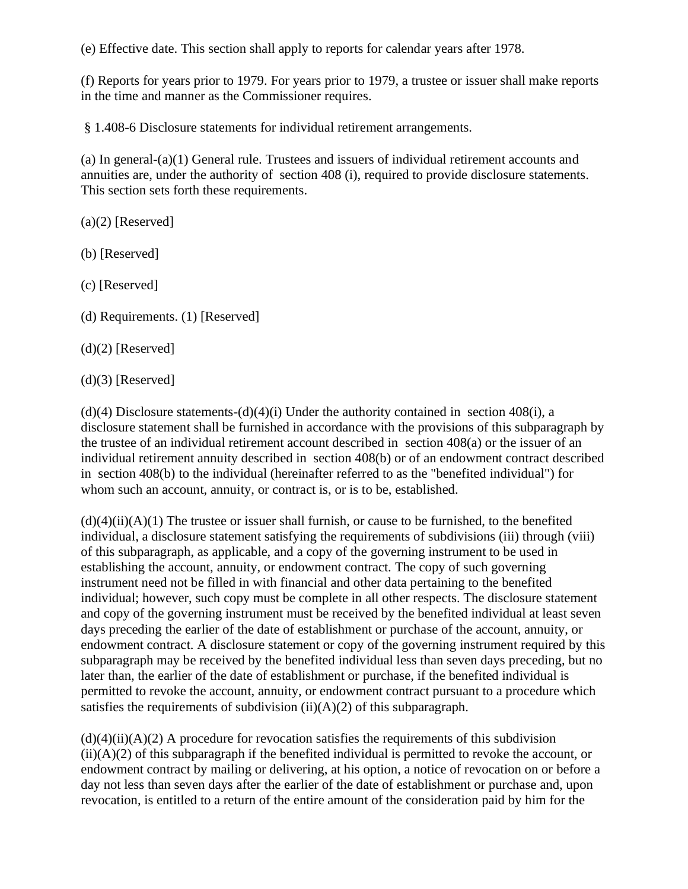(e) Effective date. This section shall apply to reports for calendar years after 1978.

(f) Reports for years prior to 1979. For years prior to 1979, a trustee or issuer shall make reports in the time and manner as the Commissioner requires.

§ 1.408-6 Disclosure statements for individual retirement arrangements.

(a) In general-(a)(1) General rule. Trustees and issuers of individual retirement accounts and annuities are, under the authority of section 408 (i), required to provide disclosure statements. This section sets forth these requirements.

(a)(2) [Reserved]

(b) [Reserved]

(c) [Reserved]

(d) Requirements. (1) [Reserved]

(d)(2) [Reserved]

(d)(3) [Reserved]

(d)(4) Disclosure statements-(d)(4)(i) Under the authority contained in section 408(i), a disclosure statement shall be furnished in accordance with the provisions of this subparagraph by the trustee of an individual retirement account described in section 408(a) or the issuer of an individual retirement annuity described in section 408(b) or of an endowment contract described in section 408(b) to the individual (hereinafter referred to as the "benefited individual") for whom such an account, annuity, or contract is, or is to be, established.

(d)(4)(ii)(A)(1) The trustee or issuer shall furnish, or cause to be furnished, to the benefited individual, a disclosure statement satisfying the requirements of subdivisions (iii) through (viii) of this subparagraph, as applicable, and a copy of the governing instrument to be used in establishing the account, annuity, or endowment contract. The copy of such governing instrument need not be filled in with financial and other data pertaining to the benefited individual; however, such copy must be complete in all other respects. The disclosure statement and copy of the governing instrument must be received by the benefited individual at least seven days preceding the earlier of the date of establishment or purchase of the account, annuity, or endowment contract. A disclosure statement or copy of the governing instrument required by this subparagraph may be received by the benefited individual less than seven days preceding, but no later than, the earlier of the date of establishment or purchase, if the benefited individual is permitted to revoke the account, annuity, or endowment contract pursuant to a procedure which satisfies the requirements of subdivision (ii)(A)(2) of this subparagraph.

(d)(4)(ii)(A)(2) A procedure for revocation satisfies the requirements of this subdivision (ii)(A)(2) of this subparagraph if the benefited individual is permitted to revoke the account, or endowment contract by mailing or delivering, at his option, a notice of revocation on or before a day not less than seven days after the earlier of the date of establishment or purchase and, upon revocation, is entitled to a return of the entire amount of the consideration paid by him for the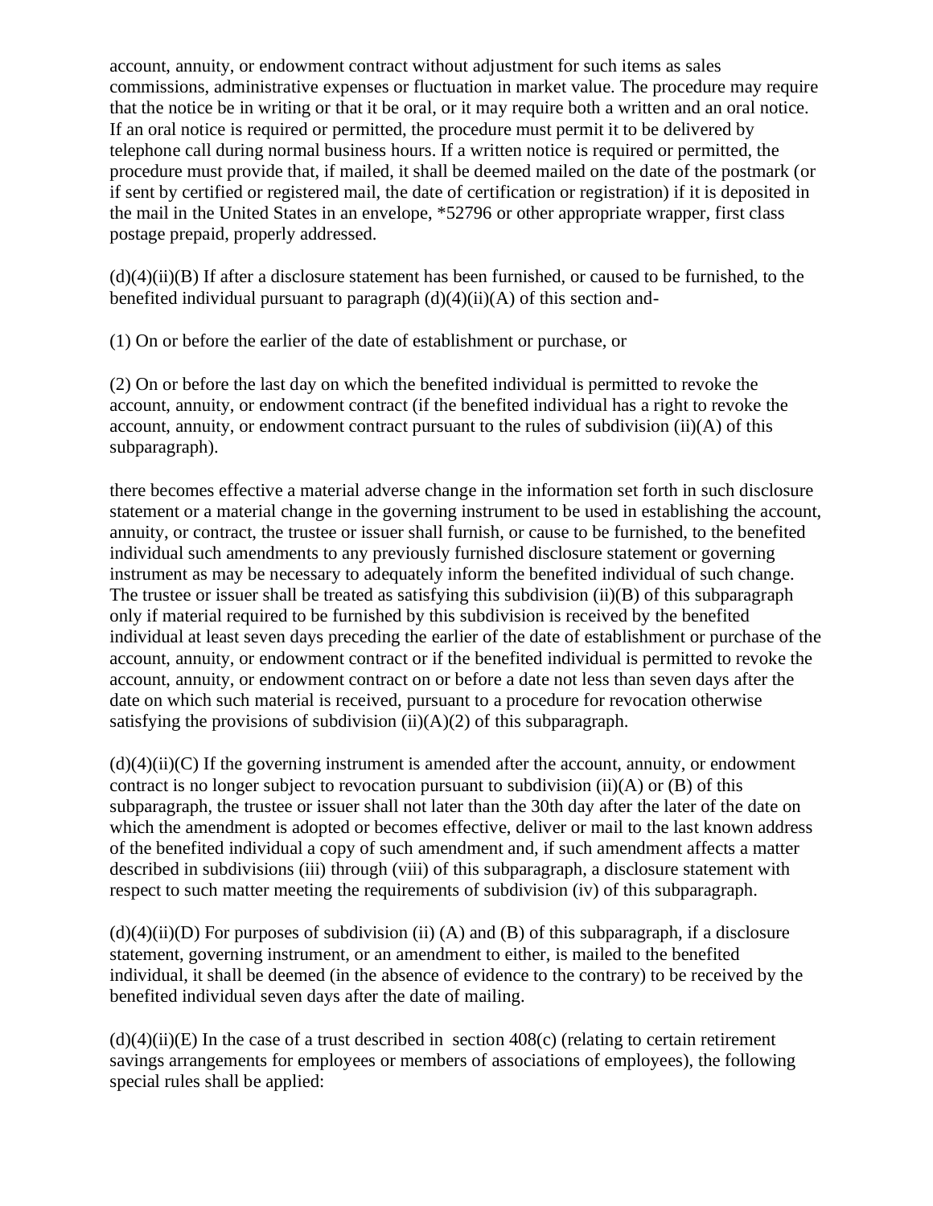account, annuity, or endowment contract without adjustment for such items as sales commissions, administrative expenses or fluctuation in market value. The procedure may require that the notice be in writing or that it be oral, or it may require both a written and an oral notice. If an oral notice is required or permitted, the procedure must permit it to be delivered by telephone call during normal business hours. If a written notice is required or permitted, the procedure must provide that, if mailed, it shall be deemed mailed on the date of the postmark (or if sent by certified or registered mail, the date of certification or registration) if it is deposited in the mail in the United States in an envelope, *52796 or other appropriate wrapper, first class postage prepaid, properly addressed.

(d)(4)(ii)(B) If after a disclosure statement has been furnished, or caused to be furnished, to the benefited individual pursuant to paragraph (d)(4)(ii)(A) of this section and-

(1) On or before the earlier of the date of establishment or purchase, or

(2) On or before the last day on which the benefited individual is permitted to revoke the account, annuity, or endowment contract (if the benefited individual has a right to revoke the account, annuity, or endowment contract pursuant to the rules of subdivision (ii)(A) of this subparagraph).

there becomes effective a material adverse change in the information set forth in such disclosure statement or a material change in the governing instrument to be used in establishing the account, annuity, or contract, the trustee or issuer shall furnish, or cause to be furnished, to the benefited individual such amendments to any previously furnished disclosure statement or governing instrument as may be necessary to adequately inform the benefited individual of such change. The trustee or issuer shall be treated as satisfying this subdivision (ii)(B) of this subparagraph only if material required to be furnished by this subdivision is received by the benefited individual at least seven days preceding the earlier of the date of establishment or purchase of the account, annuity, or endowment contract or if the benefited individual is permitted to revoke the account, annuity, or endowment contract on or before a date not less than seven days after the date on which such material is received, pursuant to a procedure for revocation otherwise satisfying the provisions of subdivision (ii)(A)(2) of this subparagraph.

(d)(4)(ii)(C) If the governing instrument is amended after the account, annuity, or endowment contract is no longer subject to revocation pursuant to subdivision (ii)(A) or (B) of this subparagraph, the trustee or issuer shall not later than the 30th day after the later of the date on which the amendment is adopted or becomes effective, deliver or mail to the last known address of the benefited individual a copy of such amendment and, if such amendment affects a matter described in subdivisions (iii) through (viii) of this subparagraph, a disclosure statement with respect to such matter meeting the requirements of subdivision (iv) of this subparagraph.

(d)(4)(ii)(D) For purposes of subdivision (ii) (A) and (B) of this subparagraph, if a disclosure statement, governing instrument, or an amendment to either, is mailed to the benefited individual, it shall be deemed (in the absence of evidence to the contrary) to be received by the benefited individual seven days after the date of mailing.

(d)(4)(ii)(E) In the case of a trust described in section 408(c) (relating to certain retirement savings arrangements for employees or members of associations of employees), the following special rules shall be applied: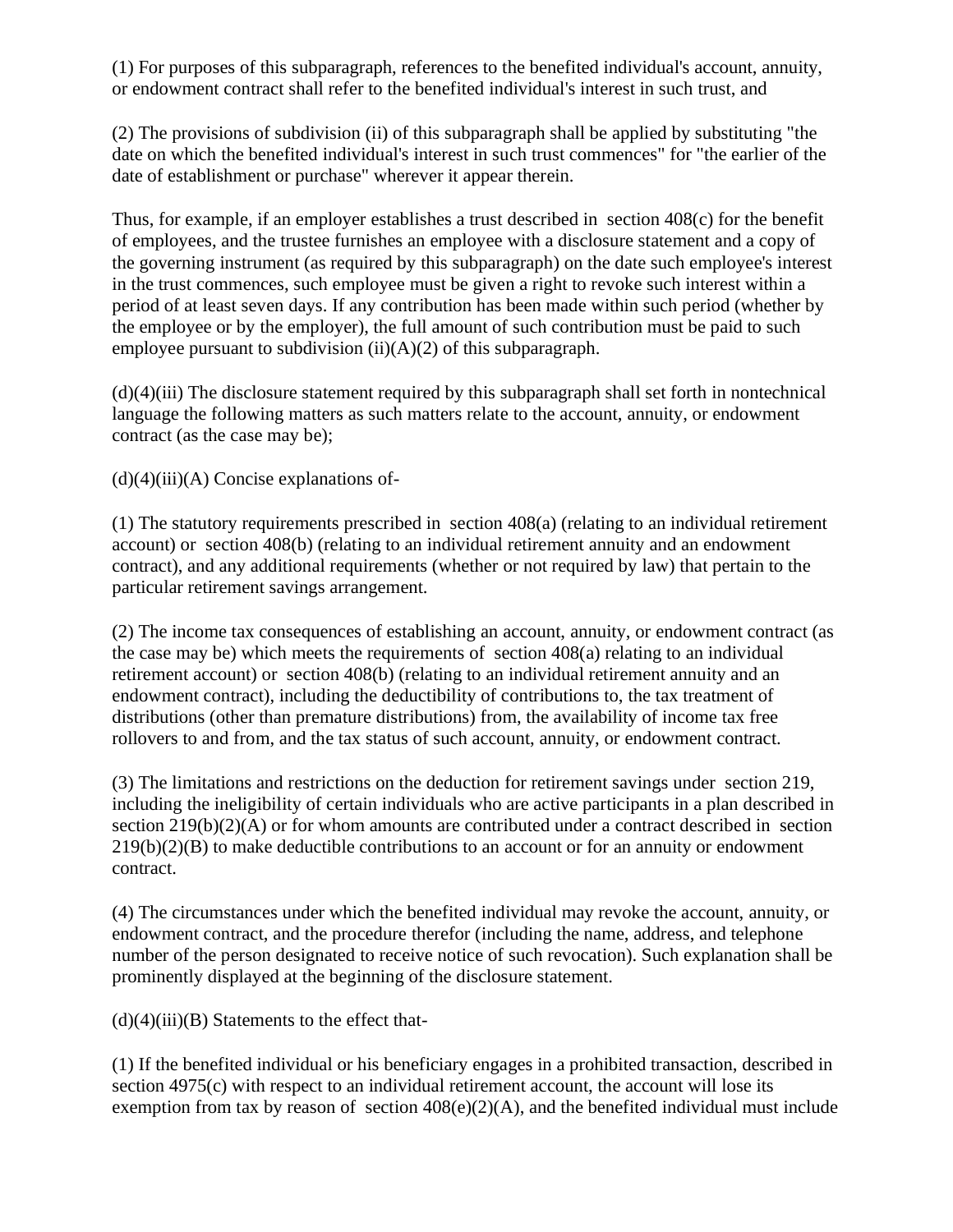(1) For purposes of this subparagraph, references to the benefited individual's account, annuity, or endowment contract shall refer to the benefited individual's interest in such trust, and

(2) The provisions of subdivision (ii) of this subparagraph shall be applied by substituting "the date on which the benefited individual's interest in such trust commences" for "the earlier of the date of establishment or purchase" wherever it appear therein.

Thus, for example, if an employer establishes a trust described in section 408(c) for the benefit of employees, and the trustee furnishes an employee with a disclosure statement and a copy of the governing instrument (as required by this subparagraph) on the date such employee's interest in the trust commences, such employee must be given a right to revoke such interest within a period of at least seven days. If any contribution has been made within such period (whether by the employee or by the employer), the full amount of such contribution must be paid to such employee pursuant to subdivision (ii)(A)(2) of this subparagraph.

(d)(4)(iii) The disclosure statement required by this subparagraph shall set forth in nontechnical language the following matters as such matters relate to the account, annuity, or endowment contract (as the case may be);

(d)(4)(iii)(A) Concise explanations of-

(1) The statutory requirements prescribed in section 408(a) (relating to an individual retirement account) or section 408(b) (relating to an individual retirement annuity and an endowment contract), and any additional requirements (whether or not required by law) that pertain to the particular retirement savings arrangement.

(2) The income tax consequences of establishing an account, annuity, or endowment contract (as the case may be) which meets the requirements of section 408(a) relating to an individual retirement account) or section 408(b) (relating to an individual retirement annuity and an endowment contract), including the deductibility of contributions to, the tax treatment of distributions (other than premature distributions) from, the availability of income tax free rollovers to and from, and the tax status of such account, annuity, or endowment contract.

(3) The limitations and restrictions on the deduction for retirement savings under section 219, including the ineligibility of certain individuals who are active participants in a plan described in section 219(b)(2)(A) or for whom amounts are contributed under a contract described in section 219(b)(2)(B) to make deductible contributions to an account or for an annuity or endowment contract.

(4) The circumstances under which the benefited individual may revoke the account, annuity, or endowment contract, and the procedure therefor (including the name, address, and telephone number of the person designated to receive notice of such revocation). Such explanation shall be prominently displayed at the beginning of the disclosure statement.

(d)(4)(iii)(B) Statements to the effect that-

(1) If the benefited individual or his beneficiary engages in a prohibited transaction, described in section 4975(c) with respect to an individual retirement account, the account will lose its exemption from tax by reason of section 408(e)(2)(A), and the benefited individual must include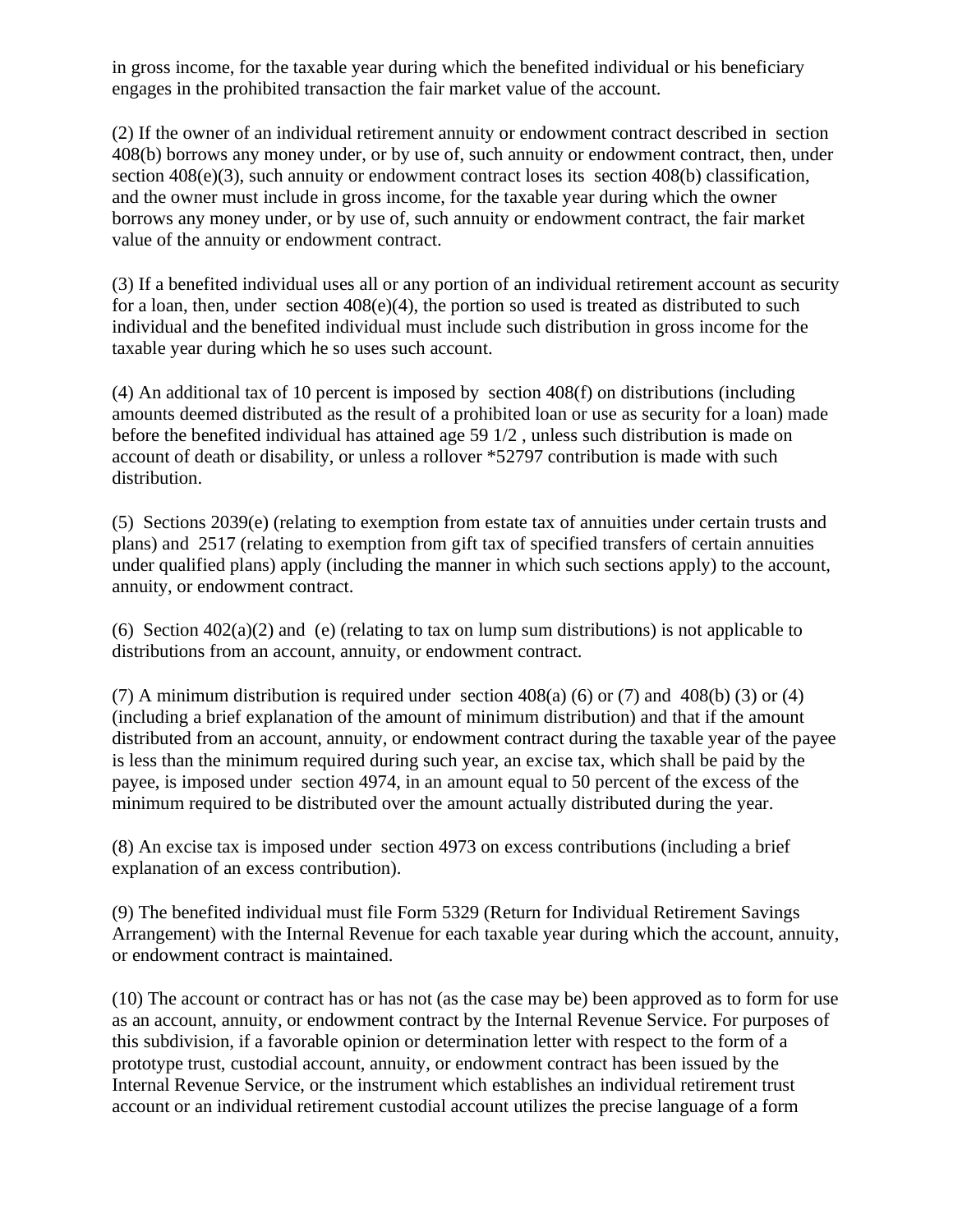in gross income, for the taxable year during which the benefited individual or his beneficiary engages in the prohibited transaction the fair market value of the account.

(2) If the owner of an individual retirement annuity or endowment contract described in section 408(b) borrows any money under, or by use of, such annuity or endowment contract, then, under section 408(e)(3), such annuity or endowment contract loses its section 408(b) classification, and the owner must include in gross income, for the taxable year during which the owner borrows any money under, or by use of, such annuity or endowment contract, the fair market value of the annuity or endowment contract.

(3) If a benefited individual uses all or any portion of an individual retirement account as security for a loan, then, under section 408(e)(4), the portion so used is treated as distributed to such individual and the benefited individual must include such distribution in gross income for the taxable year during which he so uses such account.

(4) An additional tax of 10 percent is imposed by section 408(f) on distributions (including amounts deemed distributed as the result of a prohibited loan or use as security for a loan) made before the benefited individual has attained age 59 1/2 , unless such distribution is made on account of death or disability, or unless a rollover *52797 contribution is made with such distribution.

(5) Sections 2039(e) (relating to exemption from estate tax of annuities under certain trusts and plans) and 2517 (relating to exemption from gift tax of specified transfers of certain annuities under qualified plans) apply (including the manner in which such sections apply) to the account, annuity, or endowment contract.

(6) Section 402(a)(2) and (e) (relating to tax on lump sum distributions) is not applicable to distributions from an account, annuity, or endowment contract.

(7) A minimum distribution is required under section 408(a) (6) or (7) and 408(b) (3) or (4) (including a brief explanation of the amount of minimum distribution) and that if the amount distributed from an account, annuity, or endowment contract during the taxable year of the payee is less than the minimum required during such year, an excise tax, which shall be paid by the payee, is imposed under section 4974, in an amount equal to 50 percent of the excess of the minimum required to be distributed over the amount actually distributed during the year.

(8) An excise tax is imposed under section 4973 on excess contributions (including a brief explanation of an excess contribution).

(9) The benefited individual must file Form 5329 (Return for Individual Retirement Savings Arrangement) with the Internal Revenue for each taxable year during which the account, annuity, or endowment contract is maintained.

(10) The account or contract has or has not (as the case may be) been approved as to form for use as an account, annuity, or endowment contract by the Internal Revenue Service. For purposes of this subdivision, if a favorable opinion or determination letter with respect to the form of a prototype trust, custodial account, annuity, or endowment contract has been issued by the Internal Revenue Service, or the instrument which establishes an individual retirement trust account or an individual retirement custodial account utilizes the precise language of a form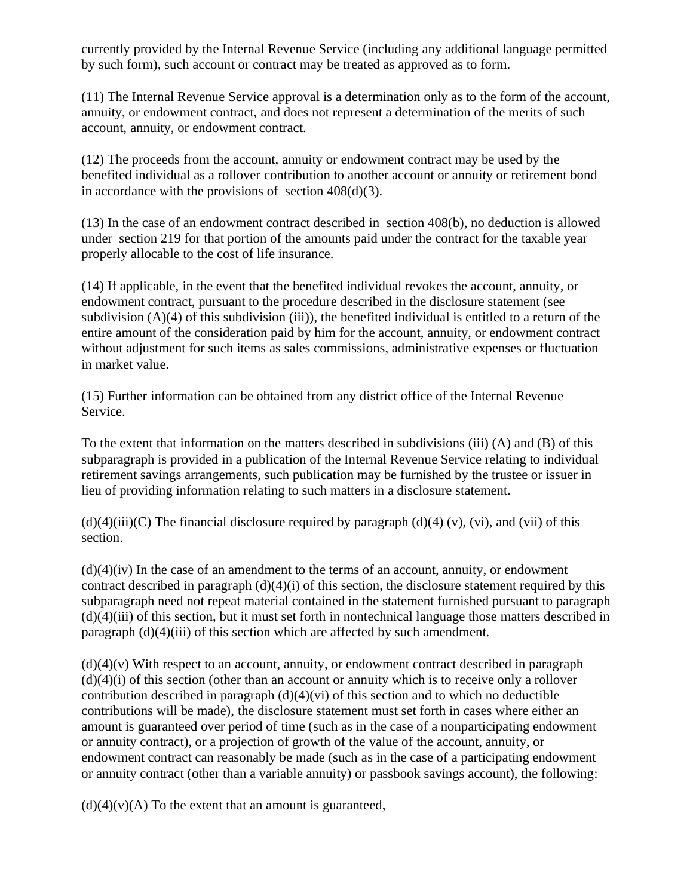currently provided by the Internal Revenue Service (including any additional language permitted by such form), such account or contract may be treated as approved as to form.

(11) The Internal Revenue Service approval is a determination only as to the form of the account, annuity, or endowment contract, and does not represent a determination of the merits of such account, annuity, or endowment contract.

(12) The proceeds from the account, annuity or endowment contract may be used by the benefited individual as a rollover contribution to another account or annuity or retirement bond in accordance with the provisions of section 408(d)(3).

(13) In the case of an endowment contract described in section 408(b), no deduction is allowed under section 219 for that portion of the amounts paid under the contract for the taxable year properly allocable to the cost of life insurance.

(14) If applicable, in the event that the benefited individual revokes the account, annuity, or endowment contract, pursuant to the procedure described in the disclosure statement (see subdivision (A)(4) of this subdivision (iii)), the benefited individual is entitled to a return of the entire amount of the consideration paid by him for the account, annuity, or endowment contract without adjustment for such items as sales commissions, administrative expenses or fluctuation in market value.

(15) Further information can be obtained from any district office of the Internal Revenue Service.

To the extent that information on the matters described in subdivisions (iii) (A) and (B) of this subparagraph is provided in a publication of the Internal Revenue Service relating to individual retirement savings arrangements, such publication may be furnished by the trustee or issuer in lieu of providing information relating to such matters in a disclosure statement.

(d)(4)(iii)(C) The financial disclosure required by paragraph (d)(4) (v), (vi), and (vii) of this section.

(d)(4)(iv) In the case of an amendment to the terms of an account, annuity, or endowment contract described in paragraph (d)(4)(i) of this section, the disclosure statement required by this subparagraph need not repeat material contained in the statement furnished pursuant to paragraph (d)(4)(iii) of this section, but it must set forth in nontechnical language those matters described in paragraph (d)(4)(iii) of this section which are affected by such amendment.

(d)(4)(v) With respect to an account, annuity, or endowment contract described in paragraph (d)(4)(i) of this section (other than an account or annuity which is to receive only a rollover contribution described in paragraph (d)(4)(vi) of this section and to which no deductible contributions will be made), the disclosure statement must set forth in cases where either an amount is guaranteed over period of time (such as in the case of a nonparticipating endowment or annuity contract), or a projection of growth of the value of the account, annuity, or endowment contract can reasonably be made (such as in the case of a participating endowment or annuity contract (other than a variable annuity) or passbook savings account), the following:

(d)(4)(v)(A) To the extent that an amount is guaranteed,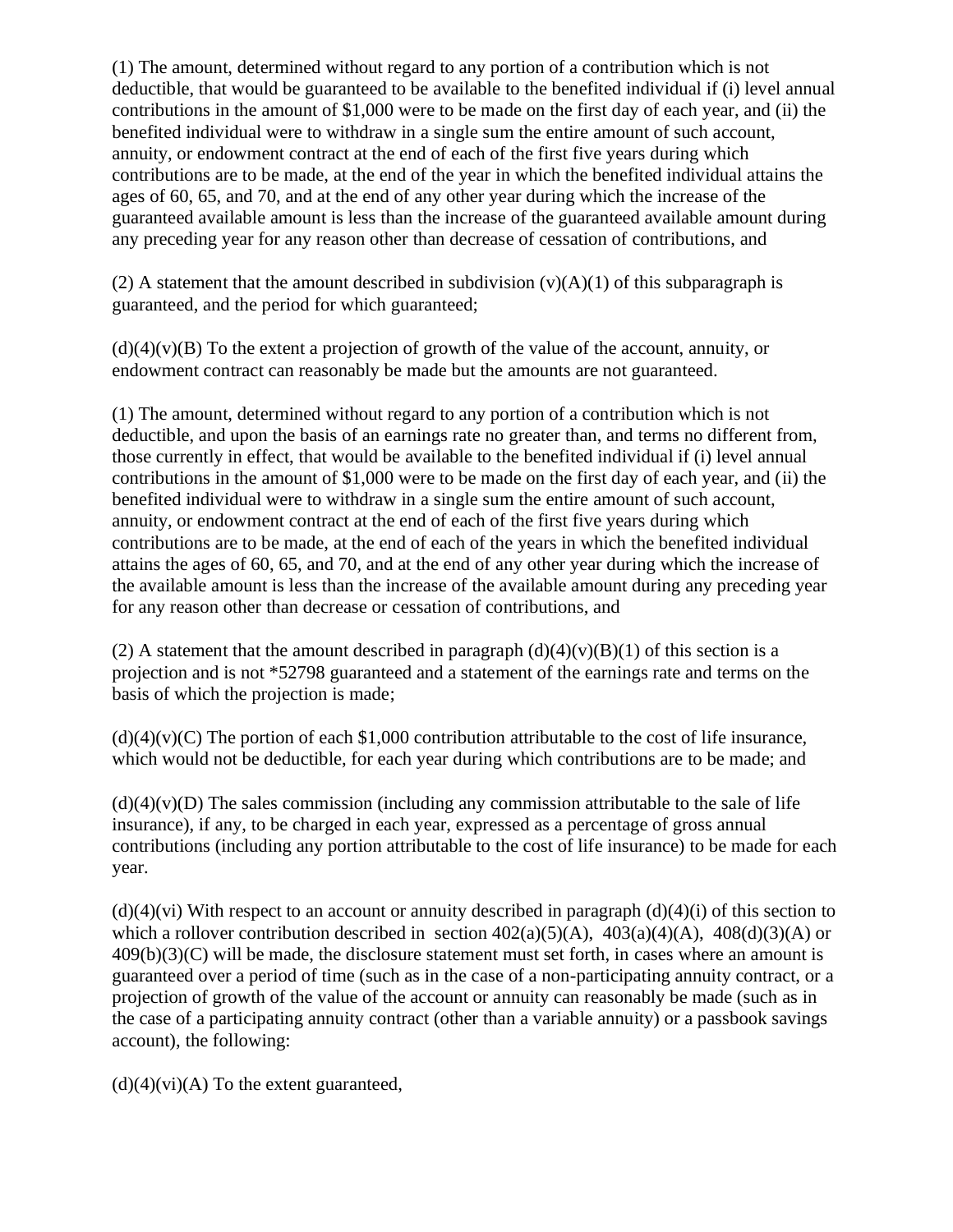(1) The amount, determined without regard to any portion of a contribution which is not deductible, that would be guaranteed to be available to the benefited individual if (i) level annual contributions in the amount of $1,000 were to be made on the first day of each year, and (ii) the benefited individual were to withdraw in a single sum the entire amount of such account, annuity, or endowment contract at the end of each of the first five years during which contributions are to be made, at the end of the year in which the benefited individual attains the ages of 60, 65, and 70, and at the end of any other year during which the increase of the guaranteed available amount is less than the increase of the guaranteed available amount during any preceding year for any reason other than decrease of cessation of contributions, and

(2) A statement that the amount described in subdivision (v)(A)(1) of this subparagraph is guaranteed, and the period for which guaranteed;

(d)(4)(v)(B) To the extent a projection of growth of the value of the account, annuity, or endowment contract can reasonably be made but the amounts are not guaranteed.

(1) The amount, determined without regard to any portion of a contribution which is not deductible, and upon the basis of an earnings rate no greater than, and terms no different from, those currently in effect, that would be available to the benefited individual if (i) level annual contributions in the amount of $1,000 were to be made on the first day of each year, and (ii) the benefited individual were to withdraw in a single sum the entire amount of such account, annuity, or endowment contract at the end of each of the first five years during which contributions are to be made, at the end of each of the years in which the benefited individual attains the ages of 60, 65, and 70, and at the end of any other year during which the increase of the available amount is less than the increase of the available amount during any preceding year for any reason other than decrease or cessation of contributions, and

(2) A statement that the amount described in paragraph (d)(4)(v)(B)(1) of this section is a projection and is not *52798 guaranteed and a statement of the earnings rate and terms on the basis of which the projection is made;

(d)(4)(v)(C) The portion of each $1,000 contribution attributable to the cost of life insurance, which would not be deductible, for each year during which contributions are to be made; and

(d)(4)(v)(D) The sales commission (including any commission attributable to the sale of life insurance), if any, to be charged in each year, expressed as a percentage of gross annual contributions (including any portion attributable to the cost of life insurance) to be made for each year.

(d)(4)(vi) With respect to an account or annuity described in paragraph (d)(4)(i) of this section to which a rollover contribution described in section 402(a)(5)(A), 403(a)(4)(A), 408(d)(3)(A) or 409(b)(3)(C) will be made, the disclosure statement must set forth, in cases where an amount is guaranteed over a period of time (such as in the case of a non-participating annuity contract, or a projection of growth of the value of the account or annuity can reasonably be made (such as in the case of a participating annuity contract (other than a variable annuity) or a passbook savings account), the following:

(d)(4)(vi)(A) To the extent guaranteed,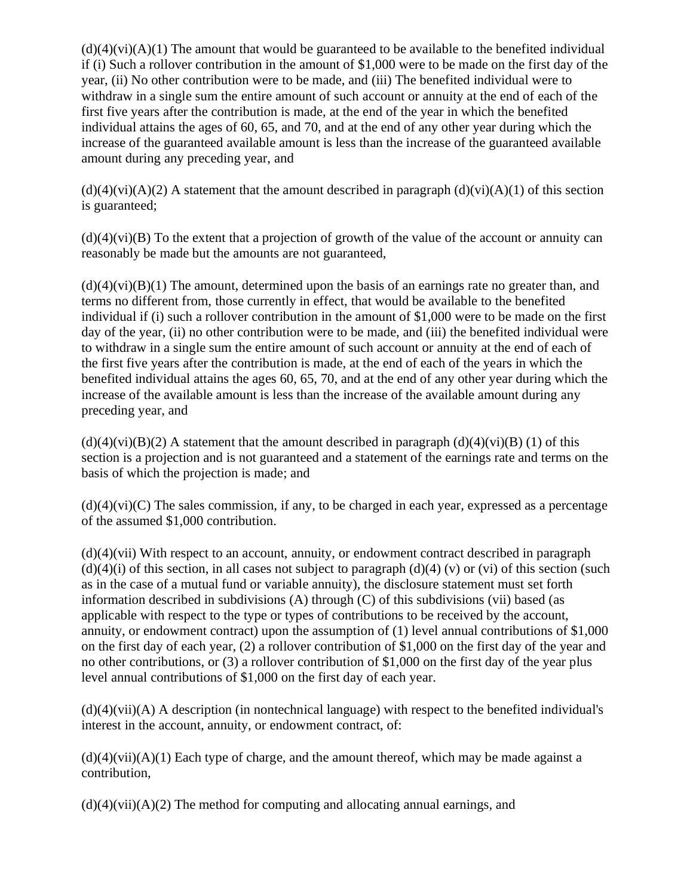(d)(4)(vi)(A)(1) The amount that would be guaranteed to be available to the benefited individual if (i) Such a rollover contribution in the amount of $1,000 were to be made on the first day of the year, (ii) No other contribution were to be made, and (iii) The benefited individual were to withdraw in a single sum the entire amount of such account or annuity at the end of each of the first five years after the contribution is made, at the end of the year in which the benefited individual attains the ages of 60, 65, and 70, and at the end of any other year during which the increase of the guaranteed available amount is less than the increase of the guaranteed available amount during any preceding year, and

(d)(4)(vi)(A)(2) A statement that the amount described in paragraph (d)(vi)(A)(1) of this section is guaranteed;

(d)(4)(vi)(B) To the extent that a projection of growth of the value of the account or annuity can reasonably be made but the amounts are not guaranteed,

(d)(4)(vi)(B)(1) The amount, determined upon the basis of an earnings rate no greater than, and terms no different from, those currently in effect, that would be available to the benefited individual if (i) such a rollover contribution in the amount of $1,000 were to be made on the first day of the year, (ii) no other contribution were to be made, and (iii) the benefited individual were to withdraw in a single sum the entire amount of such account or annuity at the end of each of the first five years after the contribution is made, at the end of each of the years in which the benefited individual attains the ages 60, 65, 70, and at the end of any other year during which the increase of the available amount is less than the increase of the available amount during any preceding year, and

(d)(4)(vi)(B)(2) A statement that the amount described in paragraph (d)(4)(vi)(B) (1) of this section is a projection and is not guaranteed and a statement of the earnings rate and terms on the basis of which the projection is made; and

(d)(4)(vi)(C) The sales commission, if any, to be charged in each year, expressed as a percentage of the assumed $1,000 contribution.

(d)(4)(vii) With respect to an account, annuity, or endowment contract described in paragraph (d)(4)(i) of this section, in all cases not subject to paragraph (d)(4) (v) or (vi) of this section (such as in the case of a mutual fund or variable annuity), the disclosure statement must set forth information described in subdivisions (A) through (C) of this subdivisions (vii) based (as applicable with respect to the type or types of contributions to be received by the account, annuity, or endowment contract) upon the assumption of (1) level annual contributions of $1,000 on the first day of each year, (2) a rollover contribution of $1,000 on the first day of the year and no other contributions, or (3) a rollover contribution of $1,000 on the first day of the year plus level annual contributions of $1,000 on the first day of each year.

(d)(4)(vii)(A) A description (in nontechnical language) with respect to the benefited individual's interest in the account, annuity, or endowment contract, of:

(d)(4)(vii)(A)(1) Each type of charge, and the amount thereof, which may be made against a contribution,

(d)(4)(vii)(A)(2) The method for computing and allocating annual earnings, and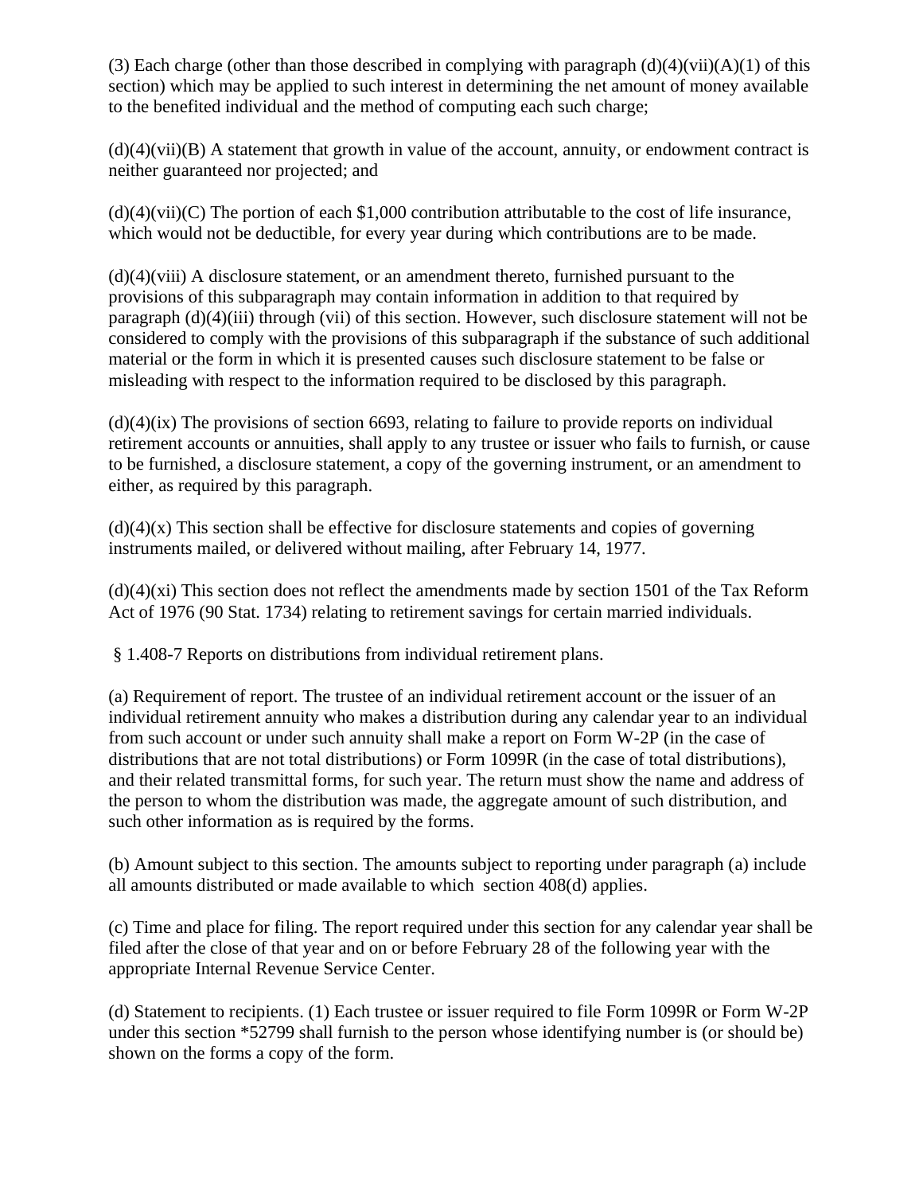(3) Each charge (other than those described in complying with paragraph (d)(4)(vii)(A)(1) of this section) which may be applied to such interest in determining the net amount of money available to the benefited individual and the method of computing each such charge;

(d)(4)(vii)(B) A statement that growth in value of the account, annuity, or endowment contract is neither guaranteed nor projected; and

(d)(4)(vii)(C) The portion of each $1,000 contribution attributable to the cost of life insurance, which would not be deductible, for every year during which contributions are to be made.

(d)(4)(viii) A disclosure statement, or an amendment thereto, furnished pursuant to the provisions of this subparagraph may contain information in addition to that required by paragraph (d)(4)(iii) through (vii) of this section. However, such disclosure statement will not be considered to comply with the provisions of this subparagraph if the substance of such additional material or the form in which it is presented causes such disclosure statement to be false or misleading with respect to the information required to be disclosed by this paragraph.

(d)(4)(ix) The provisions of section 6693, relating to failure to provide reports on individual retirement accounts or annuities, shall apply to any trustee or issuer who fails to furnish, or cause to be furnished, a disclosure statement, a copy of the governing instrument, or an amendment to either, as required by this paragraph.

(d)(4)(x) This section shall be effective for disclosure statements and copies of governing instruments mailed, or delivered without mailing, after February 14, 1977.

(d)(4)(xi) This section does not reflect the amendments made by section 1501 of the Tax Reform Act of 1976 (90 Stat. 1734) relating to retirement savings for certain married individuals.

§ 1.408-7 Reports on distributions from individual retirement plans.

(a) Requirement of report. The trustee of an individual retirement account or the issuer of an individual retirement annuity who makes a distribution during any calendar year to an individual from such account or under such annuity shall make a report on Form W-2P (in the case of distributions that are not total distributions) or Form 1099R (in the case of total distributions), and their related transmittal forms, for such year. The return must show the name and address of the person to whom the distribution was made, the aggregate amount of such distribution, and such other information as is required by the forms.

(b) Amount subject to this section. The amounts subject to reporting under paragraph (a) include all amounts distributed or made available to which section 408(d) applies.

(c) Time and place for filing. The report required under this section for any calendar year shall be filed after the close of that year and on or before February 28 of the following year with the appropriate Internal Revenue Service Center.

(d) Statement to recipients. (1) Each trustee or issuer required to file Form 1099R or Form W-2P under this section *52799 shall furnish to the person whose identifying number is (or should be) shown on the forms a copy of the form.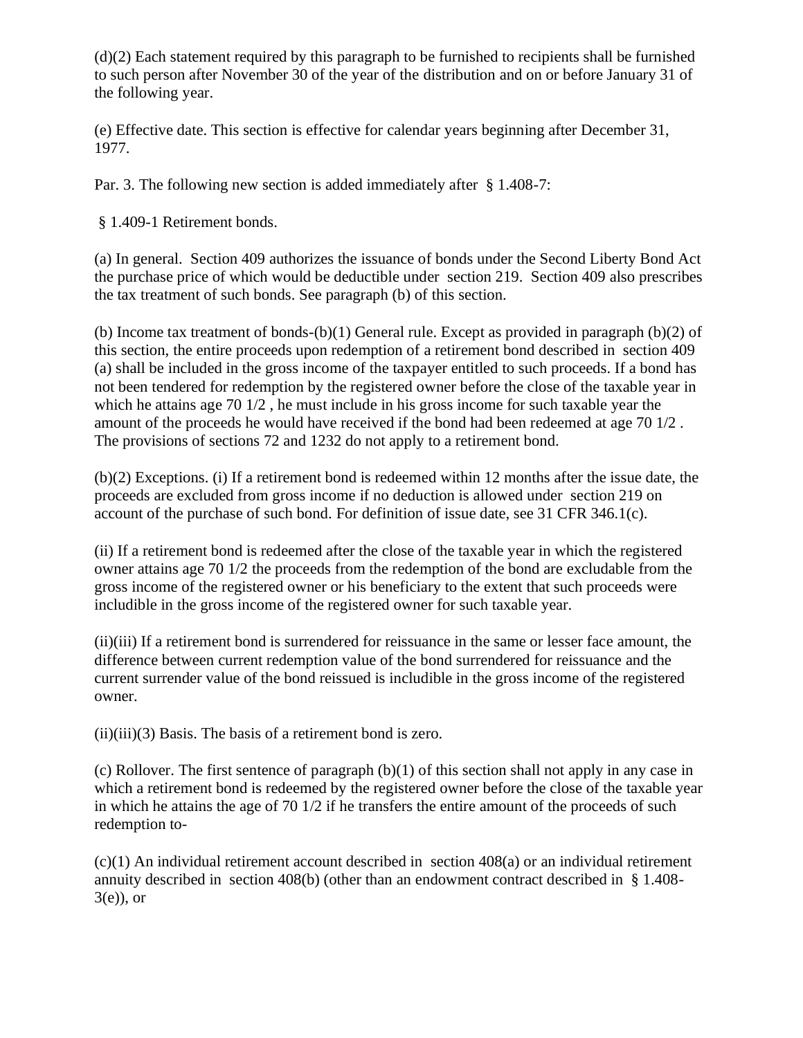(d)(2) Each statement required by this paragraph to be furnished to recipients shall be furnished to such person after November 30 of the year of the distribution and on or before January 31 of the following year.

(e) Effective date. This section is effective for calendar years beginning after December 31, 1977.

Par. 3. The following new section is added immediately after § 1.408-7:

§ 1.409-1 Retirement bonds.

(a) In general. Section 409 authorizes the issuance of bonds under the Second Liberty Bond Act the purchase price of which would be deductible under section 219. Section 409 also prescribes the tax treatment of such bonds. See paragraph (b) of this section.

(b) Income tax treatment of bonds-(b)(1) General rule. Except as provided in paragraph (b)(2) of this section, the entire proceeds upon redemption of a retirement bond described in section 409 (a) shall be included in the gross income of the taxpayer entitled to such proceeds. If a bond has not been tendered for redemption by the registered owner before the close of the taxable year in which he attains age 70 1/2 , he must include in his gross income for such taxable year the amount of the proceeds he would have received if the bond had been redeemed at age 70 1/2 . The provisions of sections 72 and 1232 do not apply to a retirement bond.

(b)(2) Exceptions. (i) If a retirement bond is redeemed within 12 months after the issue date, the proceeds are excluded from gross income if no deduction is allowed under section 219 on account of the purchase of such bond. For definition of issue date, see 31 CFR 346.1(c).

(ii) If a retirement bond is redeemed after the close of the taxable year in which the registered owner attains age 70 1/2 the proceeds from the redemption of the bond are excludable from the gross income of the registered owner or his beneficiary to the extent that such proceeds were includible in the gross income of the registered owner for such taxable year.

(ii)(iii) If a retirement bond is surrendered for reissuance in the same or lesser face amount, the difference between current redemption value of the bond surrendered for reissuance and the current surrender value of the bond reissued is includible in the gross income of the registered owner.

(ii)(iii)(3) Basis. The basis of a retirement bond is zero.

(c) Rollover. The first sentence of paragraph (b)(1) of this section shall not apply in any case in which a retirement bond is redeemed by the registered owner before the close of the taxable year in which he attains the age of 70 1/2 if he transfers the entire amount of the proceeds of such redemption to-

(c)(1) An individual retirement account described in section 408(a) or an individual retirement annuity described in section 408(b) (other than an endowment contract described in § 1.408-3(e)), or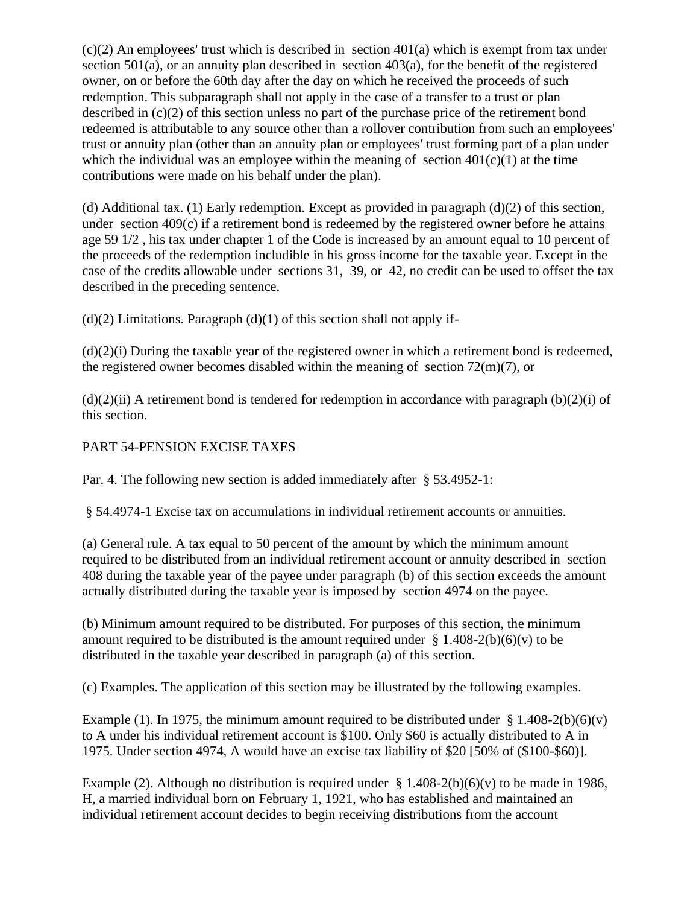(c)(2) An employees' trust which is described in section 401(a) which is exempt from tax under section 501(a), or an annuity plan described in section 403(a), for the benefit of the registered owner, on or before the 60th day after the day on which he received the proceeds of such redemption. This subparagraph shall not apply in the case of a transfer to a trust or plan described in (c)(2) of this section unless no part of the purchase price of the retirement bond redeemed is attributable to any source other than a rollover contribution from such an employees' trust or annuity plan (other than an annuity plan or employees' trust forming part of a plan under which the individual was an employee within the meaning of section 401(c)(1) at the time contributions were made on his behalf under the plan).

(d) Additional tax. (1) Early redemption. Except as provided in paragraph (d)(2) of this section, under section 409(c) if a retirement bond is redeemed by the registered owner before he attains age 59 1/2 , his tax under chapter 1 of the Code is increased by an amount equal to 10 percent of the proceeds of the redemption includible in his gross income for the taxable year. Except in the case of the credits allowable under sections 31, 39, or 42, no credit can be used to offset the tax described in the preceding sentence.

(d)(2) Limitations. Paragraph (d)(1) of this section shall not apply if-

(d)(2)(i) During the taxable year of the registered owner in which a retirement bond is redeemed, the registered owner becomes disabled within the meaning of section 72(m)(7), or

(d)(2)(ii) A retirement bond is tendered for redemption in accordance with paragraph (b)(2)(i) of this section.

PART 54-PENSION EXCISE TAXES

Par. 4. The following new section is added immediately after § 53.4952-1:

§ 54.4974-1 Excise tax on accumulations in individual retirement accounts or annuities.

(a) General rule. A tax equal to 50 percent of the amount by which the minimum amount required to be distributed from an individual retirement account or annuity described in section 408 during the taxable year of the payee under paragraph (b) of this section exceeds the amount actually distributed during the taxable year is imposed by section 4974 on the payee.

(b) Minimum amount required to be distributed. For purposes of this section, the minimum amount required to be distributed is the amount required under § 1.408-2(b)(6)(v) to be distributed in the taxable year described in paragraph (a) of this section.

(c) Examples. The application of this section may be illustrated by the following examples.

Example (1). In 1975, the minimum amount required to be distributed under § 1.408-2(b)(6)(v) to A under his individual retirement account is $100. Only $60 is actually distributed to A in 1975. Under section 4974, A would have an excise tax liability of $20 [50% of ($100-$60)].

Example (2). Although no distribution is required under § 1.408-2(b)(6)(v) to be made in 1986, H, a married individual born on February 1, 1921, who has established and maintained an individual retirement account decides to begin receiving distributions from the account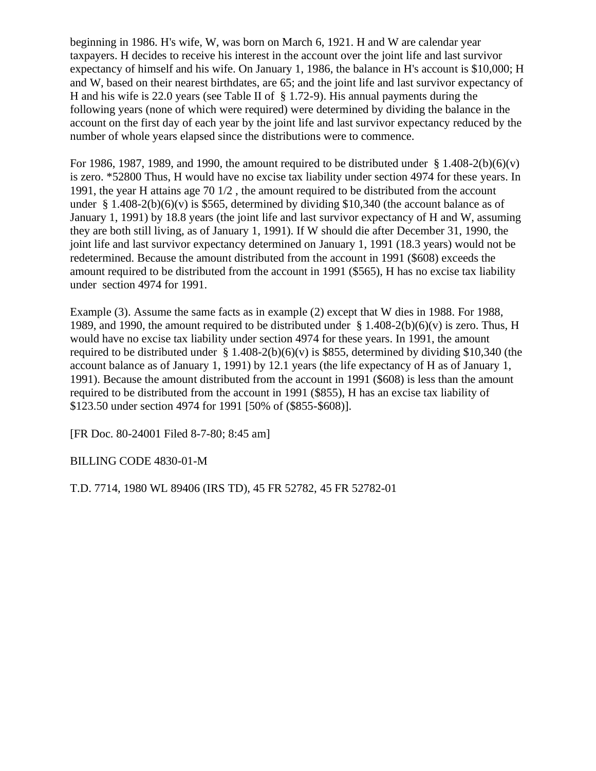beginning in 1986. H's wife, W, was born on March 6, 1921. H and W are calendar year taxpayers. H decides to receive his interest in the account over the joint life and last survivor expectancy of himself and his wife. On January 1, 1986, the balance in H's account is $10,000; H and W, based on their nearest birthdates, are 65; and the joint life and last survivor expectancy of H and his wife is 22.0 years (see Table II of § 1.72-9). His annual payments during the following years (none of which were required) were determined by dividing the balance in the account on the first day of each year by the joint life and last survivor expectancy reduced by the number of whole years elapsed since the distributions were to commence.

For 1986, 1987, 1989, and 1990, the amount required to be distributed under § 1.408-2(b)(6)(v) is zero. *52800 Thus, H would have no excise tax liability under section 4974 for these years. In 1991, the year H attains age 70 1/2 , the amount required to be distributed from the account under § 1.408-2(b)(6)(v) is $565, determined by dividing $10,340 (the account balance as of January 1, 1991) by 18.8 years (the joint life and last survivor expectancy of H and W, assuming they are both still living, as of January 1, 1991). If W should die after December 31, 1990, the joint life and last survivor expectancy determined on January 1, 1991 (18.3 years) would not be redetermined. Because the amount distributed from the account in 1991 ($608) exceeds the amount required to be distributed from the account in 1991 ($565), H has no excise tax liability under section 4974 for 1991.

Example (3). Assume the same facts as in example (2) except that W dies in 1988. For 1988, 1989, and 1990, the amount required to be distributed under § 1.408-2(b)(6)(v) is zero. Thus, H would have no excise tax liability under section 4974 for these years. In 1991, the amount required to be distributed under § 1.408-2(b)(6)(v) is $855, determined by dividing $10,340 (the account balance as of January 1, 1991) by 12.1 years (the life expectancy of H as of January 1, 1991). Because the amount distributed from the account in 1991 ($608) is less than the amount required to be distributed from the account in 1991 ($855), H has an excise tax liability of $123.50 under section 4974 for 1991 [50% of ($855-$608)].

[FR Doc. 80-24001 Filed 8-7-80; 8:45 am]

BILLING CODE 4830-01-M

T.D. 7714, 1980 WL 89406 (IRS TD), 45 FR 52782, 45 FR 52782-01